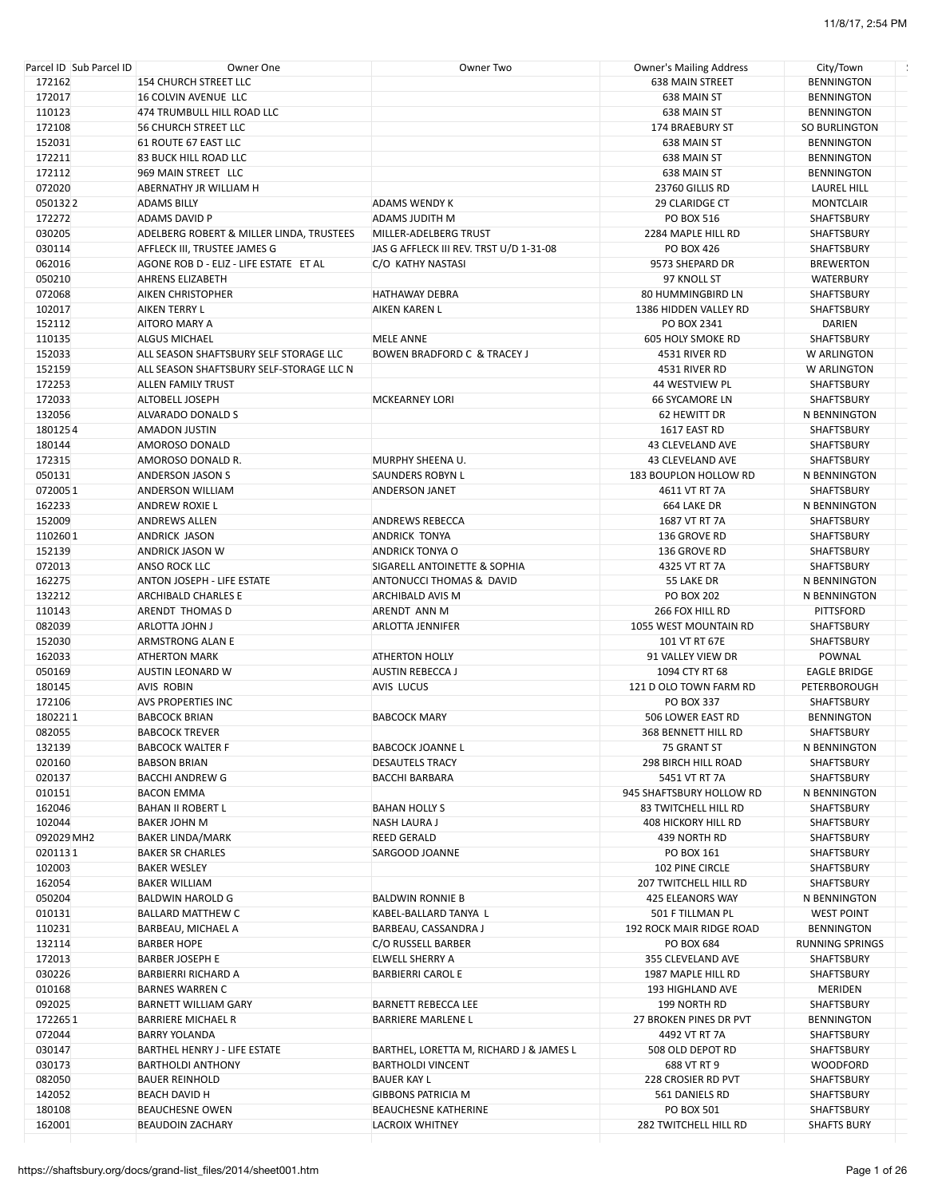| Parcel ID | Sub Parcel ID | Owner One | Owner Two | Owner's Mailing Address | City/Town |
|---|---|---|---|---|---|
| 172162 | | 154 CHURCH STREET LLC | | 638 MAIN STREET | BENNINGTON |
| 172017 | | 16 COLVIN AVENUE LLC | | 638 MAIN ST | BENNINGTON |
| 110123 | | 474 TRUMBULL HILL ROAD LLC | | 638 MAIN ST | BENNINGTON |
| 172108 | | 56 CHURCH STREET LLC | | 174 BRAEBURY ST | SO BURLINGTON |
| 152031 | | 61 ROUTE 67 EAST LLC | | 638 MAIN ST | BENNINGTON |
| 172211 | | 83 BUCK HILL ROAD LLC | | 638 MAIN ST | BENNINGTON |
| 172112 | | 969 MAIN STREET LLC | | 638 MAIN ST | BENNINGTON |
| 072020 | | ABERNATHY JR WILLIAM H | | 23760 GILLIS RD | LAUREL HILL |
| 050132 | 2 | ADAMS BILLY | ADAMS WENDY K | 29 CLARIDGE CT | MONTCLAIR |
| 172272 | | ADAMS DAVID P | ADAMS JUDITH M | PO BOX 516 | SHAFTSBURY |
| 030205 | | ADELBERG ROBERT & MILLER LINDA, TRUSTEES | MILLER-ADELBERG TRUST | 2284 MAPLE HILL RD | SHAFTSBURY |
| 030114 | | AFFLECK III, TRUSTEE JAMES G | JAS G AFFLECK III REV. TRST U/D 1-31-08 | PO BOX 426 | SHAFTSBURY |
| 062016 | | AGONE ROB D - ELIZ - LIFE ESTATE ET AL | C/O KATHY NASTASI | 9573 SHEPARD DR | BREWERTON |
| 050210 | | AHRENS ELIZABETH | | 97 KNOLL ST | WATERBURY |
| 072068 | | AIKEN CHRISTOPHER | HATHAWAY DEBRA | 80 HUMMINGBIRD LN | SHAFTSBURY |
| 102017 | | AIKEN TERRY L | AIKEN KAREN L | 1386 HIDDEN VALLEY RD | SHAFTSBURY |
| 152112 | | AITORO MARY A | | PO BOX 2341 | DARIEN |
| 110135 | | ALGUS MICHAEL | MELE ANNE | 605 HOLY SMOKE RD | SHAFTSBURY |
| 152033 | | ALL SEASON SHAFTSBURY SELF STORAGE LLC | BOWEN BRADFORD C & TRACEY J | 4531 RIVER RD | W ARLINGTON |
| 152159 | | ALL SEASON SHAFTSBURY SELF-STORAGE LLC N | | 4531 RIVER RD | W ARLINGTON |
| 172253 | | ALLEN FAMILY TRUST | | 44 WESTVIEW PL | SHAFTSBURY |
| 172033 | | ALTOBELL JOSEPH | MCKEARNEY LORI | 66 SYCAMORE LN | SHAFTSBURY |
| 132056 | | ALVARADO DONALD S | | 62 HEWITT DR | N BENNINGTON |
| 180125 | 4 | AMADON JUSTIN | | 1617 EAST RD | SHAFTSBURY |
| 180144 | | AMOROSO DONALD | | 43 CLEVELAND AVE | SHAFTSBURY |
| 172315 | | AMOROSO DONALD R. | MURPHY SHEENA U. | 43 CLEVELAND AVE | SHAFTSBURY |
| 050131 | | ANDERSON JASON S | SAUNDERS ROBYN L | 183 BOUPLON HOLLOW RD | N BENNINGTON |
| 072005 | 1 | ANDERSON WILLIAM | ANDERSON JANET | 4611 VT RT 7A | SHAFTSBURY |
| 162233 | | ANDREW ROXIE L | | 664 LAKE DR | N BENNINGTON |
| 152009 | | ANDREWS ALLEN | ANDREWS REBECCA | 1687 VT RT 7A | SHAFTSBURY |
| 110260 | 1 | ANDRICK JASON | ANDRICK TONYA | 136 GROVE RD | SHAFTSBURY |
| 152139 | | ANDRICK JASON W | ANDRICK TONYA O | 136 GROVE RD | SHAFTSBURY |
| 072013 | | ANSO ROCK LLC | SIGARELL ANTOINETTE & SOPHIA | 4325 VT RT 7A | SHAFTSBURY |
| 162275 | | ANTON JOSEPH - LIFE ESTATE | ANTONUCCI THOMAS & DAVID | 55 LAKE DR | N BENNINGTON |
| 132212 | | ARCHIBALD CHARLES E | ARCHIBALD AVIS M | PO BOX 202 | N BENNINGTON |
| 110143 | | ARENDT THOMAS D | ARENDT ANN M | 266 FOX HILL RD | PITTSFORD |
| 082039 | | ARLOTTA JOHN J | ARLOTTA JENNIFER | 1055 WEST MOUNTAIN RD | SHAFTSBURY |
| 152030 | | ARMSTRONG ALAN E | | 101 VT RT 67E | SHAFTSBURY |
| 162033 | | ATHERTON MARK | ATHERTON HOLLY | 91 VALLEY VIEW DR | POWNAL |
| 050169 | | AUSTIN LEONARD W | AUSTIN REBECCA J | 1094 CTY RT 68 | EAGLE BRIDGE |
| 180145 | | AVIS ROBIN | AVIS LUCUS | 121 D OLO TOWN FARM RD | PETERBOROUGH |
| 172106 | | AVS PROPERTIES INC | | PO BOX 337 | SHAFTSBURY |
| 180221 | 1 | BABCOCK BRIAN | BABCOCK MARY | 506 LOWER EAST RD | BENNINGTON |
| 082055 | | BABCOCK TREVER | | 368 BENNETT HILL RD | SHAFTSBURY |
| 132139 | | BABCOCK WALTER F | BABCOCK JOANNE L | 75 GRANT ST | N BENNINGTON |
| 020160 | | BABSON BRIAN | DESAUTELS TRACY | 298 BIRCH HILL ROAD | SHAFTSBURY |
| 020137 | | BACCHI ANDREW G | BACCHI BARBARA | 5451 VT RT 7A | SHAFTSBURY |
| 010151 | | BACON EMMA | | 945 SHAFTSBURY HOLLOW RD | N BENNINGTON |
| 162046 | | BAHAN II ROBERT L | BAHAN HOLLY S | 83 TWITCHELL HILL RD | SHAFTSBURY |
| 102044 | | BAKER JOHN M | NASH LAURA J | 408 HICKORY HILL RD | SHAFTSBURY |
| 092029 | MH2 | BAKER LINDA/MARK | REED GERALD | 439 NORTH RD | SHAFTSBURY |
| 020113 | 1 | BAKER SR CHARLES | SARGOOD JOANNE | PO BOX 161 | SHAFTSBURY |
| 102003 | | BAKER WESLEY | | 102 PINE CIRCLE | SHAFTSBURY |
| 162054 | | BAKER WILLIAM | | 207 TWITCHELL HILL RD | SHAFTSBURY |
| 050204 | | BALDWIN HAROLD G | BALDWIN RONNIE B | 425 ELEANORS WAY | N BENNINGTON |
| 010131 | | BALLARD MATTHEW C | KABEL-BALLARD TANYA L | 501 F TILLMAN PL | WEST POINT |
| 110231 | | BARBEAU, MICHAEL A | BARBEAU, CASSANDRA J | 192 ROCK MAIR RIDGE ROAD | BENNINGTON |
| 132114 | | BARBER HOPE | C/O RUSSELL BARBER | PO BOX 684 | RUNNING SPRINGS |
| 172013 | | BARBER JOSEPH E | ELWELL SHERRY A | 355 CLEVELAND AVE | SHAFTSBURY |
| 030226 | | BARBIERRI RICHARD A | BARBIERRI CAROL E | 1987 MAPLE HILL RD | SHAFTSBURY |
| 010168 | | BARNES WARREN C | | 193 HIGHLAND AVE | MERIDEN |
| 092025 | | BARNETT WILLIAM GARY | BARNETT REBECCA LEE | 199 NORTH RD | SHAFTSBURY |
| 172265 | 1 | BARRIERE MICHAEL R | BARRIERE MARLENE L | 27 BROKEN PINES DR PVT | BENNINGTON |
| 072044 | | BARRY YOLANDA | | 4492 VT RT 7A | SHAFTSBURY |
| 030147 | | BARTHEL HENRY J - LIFE ESTATE | BARTHEL, LORETTA M, RICHARD J & JAMES L | 508 OLD DEPOT RD | SHAFTSBURY |
| 030173 | | BARTHOLDI ANTHONY | BARTHOLDI VINCENT | 688 VT RT 9 | WOODFORD |
| 082050 | | BAUER REINHOLD | BAUER KAY L | 228 CROSIER RD PVT | SHAFTSBURY |
| 142052 | | BEACH DAVID H | GIBBONS PATRICIA M | 561 DANIELS RD | SHAFTSBURY |
| 180108 | | BEAUCHESNE OWEN | BEAUCHESNE KATHERINE | PO BOX 501 | SHAFTSBURY |
| 162001 | | BEAUDOIN ZACHARY | LACROIX WHITNEY | 282 TWITCHELL HILL RD | SHAFTS BURY |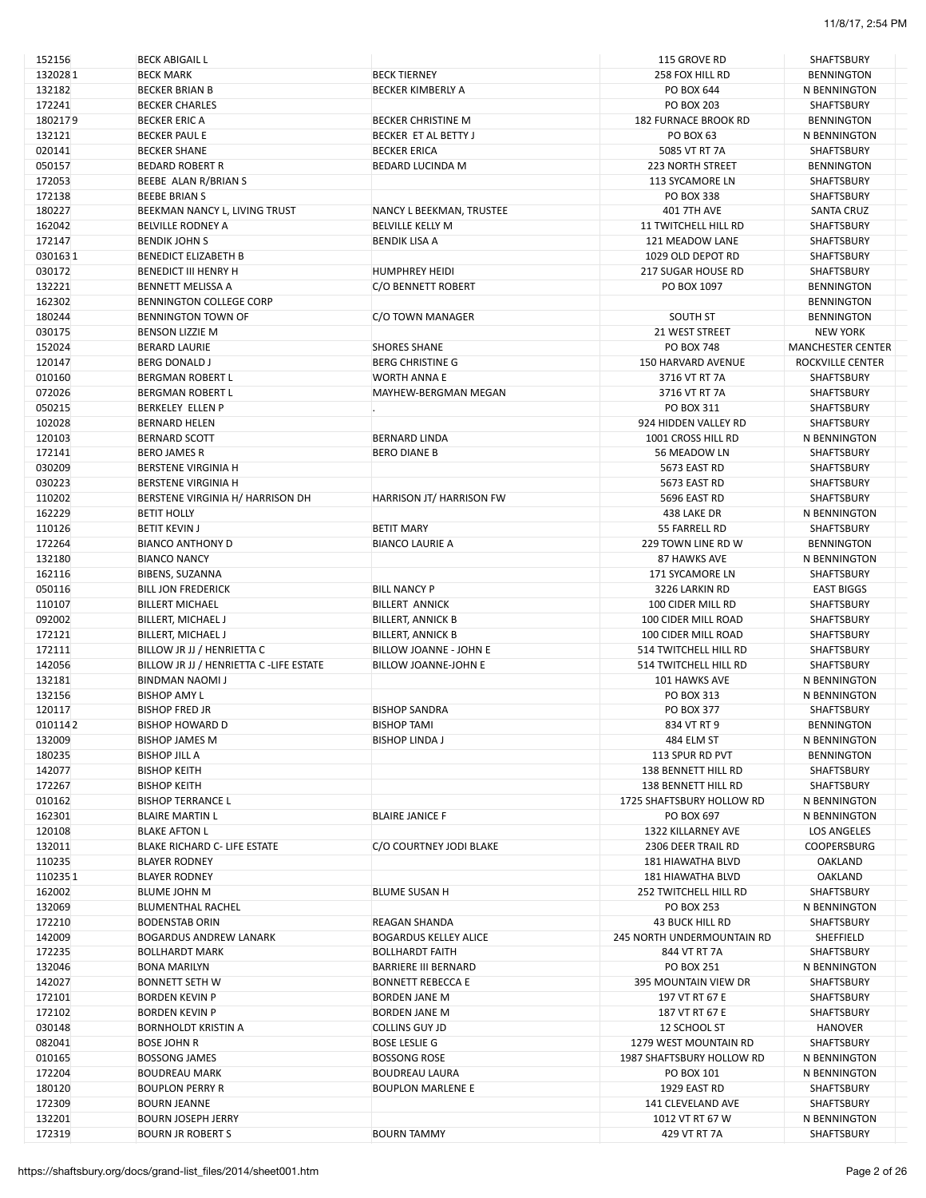| | | | | |
|---|---|---|---|---|
| 152156 | BECK ABIGAIL L | | 115 GROVE RD | SHAFTSBURY |
| 1320281 | BECK MARK | BECK TIERNEY | 258 FOX HILL RD | BENNINGTON |
| 132182 | BECKER BRIAN B | BECKER KIMBERLY A | PO BOX 644 | N BENNINGTON |
| 172241 | BECKER CHARLES | | PO BOX 203 | SHAFTSBURY |
| 1802179 | BECKER ERIC A | BECKER CHRISTINE M | 182 FURNACE BROOK RD | BENNINGTON |
| 132121 | BECKER PAUL E | BECKER ET AL BETTY J | PO BOX 63 | N BENNINGTON |
| 020141 | BECKER SHANE | BECKER ERICA | 5085 VT RT 7A | SHAFTSBURY |
| 050157 | BEDARD ROBERT R | BEDARD LUCINDA M | 223 NORTH STREET | BENNINGTON |
| 172053 | BEEBE ALAN R/BRIAN S | | 113 SYCAMORE LN | SHAFTSBURY |
| 172138 | BEEBE BRIAN S | | PO BOX 338 | SHAFTSBURY |
| 180227 | BEEKMAN NANCY L, LIVING TRUST | NANCY L BEEKMAN, TRUSTEE | 401 7TH AVE | SANTA CRUZ |
| 162042 | BELVILLE RODNEY A | BELVILLE KELLY M | 11 TWITCHELL HILL RD | SHAFTSBURY |
| 172147 | BENDIK JOHN S | BENDIK LISA A | 121 MEADOW LANE | SHAFTSBURY |
| 0301631 | BENEDICT ELIZABETH B | | 1029 OLD DEPOT RD | SHAFTSBURY |
| 030172 | BENEDICT III HENRY H | HUMPHREY HEIDI | 217 SUGAR HOUSE RD | SHAFTSBURY |
| 132221 | BENNETT MELISSA A | C/O BENNETT ROBERT | PO BOX 1097 | BENNINGTON |
| 162302 | BENNINGTON COLLEGE CORP | | | BENNINGTON |
| 180244 | BENNINGTON TOWN OF | C/O TOWN MANAGER | SOUTH ST | BENNINGTON |
| 030175 | BENSON LIZZIE M | | 21 WEST STREET | NEW YORK |
| 152024 | BERARD LAURIE | SHORES SHANE | PO BOX 748 | MANCHESTER CENTER |
| 120147 | BERG DONALD J | BERG CHRISTINE G | 150 HARVARD AVENUE | ROCKVILLE CENTER |
| 010160 | BERGMAN ROBERT L | WORTH ANNA E | 3716 VT RT 7A | SHAFTSBURY |
| 072026 | BERGMAN ROBERT L | MAYHEW-BERGMAN MEGAN | 3716 VT RT 7A | SHAFTSBURY |
| 050215 | BERKELEY ELLEN P | . | PO BOX 311 | SHAFTSBURY |
| 102028 | BERNARD HELEN | | 924 HIDDEN VALLEY RD | SHAFTSBURY |
| 120103 | BERNARD SCOTT | BERNARD LINDA | 1001 CROSS HILL RD | N BENNINGTON |
| 172141 | BERO JAMES R | BERO DIANE B | 56 MEADOW LN | SHAFTSBURY |
| 030209 | BERSTENE VIRGINIA H | | 5673 EAST RD | SHAFTSBURY |
| 030223 | BERSTENE VIRGINIA H | | 5673 EAST RD | SHAFTSBURY |
| 110202 | BERSTENE VIRGINIA H/ HARRISON DH | HARRISON JT/ HARRISON FW | 5696 EAST RD | SHAFTSBURY |
| 162229 | BETIT HOLLY | | 438 LAKE DR | N BENNINGTON |
| 110126 | BETIT KEVIN J | BETIT MARY | 55 FARRELL RD | SHAFTSBURY |
| 172264 | BIANCO ANTHONY D | BIANCO LAURIE A | 229 TOWN LINE RD W | BENNINGTON |
| 132180 | BIANCO NANCY | | 87 HAWKS AVE | N BENNINGTON |
| 162116 | BIBENS, SUZANNA | | 171 SYCAMORE LN | SHAFTSBURY |
| 050116 | BILL JON FREDERICK | BILL NANCY P | 3226 LARKIN RD | EAST BIGGS |
| 110107 | BILLERT MICHAEL | BILLERT ANNICK | 100 CIDER MILL RD | SHAFTSBURY |
| 092002 | BILLERT, MICHAEL J | BILLERT, ANNICK B | 100 CIDER MILL ROAD | SHAFTSBURY |
| 172121 | BILLERT, MICHAEL J | BILLERT, ANNICK B | 100 CIDER MILL ROAD | SHAFTSBURY |
| 172111 | BILLOW JR JJ / HENRIETTA C | BILLOW JOANNE - JOHN E | 514 TWITCHELL HILL RD | SHAFTSBURY |
| 142056 | BILLOW JR JJ / HENRIETTA C -LIFE ESTATE | BILLOW JOANNE-JOHN E | 514 TWITCHELL HILL RD | SHAFTSBURY |
| 132181 | BINDMAN NAOMI J | | 101 HAWKS AVE | N BENNINGTON |
| 132156 | BISHOP AMY L | | PO BOX 313 | N BENNINGTON |
| 120117 | BISHOP FRED JR | BISHOP SANDRA | PO BOX 377 | SHAFTSBURY |
| 0101142 | BISHOP HOWARD D | BISHOP TAMI | 834 VT RT 9 | BENNINGTON |
| 132009 | BISHOP JAMES M | BISHOP LINDA J | 484 ELM ST | N BENNINGTON |
| 180235 | BISHOP JILL A | | 113 SPUR RD PVT | BENNINGTON |
| 142077 | BISHOP KEITH | | 138 BENNETT HILL RD | SHAFTSBURY |
| 172267 | BISHOP KEITH | | 138 BENNETT HILL RD | SHAFTSBURY |
| 010162 | BISHOP TERRANCE L | | 1725 SHAFTSBURY HOLLOW RD | N BENNINGTON |
| 162301 | BLAIRE MARTIN L | BLAIRE JANICE F | PO BOX 697 | N BENNINGTON |
| 120108 | BLAKE AFTON L | | 1322 KILLARNEY AVE | LOS ANGELES |
| 132011 | BLAKE RICHARD C- LIFE ESTATE | C/O COURTNEY JODI BLAKE | 2306 DEER TRAIL RD | COOPERSBURG |
| 110235 | BLAYER RODNEY | | 181 HIAWATHA BLVD | OAKLAND |
| 1102351 | BLAYER RODNEY | | 181 HIAWATHA BLVD | OAKLAND |
| 162002 | BLUME JOHN M | BLUME SUSAN H | 252 TWITCHELL HILL RD | SHAFTSBURY |
| 132069 | BLUMENTHAL RACHEL | | PO BOX 253 | N BENNINGTON |
| 172210 | BODENSTAB ORIN | REAGAN SHANDA | 43 BUCK HILL RD | SHAFTSBURY |
| 142009 | BOGARDUS ANDREW LANARK | BOGARDUS KELLEY ALICE | 245 NORTH UNDERMOUNTAIN RD | SHEFFIELD |
| 172235 | BOLLHARDT MARK | BOLLHARDT FAITH | 844 VT RT 7A | SHAFTSBURY |
| 132046 | BONA MARILYN | BARRIERE III BERNARD | PO BOX 251 | N BENNINGTON |
| 142027 | BONNETT SETH W | BONNETT REBECCA E | 395 MOUNTAIN VIEW DR | SHAFTSBURY |
| 172101 | BORDEN KEVIN P | BORDEN JANE M | 197 VT RT 67 E | SHAFTSBURY |
| 172102 | BORDEN KEVIN P | BORDEN JANE M | 187 VT RT 67 E | SHAFTSBURY |
| 030148 | BORNHOLDT KRISTIN A | COLLINS GUY JD | 12 SCHOOL ST | HANOVER |
| 082041 | BOSE JOHN R | BOSE LESLIE G | 1279 WEST MOUNTAIN RD | SHAFTSBURY |
| 010165 | BOSSONG JAMES | BOSSONG ROSE | 1987 SHAFTSBURY HOLLOW RD | N BENNINGTON |
| 172204 | BOUDREAU MARK | BOUDREAU LAURA | PO BOX 101 | N BENNINGTON |
| 180120 | BOUPLON PERRY R | BOUPLON MARLENE E | 1929 EAST RD | SHAFTSBURY |
| 172309 | BOURN JEANNE | | 141 CLEVELAND AVE | SHAFTSBURY |
| 132201 | BOURN JOSEPH JERRY | | 1012 VT RT 67 W | N BENNINGTON |
| 172319 | BOURN JR ROBERT S | BOURN TAMMY | 429 VT RT 7A | SHAFTSBURY |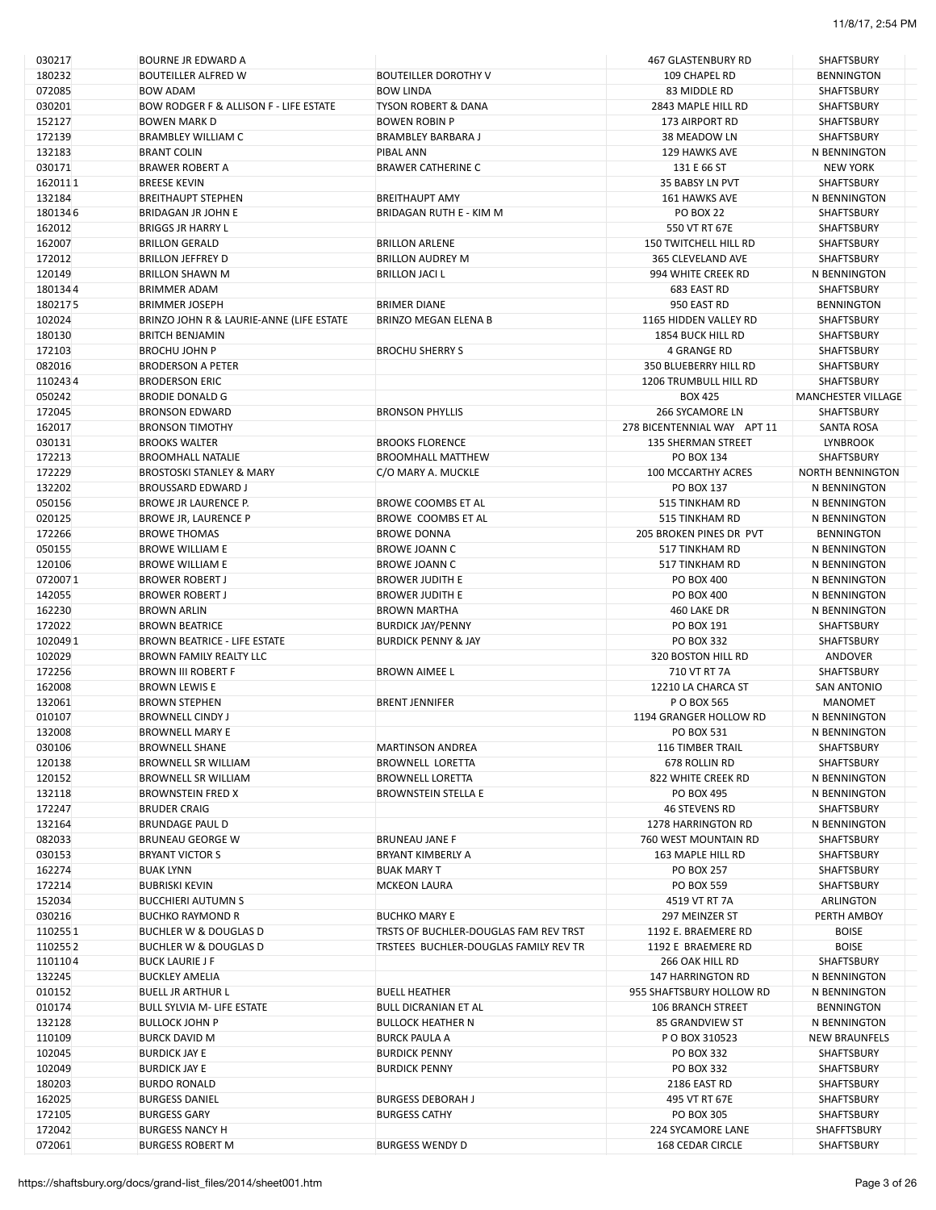| | | | | |
|---|---|---|---|---|
| 030217 | BOURNE JR EDWARD A | | 467 GLASTENBURY RD | SHAFTSBURY |
| 180232 | BOUTEILLER ALFRED W | BOUTEILLER DOROTHY V | 109 CHAPEL RD | BENNINGTON |
| 072085 | BOW ADAM | BOW LINDA | 83 MIDDLE RD | SHAFTSBURY |
| 030201 | BOW RODGER F & ALLISON F - LIFE ESTATE | TYSON ROBERT & DANA | 2843 MAPLE HILL RD | SHAFTSBURY |
| 152127 | BOWEN MARK D | BOWEN ROBIN P | 173 AIRPORT RD | SHAFTSBURY |
| 172139 | BRAMBLEY WILLIAM C | BRAMBLEY BARBARA J | 38 MEADOW LN | SHAFTSBURY |
| 132183 | BRANT COLIN | PIBAL ANN | 129 HAWKS AVE | N BENNINGTON |
| 030171 | BRAWER ROBERT A | BRAWER CATHERINE C | 131 E 66 ST | NEW YORK |
| 1620111 | BREESE KEVIN | | 35 BABSY LN PVT | SHAFTSBURY |
| 132184 | BREITHAUPT STEPHEN | BREITHAUPT AMY | 161 HAWKS AVE | N BENNINGTON |
| 1801346 | BRIDAGAN JR JOHN E | BRIDAGAN RUTH E - KIM M | PO BOX 22 | SHAFTSBURY |
| 162012 | BRIGGS JR HARRY L | | 550 VT RT 67E | SHAFTSBURY |
| 162007 | BRILLON GERALD | BRILLON ARLENE | 150 TWITCHELL HILL RD | SHAFTSBURY |
| 172012 | BRILLON JEFFREY D | BRILLON AUDREY M | 365 CLEVELAND AVE | SHAFTSBURY |
| 120149 | BRILLON SHAWN M | BRILLON JACI L | 994 WHITE CREEK RD | N BENNINGTON |
| 1801344 | BRIMMER ADAM | | 683 EAST RD | SHAFTSBURY |
| 1802175 | BRIMMER JOSEPH | BRIMER DIANE | 950 EAST RD | BENNINGTON |
| 102024 | BRINZO JOHN R & LAURIE-ANNE (LIFE ESTATE | BRINZO MEGAN ELENA B | 1165 HIDDEN VALLEY RD | SHAFTSBURY |
| 180130 | BRITCH BENJAMIN | | 1854 BUCK HILL RD | SHAFTSBURY |
| 172103 | BROCHU JOHN P | BROCHU SHERRY S | 4 GRANGE RD | SHAFTSBURY |
| 082016 | BRODERSON A PETER | | 350 BLUEBERRY HILL RD | SHAFTSBURY |
| 1102434 | BRODERSON ERIC | | 1206 TRUMBULL HILL RD | SHAFTSBURY |
| 050242 | BRODIE DONALD G | | BOX 425 | MANCHESTER VILLAGE |
| 172045 | BRONSON EDWARD | BRONSON PHYLLIS | 266 SYCAMORE LN | SHAFTSBURY |
| 162017 | BRONSON TIMOTHY | | 278 BICENTENNIAL WAY APT 11 | SANTA ROSA |
| 030131 | BROOKS WALTER | BROOKS FLORENCE | 135 SHERMAN STREET | LYNBROOK |
| 172213 | BROOMHALL NATALIE | BROOMHALL MATTHEW | PO BOX 134 | SHAFTSBURY |
| 172229 | BROSTOSKI STANLEY & MARY | C/O MARY A. MUCKLE | 100 MCCARTHY ACRES | NORTH BENNINGTON |
| 132202 | BROUSSARD EDWARD J | | PO BOX 137 | N BENNINGTON |
| 050156 | BROWE JR LAURENCE P. | BROWE COOMBS ET AL | 515 TINKHAM RD | N BENNINGTON |
| 020125 | BROWE JR, LAURENCE P | BROWE COOMBS ET AL | 515 TINKHAM RD | N BENNINGTON |
| 172266 | BROWE THOMAS | BROWE DONNA | 205 BROKEN PINES DR PVT | BENNINGTON |
| 050155 | BROWE WILLIAM E | BROWE JOANN C | 517 TINKHAM RD | N BENNINGTON |
| 120106 | BROWE WILLIAM E | BROWE JOANN C | 517 TINKHAM RD | N BENNINGTON |
| 0720071 | BROWER ROBERT J | BROWER JUDITH E | PO BOX 400 | N BENNINGTON |
| 142055 | BROWER ROBERT J | BROWER JUDITH E | PO BOX 400 | N BENNINGTON |
| 162230 | BROWN ARLIN | BROWN MARTHA | 460 LAKE DR | N BENNINGTON |
| 172022 | BROWN BEATRICE | BURDICK JAY/PENNY | PO BOX 191 | SHAFTSBURY |
| 1020491 | BROWN BEATRICE - LIFE ESTATE | BURDICK PENNY & JAY | PO BOX 332 | SHAFTSBURY |
| 102029 | BROWN FAMILY REALTY LLC | | 320 BOSTON HILL RD | ANDOVER |
| 172256 | BROWN III ROBERT F | BROWN AIMEE L | 710 VT RT 7A | SHAFTSBURY |
| 162008 | BROWN LEWIS E | | 12210 LA CHARCA ST | SAN ANTONIO |
| 132061 | BROWN STEPHEN | BRENT JENNIFER | P O BOX 565 | MANOMET |
| 010107 | BROWNELL CINDY J | | 1194 GRANGER HOLLOW RD | N BENNINGTON |
| 132008 | BROWNELL MARY E | | PO BOX 531 | N BENNINGTON |
| 030106 | BROWNELL SHANE | MARTINSON ANDREA | 116 TIMBER TRAIL | SHAFTSBURY |
| 120138 | BROWNELL SR WILLIAM | BROWNELL LORETTA | 678 ROLLIN RD | SHAFTSBURY |
| 120152 | BROWNELL SR WILLIAM | BROWNELL LORETTA | 822 WHITE CREEK RD | N BENNINGTON |
| 132118 | BROWNSTEIN FRED X | BROWNSTEIN STELLA E | PO BOX 495 | N BENNINGTON |
| 172247 | BRUDER CRAIG | | 46 STEVENS RD | SHAFTSBURY |
| 132164 | BRUNDAGE PAUL D | | 1278 HARRINGTON RD | N BENNINGTON |
| 082033 | BRUNEAU GEORGE W | BRUNEAU JANE F | 760 WEST MOUNTAIN RD | SHAFTSBURY |
| 030153 | BRYANT VICTOR S | BRYANT KIMBERLY A | 163 MAPLE HILL RD | SHAFTSBURY |
| 162274 | BUAK LYNN | BUAK MARY T | PO BOX 257 | SHAFTSBURY |
| 172214 | BUBRISKI KEVIN | MCKEON LAURA | PO BOX 559 | SHAFTSBURY |
| 152034 | BUCCHIERI AUTUMN S | | 4519 VT RT 7A | ARLINGTON |
| 030216 | BUCHKO RAYMOND R | BUCHKO MARY E | 297 MEINZER ST | PERTH AMBOY |
| 1102551 | BUCHLER W & DOUGLAS D | TRSTS OF BUCHLER-DOUGLAS FAM REV TRST | 1192 E. BRAEMERE RD | BOISE |
| 1102552 | BUCHLER W & DOUGLAS D | TRSTEES BUCHLER-DOUGLAS FAMILY REV TR | 1192 E BRAEMERE RD | BOISE |
| 1101104 | BUCK LAURIE J F | | 266 OAK HILL RD | SHAFTSBURY |
| 132245 | BUCKLEY AMELIA | | 147 HARRINGTON RD | N BENNINGTON |
| 010152 | BUELL JR ARTHUR L | BUELL HEATHER | 955 SHAFTSBURY HOLLOW RD | N BENNINGTON |
| 010174 | BULL SYLVIA M- LIFE ESTATE | BULL DICRANIAN ET AL | 106 BRANCH STREET | BENNINGTON |
| 132128 | BULLOCK JOHN P | BULLOCK HEATHER N | 85 GRANDVIEW ST | N BENNINGTON |
| 110109 | BURCK DAVID M | BURCK PAULA A | P O BOX 310523 | NEW BRAUNFELS |
| 102045 | BURDICK JAY E | BURDICK PENNY | PO BOX 332 | SHAFTSBURY |
| 102049 | BURDICK JAY E | BURDICK PENNY | PO BOX 332 | SHAFTSBURY |
| 180203 | BURDO RONALD | | 2186 EAST RD | SHAFTSBURY |
| 162025 | BURGESS DANIEL | BURGESS DEBORAH J | 495 VT RT 67E | SHAFTSBURY |
| 172105 | BURGESS GARY | BURGESS CATHY | PO BOX 305 | SHAFTSBURY |
| 172042 | BURGESS NANCY H | | 224 SYCAMORE LANE | SHAFFTSBURY |
| 072061 | BURGESS ROBERT M | BURGESS WENDY D | 168 CEDAR CIRCLE | SHAFTSBURY |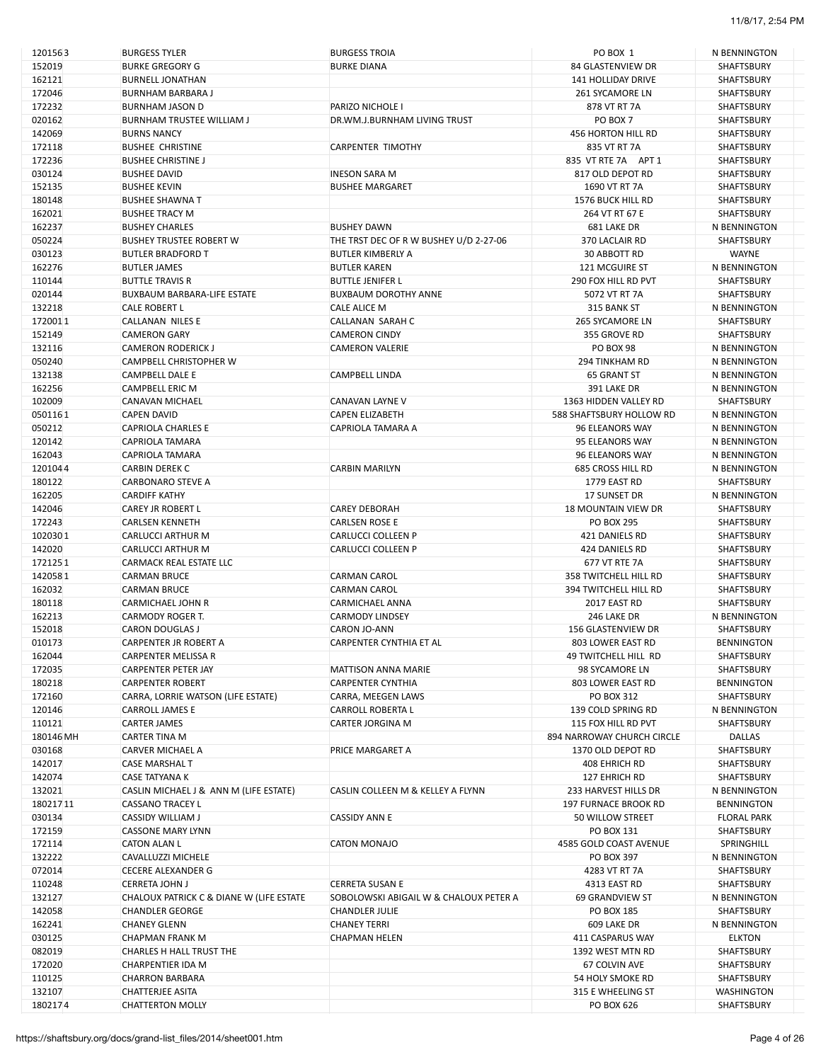| | | | | |
|---|---|---|---|---|
| 1201563 | BURGESS TYLER | BURGESS TROIA | PO BOX 1 | N BENNINGTON |
| 152019 | BURKE GREGORY G | BURKE DIANA | 84 GLASTENVIEW DR | SHAFTSBURY |
| 162121 | BURNELL JONATHAN | | 141 HOLLIDAY DRIVE | SHAFTSBURY |
| 172046 | BURNHAM BARBARA J | | 261 SYCAMORE LN | SHAFTSBURY |
| 172232 | BURNHAM JASON D | PARIZO NICHOLE I | 878 VT RT 7A | SHAFTSBURY |
| 020162 | BURNHAM TRUSTEE WILLIAM J | DR.WM.J.BURNHAM LIVING TRUST | PO BOX 7 | SHAFTSBURY |
| 142069 | BURNS NANCY | | 456 HORTON HILL RD | SHAFTSBURY |
| 172118 | BUSHEE CHRISTINE | CARPENTER TIMOTHY | 835 VT RT 7A | SHAFTSBURY |
| 172236 | BUSHEE CHRISTINE J | | 835 VT RTE 7A APT 1 | SHAFTSBURY |
| 030124 | BUSHEE DAVID | INESON SARA M | 817 OLD DEPOT RD | SHAFTSBURY |
| 152135 | BUSHEE KEVIN | BUSHEE MARGARET | 1690 VT RT 7A | SHAFTSBURY |
| 180148 | BUSHEE SHAWNA T | | 1576 BUCK HILL RD | SHAFTSBURY |
| 162021 | BUSHEE TRACY M | | 264 VT RT 67 E | SHAFTSBURY |
| 162237 | BUSHEY CHARLES | BUSHEY DAWN | 681 LAKE DR | N BENNINGTON |
| 050224 | BUSHEY TRUSTEE ROBERT W | THE TRST DEC OF R W BUSHEY U/D 2-27-06 | 370 LACLAIR RD | SHAFTSBURY |
| 030123 | BUTLER BRADFORD T | BUTLER KIMBERLY A | 30 ABBOTT RD | WAYNE |
| 162276 | BUTLER JAMES | BUTLER KAREN | 121 MCGUIRE ST | N BENNINGTON |
| 110144 | BUTTLE TRAVIS R | BUTTLE JENIFER L | 290 FOX HILL RD PVT | SHAFTSBURY |
| 020144 | BUXBAUM BARBARA-LIFE ESTATE | BUXBAUM DOROTHY ANNE | 5072 VT RT 7A | SHAFTSBURY |
| 132218 | CALE ROBERT L | CALE ALICE M | 315 BANK ST | N BENNINGTON |
| 1720011 | CALLANAN NILES E | CALLANAN SARAH C | 265 SYCAMORE LN | SHAFTSBURY |
| 152149 | CAMERON GARY | CAMERON CINDY | 355 GROVE RD | SHAFTSBURY |
| 132116 | CAMERON RODERICK J | CAMERON VALERIE | PO BOX 98 | N BENNINGTON |
| 050240 | CAMPBELL CHRISTOPHER W | | 294 TINKHAM RD | N BENNINGTON |
| 132138 | CAMPBELL DALE E | CAMPBELL LINDA | 65 GRANT ST | N BENNINGTON |
| 162256 | CAMPBELL ERIC M | | 391 LAKE DR | N BENNINGTON |
| 102009 | CANAVAN MICHAEL | CANAVAN LAYNE V | 1363 HIDDEN VALLEY RD | SHAFTSBURY |
| 0501161 | CAPEN DAVID | CAPEN ELIZABETH | 588 SHAFTSBURY HOLLOW RD | N BENNINGTON |
| 050212 | CAPRIOLA CHARLES E | CAPRIOLA TAMARA A | 96 ELEANORS WAY | N BENNINGTON |
| 120142 | CAPRIOLA TAMARA | | 95 ELEANORS WAY | N BENNINGTON |
| 162043 | CAPRIOLA TAMARA | | 96 ELEANORS WAY | N BENNINGTON |
| 1201044 | CARBIN DEREK C | CARBIN MARILYN | 685 CROSS HILL RD | N BENNINGTON |
| 180122 | CARBONARO STEVE A | | 1779 EAST RD | SHAFTSBURY |
| 162205 | CARDIFF KATHY | | 17 SUNSET DR | N BENNINGTON |
| 142046 | CAREY JR ROBERT L | CAREY DEBORAH | 18 MOUNTAIN VIEW DR | SHAFTSBURY |
| 172243 | CARLSEN KENNETH | CARLSEN ROSE E | PO BOX 295 | SHAFTSBURY |
| 1020301 | CARLUCCI ARTHUR M | CARLUCCI COLLEEN P | 421 DANIELS RD | SHAFTSBURY |
| 142020 | CARLUCCI ARTHUR M | CARLUCCI COLLEEN P | 424 DANIELS RD | SHAFTSBURY |
| 1721251 | CARMACK REAL ESTATE LLC | | 677 VT RTE 7A | SHAFTSBURY |
| 1420581 | CARMAN BRUCE | CARMAN CAROL | 358 TWITCHELL HILL RD | SHAFTSBURY |
| 162032 | CARMAN BRUCE | CARMAN CAROL | 394 TWITCHELL HILL RD | SHAFTSBURY |
| 180118 | CARMICHAEL JOHN R | CARMICHAEL ANNA | 2017 EAST RD | SHAFTSBURY |
| 162213 | CARMODY ROGER T. | CARMODY LINDSEY | 246 LAKE DR | N BENNINGTON |
| 152018 | CARON DOUGLAS J | CARON JO-ANN | 156 GLASTENVIEW DR | SHAFTSBURY |
| 010173 | CARPENTER JR ROBERT A | CARPENTER CYNTHIA ET AL | 803 LOWER EAST RD | BENNINGTON |
| 162044 | CARPENTER MELISSA R | | 49 TWITCHELL HILL RD | SHAFTSBURY |
| 172035 | CARPENTER PETER JAY | MATTISON ANNA MARIE | 98 SYCAMORE LN | SHAFTSBURY |
| 180218 | CARPENTER ROBERT | CARPENTER CYNTHIA | 803 LOWER EAST RD | BENNINGTON |
| 172160 | CARRA, LORRIE WATSON (LIFE ESTATE) | CARRA, MEEGEN LAWS | PO BOX 312 | SHAFTSBURY |
| 120146 | CARROLL JAMES E | CARROLL ROBERTA L | 139 COLD SPRING RD | N BENNINGTON |
| 110121 | CARTER JAMES | CARTER JORGINA M | 115 FOX HILL RD PVT | SHAFTSBURY |
| 180146 MH | CARTER TINA M | | 894 NARROWAY CHURCH CIRCLE | DALLAS |
| 030168 | CARVER MICHAEL A | PRICE MARGARET A | 1370 OLD DEPOT RD | SHAFTSBURY |
| 142017 | CASE MARSHAL T | | 408 EHRICH RD | SHAFTSBURY |
| 142074 | CASE TATYANA K | | 127 EHRICH RD | SHAFTSBURY |
| 132021 | CASLIN MICHAEL J & ANN M (LIFE ESTATE) | CASLIN COLLEEN M & KELLEY A FLYNN | 233 HARVEST HILLS DR | N BENNINGTON |
| 18021711 | CASSANO TRACEY L | | 197 FURNACE BROOK RD | BENNINGTON |
| 030134 | CASSIDY WILLIAM J | CASSIDY ANN E | 50 WILLOW STREET | FLORAL PARK |
| 172159 | CASSONE MARY LYNN | | PO BOX 131 | SHAFTSBURY |
| 172114 | CATON ALAN L | CATON MONAJO | 4585 GOLD COAST AVENUE | SPRINGHILL |
| 132222 | CAVALLUZZI MICHELE | | PO BOX 397 | N BENNINGTON |
| 072014 | CECERE ALEXANDER G | | 4283 VT RT 7A | SHAFTSBURY |
| 110248 | CERRETA JOHN J | CERRETA SUSAN E | 4313 EAST RD | SHAFTSBURY |
| 132127 | CHALOUX PATRICK C & DIANE W (LIFE ESTATE | SOBOLOWSKI ABIGAIL W & CHALOUX PETER A | 69 GRANDVIEW ST | N BENNINGTON |
| 142058 | CHANDLER GEORGE | CHANDLER JULIE | PO BOX 185 | SHAFTSBURY |
| 162241 | CHANEY GLENN | CHANEY TERRI | 609 LAKE DR | N BENNINGTON |
| 030125 | CHAPMAN FRANK M | CHAPMAN HELEN | 411 CASPARUS WAY | ELKTON |
| 082019 | CHARLES H HALL TRUST THE | | 1392 WEST MTN RD | SHAFTSBURY |
| 172020 | CHARPENTIER IDA M | | 67 COLVIN AVE | SHAFTSBURY |
| 110125 | CHARRON BARBARA | | 54 HOLY SMOKE RD | SHAFTSBURY |
| 132107 | CHATTERJEE ASITA | | 315 E WHEELING ST | WASHINGTON |
| 1802174 | CHATTERTON MOLLY | | PO BOX 626 | SHAFTSBURY |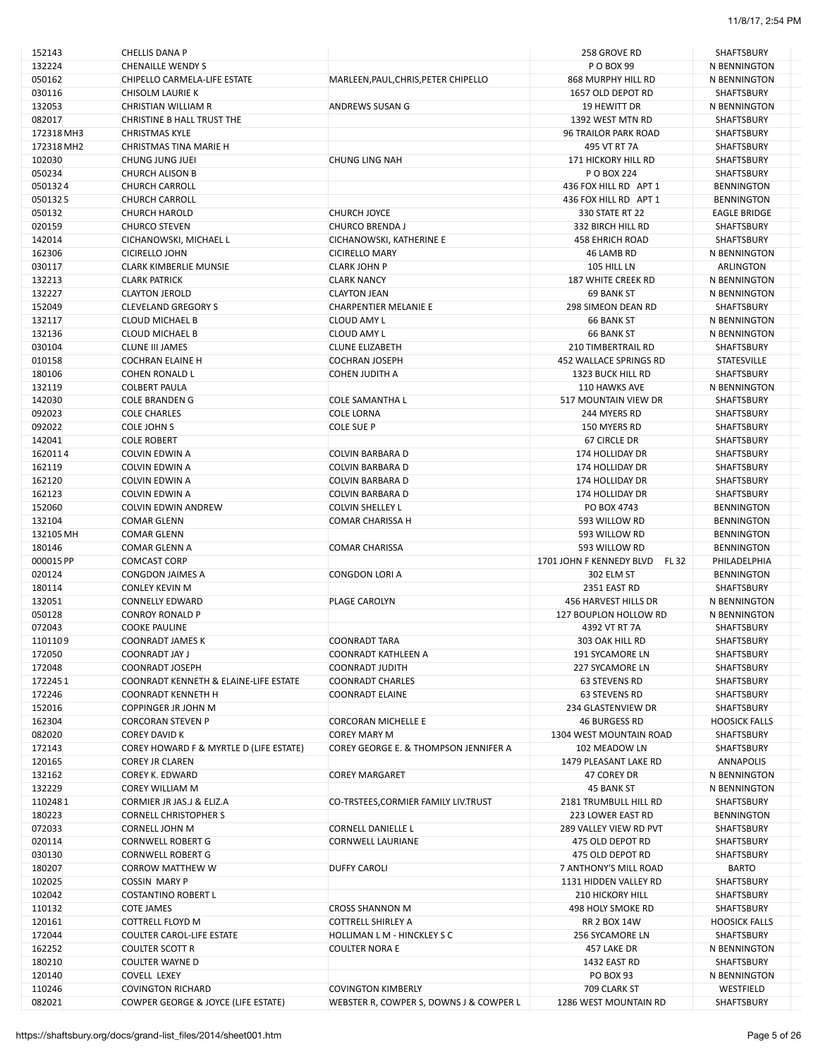| | | | | |
|---|---|---|---|---|
| 152143 | CHELLIS DANA P | | 258 GROVE RD | SHAFTSBURY |
| 132224 | CHENAILLE WENDY S | | P O BOX 99 | N BENNINGTON |
| 050162 | CHIPELLO CARMELA-LIFE ESTATE | MARLEEN,PAUL,CHRIS,PETER CHIPELLO | 868 MURPHY HILL RD | N BENNINGTON |
| 030116 | CHISOLM LAURIE K | | 1657 OLD DEPOT RD | SHAFTSBURY |
| 132053 | CHRISTIAN WILLIAM R | ANDREWS SUSAN G | 19 HEWITT DR | N BENNINGTON |
| 082017 | CHRISTINE B HALL TRUST THE | | 1392 WEST MTN RD | SHAFTSBURY |
| 172318 MH3 | CHRISTMAS KYLE | | 96 TRAILOR PARK ROAD | SHAFTSBURY |
| 172318 MH2 | CHRISTMAS TINA MARIE H | | 495 VT RT 7A | SHAFTSBURY |
| 102030 | CHUNG JUNG JUEI | CHUNG LING NAH | 171 HICKORY HILL RD | SHAFTSBURY |
| 050234 | CHURCH ALISON B | | P O BOX 224 | SHAFTSBURY |
| 0501324 | CHURCH CARROLL | | 436 FOX HILL RD APT 1 | BENNINGTON |
| 0501325 | CHURCH CARROLL | | 436 FOX HILL RD APT 1 | BENNINGTON |
| 050132 | CHURCH HAROLD | CHURCH JOYCE | 330 STATE RT 22 | EAGLE BRIDGE |
| 020159 | CHURCO STEVEN | CHURCO BRENDA J | 332 BIRCH HILL RD | SHAFTSBURY |
| 142014 | CICHANOWSKI, MICHAEL L | CICHANOWSKI, KATHERINE E | 458 EHRICH ROAD | SHAFTSBURY |
| 162306 | CICIRELLO JOHN | CICIRELLO MARY | 46 LAMB RD | N BENNINGTON |
| 030117 | CLARK KIMBERLIE MUNSIE | CLARK JOHN P | 105 HILL LN | ARLINGTON |
| 132213 | CLARK PATRICK | CLARK NANCY | 187 WHITE CREEK RD | N BENNINGTON |
| 132227 | CLAYTON JEROLD | CLAYTON JEAN | 69 BANK ST | N BENNINGTON |
| 152049 | CLEVELAND GREGORY S | CHARPENTIER MELANIE E | 298 SIMEON DEAN RD | SHAFTSBURY |
| 132117 | CLOUD MICHAEL B | CLOUD AMY L | 66 BANK ST | N BENNINGTON |
| 132136 | CLOUD MICHAEL B | CLOUD AMY L | 66 BANK ST | N BENNINGTON |
| 030104 | CLUNE III JAMES | CLUNE ELIZABETH | 210 TIMBERTRAIL RD | SHAFTSBURY |
| 010158 | COCHRAN ELAINE H | COCHRAN JOSEPH | 452 WALLACE SPRINGS RD | STATESVILLE |
| 180106 | COHEN RONALD L | COHEN JUDITH A | 1323 BUCK HILL RD | SHAFTSBURY |
| 132119 | COLBERT PAULA | | 110 HAWKS AVE | N BENNINGTON |
| 142030 | COLE BRANDEN G | COLE SAMANTHA L | 517 MOUNTAIN VIEW DR | SHAFTSBURY |
| 092023 | COLE CHARLES | COLE LORNA | 244 MYERS RD | SHAFTSBURY |
| 092022 | COLE JOHN S | COLE SUE P | 150 MYERS RD | SHAFTSBURY |
| 142041 | COLE ROBERT | | 67 CIRCLE DR | SHAFTSBURY |
| 1620114 | COLVIN EDWIN A | COLVIN BARBARA D | 174 HOLLIDAY DR | SHAFTSBURY |
| 162119 | COLVIN EDWIN A | COLVIN BARBARA D | 174 HOLLIDAY DR | SHAFTSBURY |
| 162120 | COLVIN EDWIN A | COLVIN BARBARA D | 174 HOLLIDAY DR | SHAFTSBURY |
| 162123 | COLVIN EDWIN A | COLVIN BARBARA D | 174 HOLLIDAY DR | SHAFTSBURY |
| 152060 | COLVIN EDWIN ANDREW | COLVIN SHELLEY L | PO BOX 4743 | BENNINGTON |
| 132104 | COMAR GLENN | COMAR CHARISSA H | 593 WILLOW RD | BENNINGTON |
| 132105 MH | COMAR GLENN | | 593 WILLOW RD | BENNINGTON |
| 180146 | COMAR GLENN A | COMAR CHARISSA | 593 WILLOW RD | BENNINGTON |
| 000015 PP | COMCAST CORP | | 1701 JOHN F KENNEDY BLVD FL 32 | PHILADELPHIA |
| 020124 | CONGDON JAIMES A | CONGDON LORI A | 302 ELM ST | BENNINGTON |
| 180114 | CONLEY KEVIN M | | 2351 EAST RD | SHAFTSBURY |
| 132051 | CONNELLY EDWARD | PLAGE CAROLYN | 456 HARVEST HILLS DR | N BENNINGTON |
| 050128 | CONROY RONALD P | | 127 BOUPLON HOLLOW RD | N BENNINGTON |
| 072043 | COOKE PAULINE | | 4392 VT RT 7A | SHAFTSBURY |
| 1101109 | COONRADT JAMES K | COONRADT TARA | 303 OAK HILL RD | SHAFTSBURY |
| 172050 | COONRADT JAY J | COONRADT KATHLEEN A | 191 SYCAMORE LN | SHAFTSBURY |
| 172048 | COONRADT JOSEPH | COONRADT JUDITH | 227 SYCAMORE LN | SHAFTSBURY |
| 1722451 | COONRADT KENNETH & ELAINE-LIFE ESTATE | COONRADT CHARLES | 63 STEVENS RD | SHAFTSBURY |
| 172246 | COONRADT KENNETH H | COONRADT ELAINE | 63 STEVENS RD | SHAFTSBURY |
| 152016 | COPPINGER JR JOHN M | | 234 GLASTENVIEW DR | SHAFTSBURY |
| 162304 | CORCORAN STEVEN P | CORCORAN MICHELLE E | 46 BURGESS RD | HOOSICK FALLS |
| 082020 | COREY DAVID K | COREY MARY M | 1304 WEST MOUNTAIN ROAD | SHAFTSBURY |
| 172143 | COREY HOWARD F & MYRTLE D (LIFE ESTATE) | COREY GEORGE E. & THOMPSON JENNIFER A | 102 MEADOW LN | SHAFTSBURY |
| 120165 | COREY JR CLAREN | | 1479 PLEASANT LAKE RD | ANNAPOLIS |
| 132162 | COREY K. EDWARD | COREY MARGARET | 47 COREY DR | N BENNINGTON |
| 132229 | COREY WILLIAM M | | 45 BANK ST | N BENNINGTON |
| 1102481 | CORMIER JR JAS.J & ELIZ.A | CO-TRSTEES,CORMIER FAMILY LIV.TRUST | 2181 TRUMBULL HILL RD | SHAFTSBURY |
| 180223 | CORNELL CHRISTOPHER S | | 223 LOWER EAST RD | BENNINGTON |
| 072033 | CORNELL JOHN M | CORNELL DANIELLE L | 289 VALLEY VIEW RD PVT | SHAFTSBURY |
| 020114 | CORNWELL ROBERT G | CORNWELL LAURIANE | 475 OLD DEPOT RD | SHAFTSBURY |
| 030130 | CORNWELL ROBERT G | | 475 OLD DEPOT RD | SHAFTSBURY |
| 180207 | CORROW MATTHEW W | DUFFY CAROLI | 7 ANTHONY'S MILL ROAD | BARTO |
| 102025 | COSSIN MARY P | | 1131 HIDDEN VALLEY RD | SHAFTSBURY |
| 102042 | COSTANTINO ROBERT L | | 210 HICKORY HILL | SHAFTSBURY |
| 110132 | COTE JAMES | CROSS SHANNON M | 498 HOLY SMOKE RD | SHAFTSBURY |
| 120161 | COTTRELL FLOYD M | COTTRELL SHIRLEY A | RR 2 BOX 14W | HOOSICK FALLS |
| 172044 | COULTER CAROL-LIFE ESTATE | HOLLIMAN L M - HINCKLEY S C | 256 SYCAMORE LN | SHAFTSBURY |
| 162252 | COULTER SCOTT R | COULTER NORA E | 457 LAKE DR | N BENNINGTON |
| 180210 | COULTER WAYNE D | | 1432 EAST RD | SHAFTSBURY |
| 120140 | COVELL LEXEY | | PO BOX 93 | N BENNINGTON |
| 110246 | COVINGTON RICHARD | COVINGTON KIMBERLY | 709 CLARK ST | WESTFIELD |
| 082021 | COWPER GEORGE & JOYCE (LIFE ESTATE) | WEBSTER R, COWPER S, DOWNS J & COWPER L | 1286 WEST MOUNTAIN RD | SHAFTSBURY |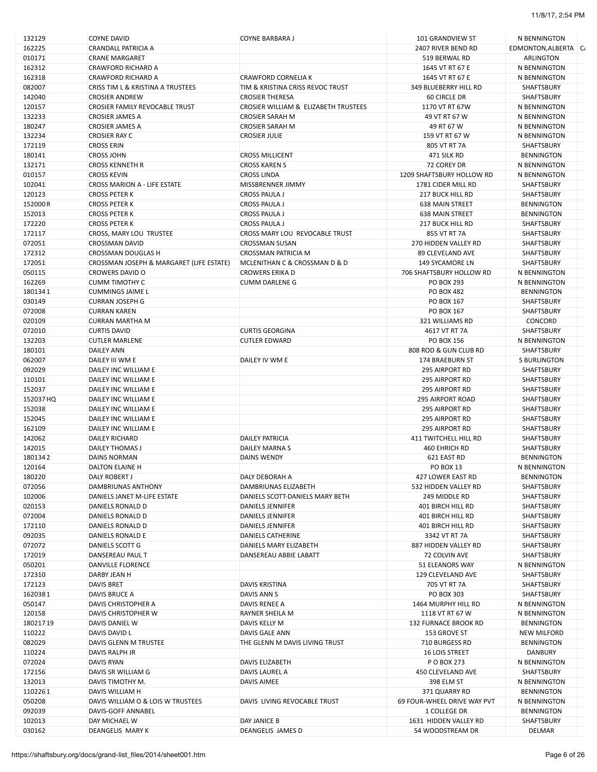| | | | | | |
|---|---|---|---|---|---|
| 132129 | COYNE DAVID | COYNE BARBARA J | 101 GRANDVIEW ST | N BENNINGTON | |
| 162225 | CRANDALL PATRICIA A | | 2407 RIVER BEND RD | EDMONTON,ALBERTA | C/ |
| 010171 | CRANE MARGARET | | 519 BERWAL RD | ARLINGTON | |
| 162312 | CRAWFORD RICHARD A | | 1645 VT RT 67 E | N BENNINGTON | |
| 162318 | CRAWFORD RICHARD A | CRAWFORD CORNELIA K | 1645 VT RT 67 E | N BENNINGTON | |
| 082007 | CRISS TIM L & KRISTINA A TRUSTEES | TIM & KRISTINA CRISS REVOC TRUST | 349 BLUEBERRY HILL RD | SHAFTSBURY | |
| 142040 | CROSIER ANDREW | CROSIER THERESA | 60 CIRCLE DR | SHAFTSBURY | |
| 120157 | CROSIER FAMILY REVOCABLE TRUST | CROSIER WILLIAM & ELIZABETH TRUSTEES | 1170 VT RT 67W | N BENNINGTON | |
| 132233 | CROSIER JAMES A | CROSIER SARAH M | 49 VT RT 67 W | N BENNINGTON | |
| 180247 | CROSIER JAMES A | CROSIER SARAH M | 49 RT 67 W | N BENNINGTON | |
| 132234 | CROSIER RAY C | CROSIER JULIE | 159 VT RT 67 W | N BENNINGTON | |
| 172119 | CROSS ERIN | | 805 VT RT 7A | SHAFTSBURY | |
| 180141 | CROSS JOHN | CROSS MILLICENT | 471 SILK RD | BENNINGTON | |
| 132171 | CROSS KENNETH R | CROSS KAREN S | 72 COREY DR | N BENNINGTON | |
| 010157 | CROSS KEVIN | CROSS LINDA | 1209 SHAFTSBURY HOLLOW RD | N BENNINGTON | |
| 102041 | CROSS MARION A - LIFE ESTATE | MISSBRENNER JIMMY | 1781 CIDER MILL RD | SHAFTSBURY | |
| 120123 | CROSS PETER K | CROSS PAULA J | 217 BUCK HILL RD | SHAFTSBURY | |
| 152000 R | CROSS PETER K | CROSS PAULA J | 638 MAIN STREET | BENNINGTON | |
| 152013 | CROSS PETER K | CROSS PAULA J | 638 MAIN STREET | BENNINGTON | |
| 172220 | CROSS PETER K | CROSS PAULA J | 217 BUCK HILL RD | SHAFTSBURY | |
| 172117 | CROSS, MARY LOU TRUSTEE | CROSS MARY LOU REVOCABLE TRUST | 855 VT RT 7A | SHAFTSBURY | |
| 072051 | CROSSMAN DAVID | CROSSMAN SUSAN | 270 HIDDEN VALLEY RD | SHAFTSBURY | |
| 172312 | CROSSMAN DOUGLAS H | CROSSMAN PATRICIA M | 89 CLEVELAND AVE | SHAFTSBURY | |
| 172051 | CROSSMAN JOSEPH & MARGARET (LIFE ESTATE) | MCLENITHAN C & CROSSMAN D & D | 149 SYCAMORE LN | SHAFTSBURY | |
| 050115 | CROWERS DAVID O | CROWERS ERIKA D | 706 SHAFTSBURY HOLLOW RD | N BENNINGTON | |
| 162269 | CUMM TIMOTHY C | CUMM DARLENE G | PO BOX 293 | N BENNINGTON | |
| 180134 1 | CUMMINGS JAIME L | | PO BOX 482 | BENNINGTON | |
| 030149 | CURRAN JOSEPH G | | PO BOX 167 | SHAFTSBURY | |
| 072008 | CURRAN KAREN | | PO BOX 167 | SHAFTSBURY | |
| 020109 | CURRAN MARTHA M | | 321 WILLIAMS RD | CONCORD | |
| 072010 | CURTIS DAVID | CURTIS GEORGINA | 4617 VT RT 7A | SHAFTSBURY | |
| 132203 | CUTLER MARLENE | CUTLER EDWARD | PO BOX 156 | N BENNINGTON | |
| 180101 | DAILEY ANN | | 808 ROD & GUN CLUB RD | SHAFTSBURY | |
| 062007 | DAILEY III WM E | DAILEY IV WM E | 174 BRAEBURN ST | S BURLINGTON | |
| 092029 | DAILEY INC WILLIAM E | | 295 AIRPORT RD | SHAFTSBURY | |
| 110101 | DAILEY INC WILLIAM E | | 295 AIRPORT RD | SHAFTSBURY | |
| 152037 | DAILEY INC WILLIAM E | | 295 AIRPORT RD | SHAFTSBURY | |
| 152037 HQ | DAILEY INC WILLIAM E | | 295 AIRPORT ROAD | SHAFTSBURY | |
| 152038 | DAILEY INC WILLIAM E | | 295 AIRPORT RD | SHAFTSBURY | |
| 152045 | DAILEY INC WILLIAM E | | 295 AIRPORT RD | SHAFTSBURY | |
| 162109 | DAILEY INC WILLIAM E | | 295 AIRPORT RD | SHAFTSBURY | |
| 142062 | DAILEY RICHARD | DAILEY PATRICIA | 411 TWITCHELL HILL RD | SHAFTSBURY | |
| 142015 | DAILEY THOMAS J | DAILEY MARNA S | 460 EHRICH RD | SHAFTSBURY | |
| 180134 2 | DAINS NORMAN | DAINS WENDY | 621 EAST RD | BENNINGTON | |
| 120164 | DALTON ELAINE H | | PO BOX 13 | N BENNINGTON | |
| 180220 | DALY ROBERT J | DALY DEBORAH A | 427 LOWER EAST RD | BENNINGTON | |
| 072056 | DAMBRIUNAS ANTHONY | DAMBRIUNAS ELIZABETH | 532 HIDDEN VALLEY RD | SHAFTSBURY | |
| 102006 | DANIELS JANET M-LIFE ESTATE | DANIELS SCOTT-DANIELS MARY BETH | 249 MIDDLE RD | SHAFTSBURY | |
| 020153 | DANIELS RONALD D | DANIELS JENNIFER | 401 BIRCH HILL RD | SHAFTSBURY | |
| 072004 | DANIELS RONALD D | DANIELS JENNIFER | 401 BIRCH HILL RD | SHAFTSBURY | |
| 172110 | DANIELS RONALD D | DANIELS JENNIFER | 401 BIRCH HILL RD | SHAFTSBURY | |
| 092035 | DANIELS RONALD E | DANIELS CATHERINE | 3342 VT RT 7A | SHAFTSBURY | |
| 072072 | DANIELS SCOTT G | DANIELS MARY ELIZABETH | 887 HIDDEN VALLEY RD | SHAFTSBURY | |
| 172019 | DANSEREAU PAUL T | DANSEREAU ABBIE LABATT | 72 COLVIN AVE | SHAFTSBURY | |
| 050201 | DANVILLE FLORENCE | | 51 ELEANORS WAY | N BENNINGTON | |
| 172310 | DARBY JEAN H | | 129 CLEVELAND AVE | SHAFTSBURY | |
| 172123 | DAVIS BRET | DAVIS KRISTINA | 705 VT RT 7A | SHAFTSBURY | |
| 162038 1 | DAVIS BRUCE A | DAVIS ANN S | PO BOX 303 | SHAFTSBURY | |
| 050147 | DAVIS CHRISTOPHER A | DAVIS RENEE A | 1464 MURPHY HILL RD | N BENNINGTON | |
| 120158 | DAVIS CHRISTOPHER W | RAYNER SHEILA M | 1118 VT RT 67 W | N BENNINGTON | |
| 180217 19 | DAVIS DANIEL W | DAVIS KELLY M | 132 FURNACE BROOK RD | BENNINGTON | |
| 110222 | DAVIS DAVID L | DAVIS GALE ANN | 153 GROVE ST | NEW MILFORD | |
| 082029 | DAVIS GLENN M TRUSTEE | THE GLENN M DAVIS LIVING TRUST | 710 BURGESS RD | BENNINGTON | |
| 110224 | DAVIS RALPH JR | | 16 LOIS STREET | DANBURY | |
| 072024 | DAVIS RYAN | DAVIS ELIZABETH | P O BOX 273 | N BENNINGTON | |
| 172156 | DAVIS SR WILLIAM G | DAVIS LAUREL A | 450 CLEVELAND AVE | SHAFTSBURY | |
| 132013 | DAVIS TIMOTHY M. | DAVIS AIMEE | 398 ELM ST | N BENNINGTON | |
| 110226 1 | DAVIS WILLIAM H | | 371 QUARRY RD | BENNINGTON | |
| 050208 | DAVIS WILLIAM O & LOIS W TRUSTEES | DAVIS LIVING REVOCABLE TRUST | 69 FOUR-WHEEL DRIVE WAY PVT | N BENNINGTON | |
| 092039 | DAVIS-GOFF ANNABEL | | 1 COLLEGE DR | BENNINGTON | |
| 102013 | DAY MICHAEL W | DAY JANICE B | 1631 HIDDEN VALLEY RD | SHAFTSBURY | |
| 030162 | DEANGELIS MARY K | DEANGELIS JAMES D | 54 WOODSTREAM DR | DELMAR | |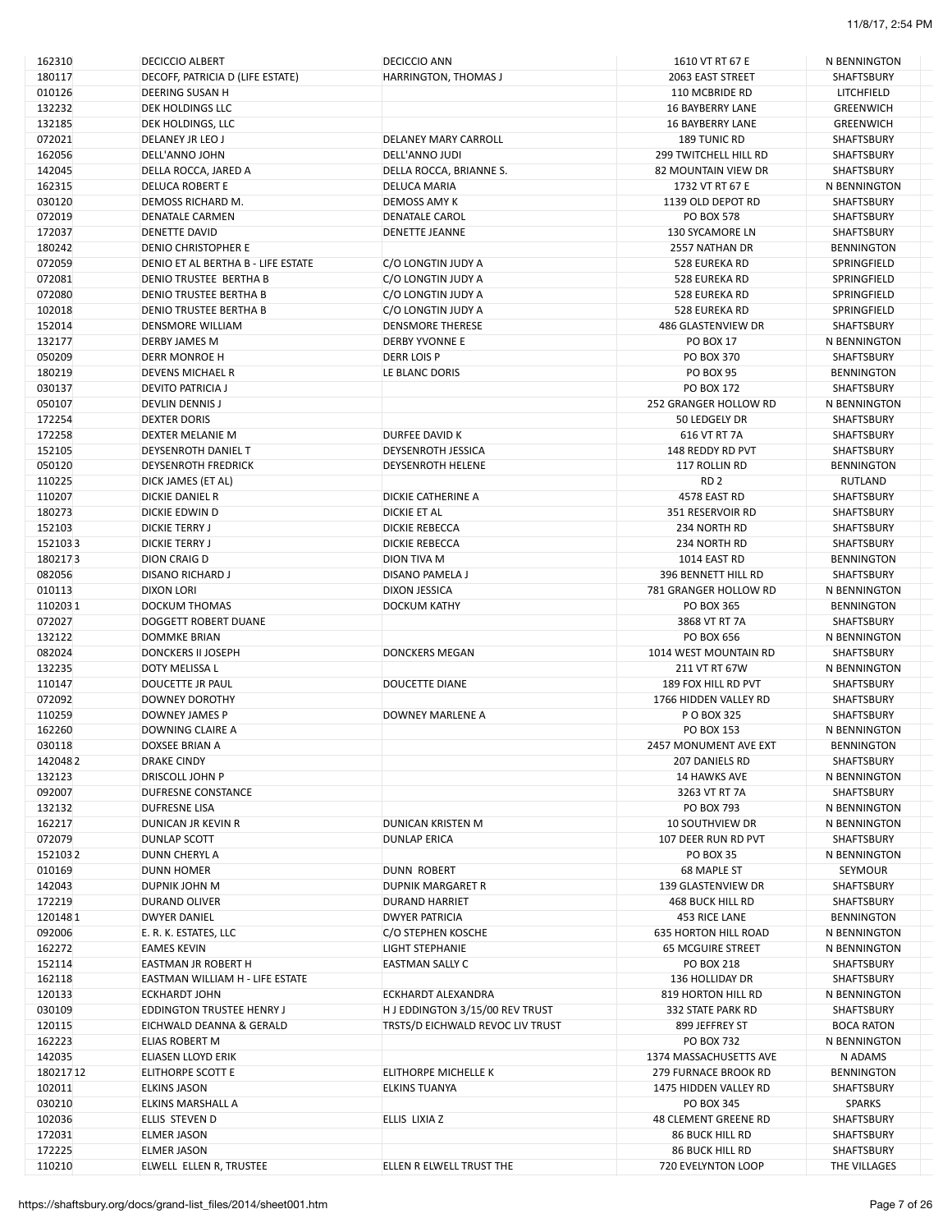| | | | | |
|---|---|---|---|---|
| 162310 | DECICCIO ALBERT | DECICCIO ANN | 1610 VT RT 67 E | N BENNINGTON |
| 180117 | DECOFF, PATRICIA D (LIFE ESTATE) | HARRINGTON, THOMAS J | 2063 EAST STREET | SHAFTSBURY |
| 010126 | DEERING SUSAN H | | 110 MCBRIDE RD | LITCHFIELD |
| 132232 | DEK HOLDINGS LLC | | 16 BAYBERRY LANE | GREENWICH |
| 132185 | DEK HOLDINGS, LLC | | 16 BAYBERRY LANE | GREENWICH |
| 072021 | DELANEY JR LEO J | DELANEY MARY CARROLL | 189 TUNIC RD | SHAFTSBURY |
| 162056 | DELL'ANNO JOHN | DELL'ANNO JUDI | 299 TWITCHELL HILL RD | SHAFTSBURY |
| 142045 | DELLA ROCCA, JARED A | DELLA ROCCA, BRIANNE S. | 82 MOUNTAIN VIEW DR | SHAFTSBURY |
| 162315 | DELUCA ROBERT E | DELUCA MARIA | 1732 VT RT 67 E | N BENNINGTON |
| 030120 | DEMOSS RICHARD M. | DEMOSS AMY K | 1139 OLD DEPOT RD | SHAFTSBURY |
| 072019 | DENATALE CARMEN | DENATALE CAROL | PO BOX 578 | SHAFTSBURY |
| 172037 | DENETTE DAVID | DENETTE JEANNE | 130 SYCAMORE LN | SHAFTSBURY |
| 180242 | DENIO CHRISTOPHER E | | 2557 NATHAN DR | BENNINGTON |
| 072059 | DENIO ET AL BERTHA B - LIFE ESTATE | C/O LONGTIN JUDY A | 528 EUREKA RD | SPRINGFIELD |
| 072081 | DENIO TRUSTEE BERTHA B | C/O LONGTIN JUDY A | 528 EUREKA RD | SPRINGFIELD |
| 072080 | DENIO TRUSTEE BERTHA B | C/O LONGTIN JUDY A | 528 EUREKA RD | SPRINGFIELD |
| 102018 | DENIO TRUSTEE BERTHA B | C/O LONGTIN JUDY A | 528 EUREKA RD | SPRINGFIELD |
| 152014 | DENSMORE WILLIAM | DENSMORE THERESE | 486 GLASTENVIEW DR | SHAFTSBURY |
| 132177 | DERBY JAMES M | DERBY YVONNE E | PO BOX 17 | N BENNINGTON |
| 050209 | DERR MONROE H | DERR LOIS P | PO BOX 370 | SHAFTSBURY |
| 180219 | DEVENS MICHAEL R | LE BLANC DORIS | PO BOX 95 | BENNINGTON |
| 030137 | DEVITO PATRICIA J | | PO BOX 172 | SHAFTSBURY |
| 050107 | DEVLIN DENNIS J | | 252 GRANGER HOLLOW RD | N BENNINGTON |
| 172254 | DEXTER DORIS | | 50 LEDGELY DR | SHAFTSBURY |
| 172258 | DEXTER MELANIE M | DURFEE DAVID K | 616 VT RT 7A | SHAFTSBURY |
| 152105 | DEYSENROTH DANIEL T | DEYSENROTH JESSICA | 148 REDDY RD PVT | SHAFTSBURY |
| 050120 | DEYSENROTH FREDRICK | DEYSENROTH HELENE | 117 ROLLIN RD | BENNINGTON |
| 110225 | DICK JAMES (ET AL) | | RD 2 | RUTLAND |
| 110207 | DICKIE DANIEL R | DICKIE CATHERINE A | 4578 EAST RD | SHAFTSBURY |
| 180273 | DICKIE EDWIN D | DICKIE ET AL | 351 RESERVOIR RD | SHAFTSBURY |
| 152103 | DICKIE TERRY J | DICKIE REBECCA | 234 NORTH RD | SHAFTSBURY |
| 152103 3 | DICKIE TERRY J | DICKIE REBECCA | 234 NORTH RD | SHAFTSBURY |
| 180217 3 | DION CRAIG D | DION TIVA M | 1014 EAST RD | BENNINGTON |
| 082056 | DISANO RICHARD J | DISANO PAMELA J | 396 BENNETT HILL RD | SHAFTSBURY |
| 010113 | DIXON LORI | DIXON JESSICA | 781 GRANGER HOLLOW RD | N BENNINGTON |
| 110203 1 | DOCKUM THOMAS | DOCKUM KATHY | PO BOX 365 | BENNINGTON |
| 072027 | DOGGETT ROBERT DUANE | | 3868 VT RT 7A | SHAFTSBURY |
| 132122 | DOMMKE BRIAN | | PO BOX 656 | N BENNINGTON |
| 082024 | DONCKERS II JOSEPH | DONCKERS MEGAN | 1014 WEST MOUNTAIN RD | SHAFTSBURY |
| 132235 | DOTY MELISSA L | | 211 VT RT 67W | N BENNINGTON |
| 110147 | DOUCETTE JR PAUL | DOUCETTE DIANE | 189 FOX HILL RD PVT | SHAFTSBURY |
| 072092 | DOWNEY DOROTHY | | 1766 HIDDEN VALLEY RD | SHAFTSBURY |
| 110259 | DOWNEY JAMES P | DOWNEY MARLENE A | P O BOX 325 | SHAFTSBURY |
| 162260 | DOWNING CLAIRE A | | PO BOX 153 | N BENNINGTON |
| 030118 | DOXSEE BRIAN A | | 2457 MONUMENT AVE EXT | BENNINGTON |
| 142048 2 | DRAKE CINDY | | 207 DANIELS RD | SHAFTSBURY |
| 132123 | DRISCOLL JOHN P | | 14 HAWKS AVE | N BENNINGTON |
| 092007 | DUFRESNE CONSTANCE | | 3263 VT RT 7A | SHAFTSBURY |
| 132132 | DUFRESNE LISA | | PO BOX 793 | N BENNINGTON |
| 162217 | DUNICAN JR KEVIN R | DUNICAN KRISTEN M | 10 SOUTHVIEW DR | N BENNINGTON |
| 072079 | DUNLAP SCOTT | DUNLAP ERICA | 107 DEER RUN RD PVT | SHAFTSBURY |
| 152103 2 | DUNN CHERYL A | | PO BOX 35 | N BENNINGTON |
| 010169 | DUNN HOMER | DUNN ROBERT | 68 MAPLE ST | SEYMOUR |
| 142043 | DUPNIK JOHN M | DUPNIK MARGARET R | 139 GLASTENVIEW DR | SHAFTSBURY |
| 172219 | DURAND OLIVER | DURAND HARRIET | 468 BUCK HILL RD | SHAFTSBURY |
| 120148 1 | DWYER DANIEL | DWYER PATRICIA | 453 RICE LANE | BENNINGTON |
| 092006 | E. R. K. ESTATES, LLC | C/O STEPHEN KOSCHE | 635 HORTON HILL ROAD | N BENNINGTON |
| 162272 | EAMES KEVIN | LIGHT STEPHANIE | 65 MCGUIRE STREET | N BENNINGTON |
| 152114 | EASTMAN JR ROBERT H | EASTMAN SALLY C | PO BOX 218 | SHAFTSBURY |
| 162118 | EASTMAN WILLIAM H - LIFE ESTATE | | 136 HOLLIDAY DR | SHAFTSBURY |
| 120133 | ECKHARDT JOHN | ECKHARDT ALEXANDRA | 819 HORTON HILL RD | N BENNINGTON |
| 030109 | EDDINGTON TRUSTEE HENRY J | H J EDDINGTON 3/15/00 REV TRUST | 332 STATE PARK RD | SHAFTSBURY |
| 120115 | EICHWALD DEANNA & GERALD | TRSTS/D EICHWALD REVOC LIV TRUST | 899 JEFFREY ST | BOCA RATON |
| 162223 | ELIAS ROBERT M | | PO BOX 732 | N BENNINGTON |
| 142035 | ELIASEN LLOYD ERIK | | 1374 MASSACHUSETTS AVE | N ADAMS |
| 180217 12 | ELITHORPE SCOTT E | ELITHORPE MICHELLE K | 279 FURNACE BROOK RD | BENNINGTON |
| 102011 | ELKINS JASON | ELKINS TUANYA | 1475 HIDDEN VALLEY RD | SHAFTSBURY |
| 030210 | ELKINS MARSHALL A | | PO BOX 345 | SPARKS |
| 102036 | ELLIS STEVEN D | ELLIS LIXIA Z | 48 CLEMENT GREENE RD | SHAFTSBURY |
| 172031 | ELMER JASON | | 86 BUCK HILL RD | SHAFTSBURY |
| 172225 | ELMER JASON | | 86 BUCK HILL RD | SHAFTSBURY |
| 110210 | ELWELL ELLEN R, TRUSTEE | ELLEN R ELWELL TRUST THE | 720 EVELYNTON LOOP | THE VILLAGES |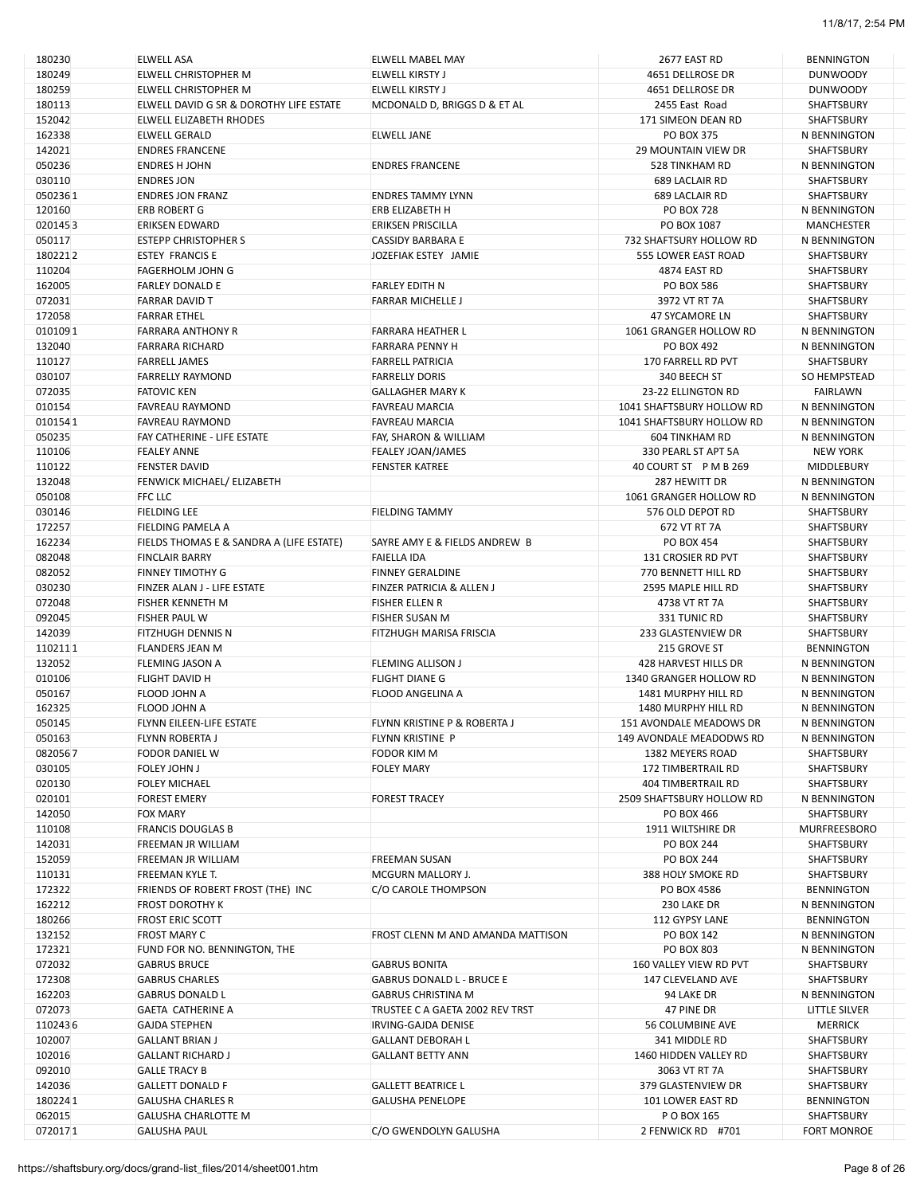| | | | | |
|---|---|---|---|---|
| 180230 | ELWELL ASA | ELWELL MABEL MAY | 2677 EAST RD | BENNINGTON |
| 180249 | ELWELL CHRISTOPHER M | ELWELL KIRSTY J | 4651 DELLROSE DR | DUNWOODY |
| 180259 | ELWELL CHRISTOPHER M | ELWELL KIRSTY J | 4651 DELLROSE DR | DUNWOODY |
| 180113 | ELWELL DAVID G SR & DOROTHY LIFE ESTATE | MCDONALD D, BRIGGS D & ET AL | 2455 East Road | SHAFTSBURY |
| 152042 | ELWELL ELIZABETH RHODES | | 171 SIMEON DEAN RD | SHAFTSBURY |
| 162338 | ELWELL GERALD | ELWELL JANE | PO BOX 375 | N BENNINGTON |
| 142021 | ENDRES FRANCENE | | 29 MOUNTAIN VIEW DR | SHAFTSBURY |
| 050236 | ENDRES H JOHN | ENDRES FRANCENE | 528 TINKHAM RD | N BENNINGTON |
| 030110 | ENDRES JON | | 689 LACLAIR RD | SHAFTSBURY |
| 0502361 | ENDRES JON FRANZ | ENDRES TAMMY LYNN | 689 LACLAIR RD | SHAFTSBURY |
| 120160 | ERB ROBERT G | ERB ELIZABETH H | PO BOX 728 | N BENNINGTON |
| 0201453 | ERIKSEN EDWARD | ERIKSEN PRISCILLA | PO BOX 1087 | MANCHESTER |
| 050117 | ESTEPP CHRISTOPHER S | CASSIDY BARBARA E | 732 SHAFTSURY HOLLOW RD | N BENNINGTON |
| 1802212 | ESTEY FRANCIS E | JOZEFIAK ESTEY JAMIE | 555 LOWER EAST ROAD | SHAFTSBURY |
| 110204 | FAGERHOLM JOHN G | | 4874 EAST RD | SHAFTSBURY |
| 162005 | FARLEY DONALD E | FARLEY EDITH N | PO BOX 586 | SHAFTSBURY |
| 072031 | FARRAR DAVID T | FARRAR MICHELLE J | 3972 VT RT 7A | SHAFTSBURY |
| 172058 | FARRAR ETHEL | | 47 SYCAMORE LN | SHAFTSBURY |
| 0101091 | FARRARA ANTHONY R | FARRARA HEATHER L | 1061 GRANGER HOLLOW RD | N BENNINGTON |
| 132040 | FARRARA RICHARD | FARRARA PENNY H | PO BOX 492 | N BENNINGTON |
| 110127 | FARRELL JAMES | FARRELL PATRICIA | 170 FARRELL RD PVT | SHAFTSBURY |
| 030107 | FARRELLY RAYMOND | FARRELLY DORIS | 340 BEECH ST | SO HEMPSTEAD |
| 072035 | FATOVIC KEN | GALLAGHER MARY K | 23-22 ELLINGTON RD | FAIRLAWN |
| 010154 | FAVREAU RAYMOND | FAVREAU MARCIA | 1041 SHAFTSBURY HOLLOW RD | N BENNINGTON |
| 0101541 | FAVREAU RAYMOND | FAVREAU MARCIA | 1041 SHAFTSBURY HOLLOW RD | N BENNINGTON |
| 050235 | FAY CATHERINE - LIFE ESTATE | FAY, SHARON & WILLIAM | 604 TINKHAM RD | N BENNINGTON |
| 110106 | FEALEY ANNE | FEALEY JOAN/JAMES | 330 PEARL ST APT 5A | NEW YORK |
| 110122 | FENSTER DAVID | FENSTER KATREE | 40 COURT ST P M B 269 | MIDDLEBURY |
| 132048 | FENWICK MICHAEL/ ELIZABETH | | 287 HEWITT DR | N BENNINGTON |
| 050108 | FFC LLC | | 1061 GRANGER HOLLOW RD | N BENNINGTON |
| 030146 | FIELDING LEE | FIELDING TAMMY | 576 OLD DEPOT RD | SHAFTSBURY |
| 172257 | FIELDING PAMELA A | | 672 VT RT 7A | SHAFTSBURY |
| 162234 | FIELDS THOMAS E & SANDRA A (LIFE ESTATE) | SAYRE AMY E & FIELDS ANDREW B | PO BOX 454 | SHAFTSBURY |
| 082048 | FINCLAIR BARRY | FAIELLA IDA | 131 CROSIER RD PVT | SHAFTSBURY |
| 082052 | FINNEY TIMOTHY G | FINNEY GERALDINE | 770 BENNETT HILL RD | SHAFTSBURY |
| 030230 | FINZER ALAN J - LIFE ESTATE | FINZER PATRICIA & ALLEN J | 2595 MAPLE HILL RD | SHAFTSBURY |
| 072048 | FISHER KENNETH M | FISHER ELLEN R | 4738 VT RT 7A | SHAFTSBURY |
| 092045 | FISHER PAUL W | FISHER SUSAN M | 331 TUNIC RD | SHAFTSBURY |
| 142039 | FITZHUGH DENNIS N | FITZHUGH MARISA FRISCIA | 233 GLASTENVIEW DR | SHAFTSBURY |
| 1102111 | FLANDERS JEAN M | | 215 GROVE ST | BENNINGTON |
| 132052 | FLEMING JASON A | FLEMING ALLISON J | 428 HARVEST HILLS DR | N BENNINGTON |
| 010106 | FLIGHT DAVID H | FLIGHT DIANE G | 1340 GRANGER HOLLOW RD | N BENNINGTON |
| 050167 | FLOOD JOHN A | FLOOD ANGELINA A | 1481 MURPHY HILL RD | N BENNINGTON |
| 162325 | FLOOD JOHN A | | 1480 MURPHY HILL RD | N BENNINGTON |
| 050145 | FLYNN EILEEN-LIFE ESTATE | FLYNN KRISTINE P & ROBERTA J | 151 AVONDALE MEADOWS DR | N BENNINGTON |
| 050163 | FLYNN ROBERTA J | FLYNN KRISTINE P | 149 AVONDALE MEADODWS RD | N BENNINGTON |
| 0820567 | FODOR DANIEL W | FODOR KIM M | 1382 MEYERS ROAD | SHAFTSBURY |
| 030105 | FOLEY JOHN J | FOLEY MARY | 172 TIMBERTRAIL RD | SHAFTSBURY |
| 020130 | FOLEY MICHAEL | | 404 TIMBERTRAIL RD | SHAFTSBURY |
| 020101 | FOREST EMERY | FOREST TRACEY | 2509 SHAFTSBURY HOLLOW RD | N BENNINGTON |
| 142050 | FOX MARY | | PO BOX 466 | SHAFTSBURY |
| 110108 | FRANCIS DOUGLAS B | | 1911 WILTSHIRE DR | MURFREESBORO |
| 142031 | FREEMAN JR WILLIAM | | PO BOX 244 | SHAFTSBURY |
| 152059 | FREEMAN JR WILLIAM | FREEMAN SUSAN | PO BOX 244 | SHAFTSBURY |
| 110131 | FREEMAN KYLE T. | MCGURN MALLORY J. | 388 HOLY SMOKE RD | SHAFTSBURY |
| 172322 | FRIENDS OF ROBERT FROST (THE) INC | C/O CAROLE THOMPSON | PO BOX 4586 | BENNINGTON |
| 162212 | FROST DOROTHY K | | 230 LAKE DR | N BENNINGTON |
| 180266 | FROST ERIC SCOTT | | 112 GYPSY LANE | BENNINGTON |
| 132152 | FROST MARY C | FROST CLENN M AND AMANDA MATTISON | PO BOX 142 | N BENNINGTON |
| 172321 | FUND FOR NO. BENNINGTON, THE | | PO BOX 803 | N BENNINGTON |
| 072032 | GABRUS BRUCE | GABRUS BONITA | 160 VALLEY VIEW RD PVT | SHAFTSBURY |
| 172308 | GABRUS CHARLES | GABRUS DONALD L - BRUCE E | 147 CLEVELAND AVE | SHAFTSBURY |
| 162203 | GABRUS DONALD L | GABRUS CHRISTINA M | 94 LAKE DR | N BENNINGTON |
| 072073 | GAETA CATHERINE A | TRUSTEE C A GAETA 2002 REV TRST | 47 PINE DR | LITTLE SILVER |
| 1102436 | GAJDA STEPHEN | IRVING-GAJDA DENISE | 56 COLUMBINE AVE | MERRICK |
| 102007 | GALLANT BRIAN J | GALLANT DEBORAH L | 341 MIDDLE RD | SHAFTSBURY |
| 102016 | GALLANT RICHARD J | GALLANT BETTY ANN | 1460 HIDDEN VALLEY RD | SHAFTSBURY |
| 092010 | GALLE TRACY B | | 3063 VT RT 7A | SHAFTSBURY |
| 142036 | GALLETT DONALD F | GALLETT BEATRICE L | 379 GLASTENVIEW DR | SHAFTSBURY |
| 1802241 | GALUSHA CHARLES R | GALUSHA PENELOPE | 101 LOWER EAST RD | BENNINGTON |
| 062015 | GALUSHA CHARLOTTE M | | P O BOX 165 | SHAFTSBURY |
| 0720171 | GALUSHA PAUL | C/O GWENDOLYN GALUSHA | 2 FENWICK RD #701 | FORT MONROE |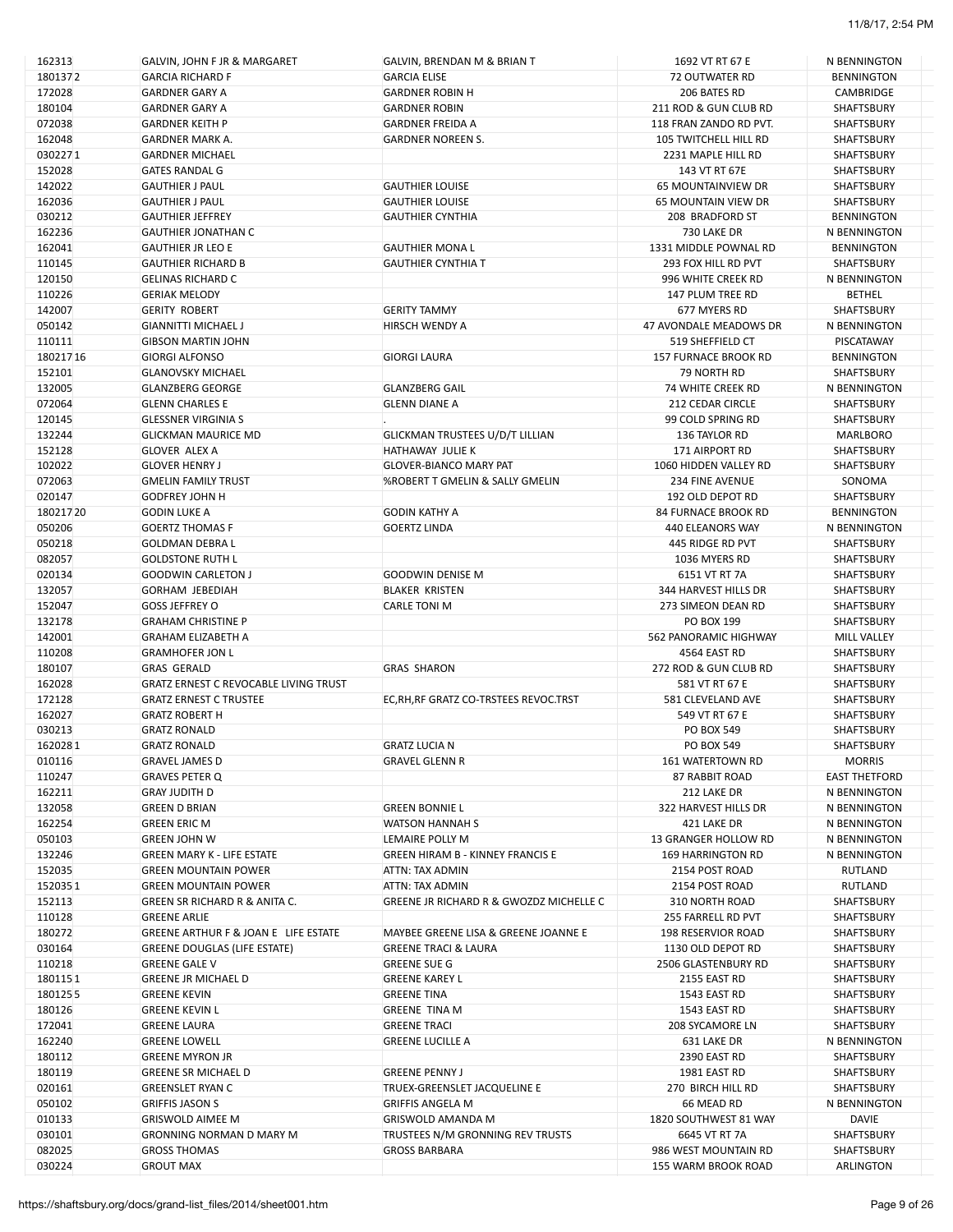| | | | | |
|---|---|---|---|---|
| 162313 | GALVIN, JOHN F JR & MARGARET | GALVIN, BRENDAN M & BRIAN T | 1692 VT RT 67 E | N BENNINGTON |
| 180137 2 | GARCIA RICHARD F | GARCIA ELISE | 72 OUTWATER RD | BENNINGTON |
| 172028 | GARDNER GARY A | GARDNER ROBIN H | 206 BATES RD | CAMBRIDGE |
| 180104 | GARDNER GARY A | GARDNER ROBIN | 211 ROD & GUN CLUB RD | SHAFTSBURY |
| 072038 | GARDNER KEITH P | GARDNER FREIDA A | 118 FRAN ZANDO RD PVT. | SHAFTSBURY |
| 162048 | GARDNER MARK A. | GARDNER NOREEN S. | 105 TWITCHELL HILL RD | SHAFTSBURY |
| 030227 1 | GARDNER MICHAEL | | 2231 MAPLE HILL RD | SHAFTSBURY |
| 152028 | GATES RANDAL G | | 143 VT RT 67E | SHAFTSBURY |
| 142022 | GAUTHIER J PAUL | GAUTHIER LOUISE | 65 MOUNTAINVIEW DR | SHAFTSBURY |
| 162036 | GAUTHIER J PAUL | GAUTHIER LOUISE | 65 MOUNTAIN VIEW DR | SHAFTSBURY |
| 030212 | GAUTHIER JEFFREY | GAUTHIER CYNTHIA | 208 BRADFORD ST | BENNINGTON |
| 162236 | GAUTHIER JONATHAN C | | 730 LAKE DR | N BENNINGTON |
| 162041 | GAUTHIER JR LEO E | GAUTHIER MONA L | 1331 MIDDLE POWNAL RD | BENNINGTON |
| 110145 | GAUTHIER RICHARD B | GAUTHIER CYNTHIA T | 293 FOX HILL RD PVT | SHAFTSBURY |
| 120150 | GELINAS RICHARD C | | 996 WHITE CREEK RD | N BENNINGTON |
| 110226 | GERIAK MELODY | | 147 PLUM TREE RD | BETHEL |
| 142007 | GERITY ROBERT | GERITY TAMMY | 677 MYERS RD | SHAFTSBURY |
| 050142 | GIANNITTI MICHAEL J | HIRSCH WENDY A | 47 AVONDALE MEADOWS DR | N BENNINGTON |
| 110111 | GIBSON MARTIN JOHN | | 519 SHEFFIELD CT | PISCATAWAY |
| 180217 16 | GIORGI ALFONSO | GIORGI LAURA | 157 FURNACE BROOK RD | BENNINGTON |
| 152101 | GLANOVSKY MICHAEL | | 79 NORTH RD | SHAFTSBURY |
| 132005 | GLANZBERG GEORGE | GLANZBERG GAIL | 74 WHITE CREEK RD | N BENNINGTON |
| 072064 | GLENN CHARLES E | GLENN DIANE A | 212 CEDAR CIRCLE | SHAFTSBURY |
| 120145 | GLESSNER VIRGINIA S | . | 99 COLD SPRING RD | SHAFTSBURY |
| 132244 | GLICKMAN MAURICE MD | GLICKMAN TRUSTEES U/D/T LILLIAN | 136 TAYLOR RD | MARLBORO |
| 152128 | GLOVER ALEX A | HATHAWAY JULIE K | 171 AIRPORT RD | SHAFTSBURY |
| 102022 | GLOVER HENRY J | GLOVER-BIANCO MARY PAT | 1060 HIDDEN VALLEY RD | SHAFTSBURY |
| 072063 | GMELIN FAMILY TRUST | %ROBERT T GMELIN & SALLY GMELIN | 234 FINE AVENUE | SONOMA |
| 020147 | GODFREY JOHN H | | 192 OLD DEPOT RD | SHAFTSBURY |
| 180217 20 | GODIN LUKE A | GODIN KATHY A | 84 FURNACE BROOK RD | BENNINGTON |
| 050206 | GOERTZ THOMAS F | GOERTZ LINDA | 440 ELEANORS WAY | N BENNINGTON |
| 050218 | GOLDMAN DEBRA L | | 445 RIDGE RD PVT | SHAFTSBURY |
| 082057 | GOLDSTONE RUTH L | | 1036 MYERS RD | SHAFTSBURY |
| 020134 | GOODWIN CARLETON J | GOODWIN DENISE M | 6151 VT RT 7A | SHAFTSBURY |
| 132057 | GORHAM JEBEDIAH | BLAKER KRISTEN | 344 HARVEST HILLS DR | SHAFTSBURY |
| 152047 | GOSS JEFFREY O | CARLE TONI M | 273 SIMEON DEAN RD | SHAFTSBURY |
| 132178 | GRAHAM CHRISTINE P | | PO BOX 199 | SHAFTSBURY |
| 142001 | GRAHAM ELIZABETH A | | 562 PANORAMIC HIGHWAY | MILL VALLEY |
| 110208 | GRAMHOFER JON L | | 4564 EAST RD | SHAFTSBURY |
| 180107 | GRAS GERALD | GRAS SHARON | 272 ROD & GUN CLUB RD | SHAFTSBURY |
| 162028 | GRATZ ERNEST C REVOCABLE LIVING TRUST | | 581 VT RT 67 E | SHAFTSBURY |
| 172128 | GRATZ ERNEST C TRUSTEE | EC,RH,RF GRATZ CO-TRSTEES REVOC.TRST | 581 CLEVELAND AVE | SHAFTSBURY |
| 162027 | GRATZ ROBERT H | | 549 VT RT 67 E | SHAFTSBURY |
| 030213 | GRATZ RONALD | | PO BOX 549 | SHAFTSBURY |
| 162028 1 | GRATZ RONALD | GRATZ LUCIA N | PO BOX 549 | SHAFTSBURY |
| 010116 | GRAVEL JAMES D | GRAVEL GLENN R | 161 WATERTOWN RD | MORRIS |
| 110247 | GRAVES PETER Q | | 87 RABBIT ROAD | EAST THETFORD |
| 162211 | GRAY JUDITH D | | 212 LAKE DR | N BENNINGTON |
| 132058 | GREEN D BRIAN | GREEN BONNIE L | 322 HARVEST HILLS DR | N BENNINGTON |
| 162254 | GREEN ERIC M | WATSON HANNAH S | 421 LAKE DR | N BENNINGTON |
| 050103 | GREEN JOHN W | LEMAIRE POLLY M | 13 GRANGER HOLLOW RD | N BENNINGTON |
| 132246 | GREEN MARY K - LIFE ESTATE | GREEN HIRAM B - KINNEY FRANCIS E | 169 HARRINGTON RD | N BENNINGTON |
| 152035 | GREEN MOUNTAIN POWER | ATTN: TAX ADMIN | 2154 POST ROAD | RUTLAND |
| 152035 1 | GREEN MOUNTAIN POWER | ATTN: TAX ADMIN | 2154 POST ROAD | RUTLAND |
| 152113 | GREEN SR RICHARD R & ANITA C. | GREENE JR RICHARD R & GWOZDZ MICHELLE C | 310 NORTH ROAD | SHAFTSBURY |
| 110128 | GREENE ARLIE | | 255 FARRELL RD PVT | SHAFTSBURY |
| 180272 | GREENE ARTHUR F & JOAN E LIFE ESTATE | MAYBEE GREENE LISA & GREENE JOANNE E | 198 RESERVIOR ROAD | SHAFTSBURY |
| 030164 | GREENE DOUGLAS (LIFE ESTATE) | GREENE TRACI & LAURA | 1130 OLD DEPOT RD | SHAFTSBURY |
| 110218 | GREENE GALE V | GREENE SUE G | 2506 GLASTENBURY RD | SHAFTSBURY |
| 180115 1 | GREENE JR MICHAEL D | GREENE KAREY L | 2155 EAST RD | SHAFTSBURY |
| 180125 5 | GREENE KEVIN | GREENE TINA | 1543 EAST RD | SHAFTSBURY |
| 180126 | GREENE KEVIN L | GREENE TINA M | 1543 EAST RD | SHAFTSBURY |
| 172041 | GREENE LAURA | GREENE TRACI | 208 SYCAMORE LN | SHAFTSBURY |
| 162240 | GREENE LOWELL | GREENE LUCILLE A | 631 LAKE DR | N BENNINGTON |
| 180112 | GREENE MYRON JR | | 2390 EAST RD | SHAFTSBURY |
| 180119 | GREENE SR MICHAEL D | GREENE PENNY J | 1981 EAST RD | SHAFTSBURY |
| 020161 | GREENSLET RYAN C | TRUEX-GREENSLET JACQUELINE E | 270 BIRCH HILL RD | SHAFTSBURY |
| 050102 | GRIFFIS JASON S | GRIFFIS ANGELA M | 66 MEAD RD | N BENNINGTON |
| 010133 | GRISWOLD AIMEE M | GRISWOLD AMANDA M | 1820 SOUTHWEST 81 WAY | DAVIE |
| 030101 | GRONNING NORMAN D MARY M | TRUSTEES N/M GRONNING REV TRUSTS | 6645 VT RT 7A | SHAFTSBURY |
| 082025 | GROSS THOMAS | GROSS BARBARA | 986 WEST MOUNTAIN RD | SHAFTSBURY |
| 030224 | GROUT MAX | | 155 WARM BROOK ROAD | ARLINGTON |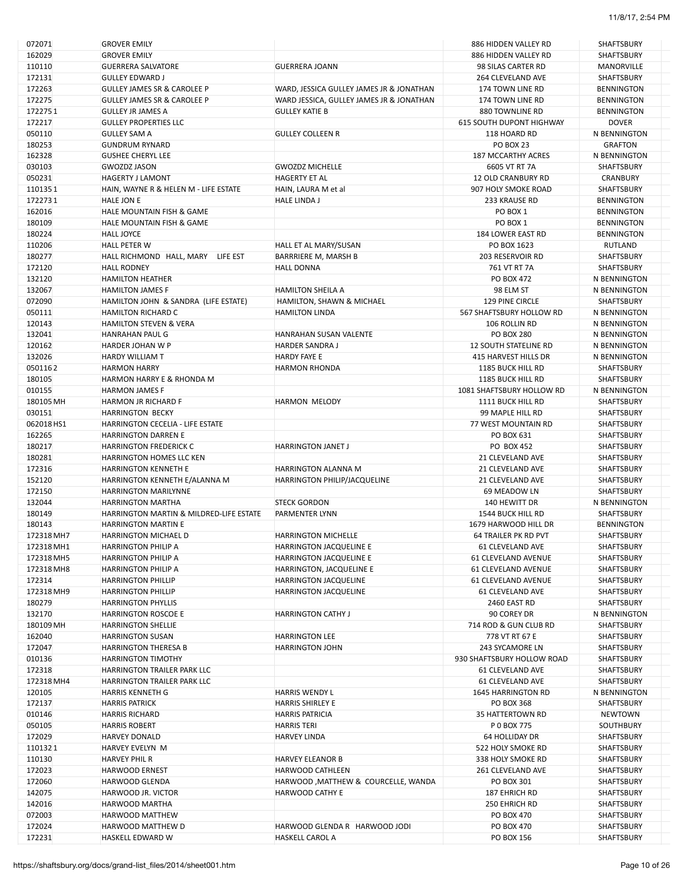| | | | | |
|---|---|---|---|---|
| 072071 | GROVER EMILY | | 886 HIDDEN VALLEY RD | SHAFTSBURY |
| 162029 | GROVER EMILY | | 886 HIDDEN VALLEY RD | SHAFTSBURY |
| 110110 | GUERRERA SALVATORE | GUERRERA JOANN | 98 SILAS CARTER RD | MANORVILLE |
| 172131 | GULLEY EDWARD J | | 264 CLEVELAND AVE | SHAFTSBURY |
| 172263 | GULLEY JAMES SR & CAROLEE P | WARD, JESSICA GULLEY JAMES JR & JONATHAN | 174 TOWN LINE RD | BENNINGTON |
| 172275 | GULLEY JAMES SR & CAROLEE P | WARD JESSICA, GULLEY JAMES JR & JONATHAN | 174 TOWN LINE RD | BENNINGTON |
| 172275 1 | GULLEY JR JAMES A | GULLEY KATIE B | 880 TOWNLINE RD | BENNINGTON |
| 172217 | GULLEY PROPERTIES LLC | | 615 SOUTH DUPONT HIGHWAY | DOVER |
| 050110 | GULLEY SAM A | GULLEY COLLEEN R | 118 HOARD RD | N BENNINGTON |
| 180253 | GUNDRUM RYNARD | | PO BOX 23 | GRAFTON |
| 162328 | GUSHEE CHERYL LEE | | 187 MCCARTHY ACRES | N BENNINGTON |
| 030103 | GWOZDZ JASON | GWOZDZ MICHELLE | 6605 VT RT 7A | SHAFTSBURY |
| 050231 | HAGERTY J LAMONT | HAGERTY ET AL | 12 OLD CRANBURY RD | CRANBURY |
| 110135 1 | HAIN, WAYNE R & HELEN M - LIFE ESTATE | HAIN, LAURA M et al | 907 HOLY SMOKE ROAD | SHAFTSBURY |
| 172273 1 | HALE JON E | HALE LINDA J | 233 KRAUSE RD | BENNINGTON |
| 162016 | HALE MOUNTAIN FISH & GAME | | PO BOX 1 | BENNINGTON |
| 180109 | HALE MOUNTAIN FISH & GAME | | PO BOX 1 | BENNINGTON |
| 180224 | HALL JOYCE | | 184 LOWER EAST RD | BENNINGTON |
| 110206 | HALL PETER W | HALL ET AL MARY/SUSAN | PO BOX 1623 | RUTLAND |
| 180277 | HALL RICHMOND HALL, MARY LIFE EST | BARRRIERE M, MARSH B | 203 RESERVOIR RD | SHAFTSBURY |
| 172120 | HALL RODNEY | HALL DONNA | 761 VT RT 7A | SHAFTSBURY |
| 132120 | HAMILTON HEATHER | | PO BOX 472 | N BENNINGTON |
| 132067 | HAMILTON JAMES F | HAMILTON SHEILA A | 98 ELM ST | N BENNINGTON |
| 072090 | HAMILTON JOHN & SANDRA (LIFE ESTATE) | HAMILTON, SHAWN & MICHAEL | 129 PINE CIRCLE | SHAFTSBURY |
| 050111 | HAMILTON RICHARD C | HAMILTON LINDA | 567 SHAFTSBURY HOLLOW RD | N BENNINGTON |
| 120143 | HAMILTON STEVEN & VERA | | 106 ROLLIN RD | N BENNINGTON |
| 132041 | HANRAHAN PAUL G | HANRAHAN SUSAN VALENTE | PO BOX 280 | N BENNINGTON |
| 120162 | HARDER JOHAN W P | HARDER SANDRA J | 12 SOUTH STATELINE RD | N BENNINGTON |
| 132026 | HARDY WILLIAM T | HARDY FAYE E | 415 HARVEST HILLS DR | N BENNINGTON |
| 050116 2 | HARMON HARRY | HARMON RHONDA | 1185 BUCK HILL RD | SHAFTSBURY |
| 180105 | HARMON HARRY E & RHONDA M | | 1185 BUCK HILL RD | SHAFTSBURY |
| 010155 | HARMON JAMES F | | 1081 SHAFTSBURY HOLLOW RD | N BENNINGTON |
| 180105 MH | HARMON JR RICHARD F | HARMON MELODY | 1111 BUCK HILL RD | SHAFTSBURY |
| 030151 | HARRINGTON BECKY | | 99 MAPLE HILL RD | SHAFTSBURY |
| 062018 HS1 | HARRINGTON CECELIA - LIFE ESTATE | | 77 WEST MOUNTAIN RD | SHAFTSBURY |
| 162265 | HARRINGTON DARREN E | | PO BOX 631 | SHAFTSBURY |
| 180217 | HARRINGTON FREDERICK C | HARRINGTON JANET J | PO BOX 452 | SHAFTSBURY |
| 180281 | HARRINGTON HOMES LLC KEN | | 21 CLEVELAND AVE | SHAFTSBURY |
| 172316 | HARRINGTON KENNETH E | HARRINGTON ALANNA M | 21 CLEVELAND AVE | SHAFTSBURY |
| 152120 | HARRINGTON KENNETH E/ALANNA M | HARRINGTON PHILIP/JACQUELINE | 21 CLEVELAND AVE | SHAFTSBURY |
| 172150 | HARRINGTON MARILYNNE | | 69 MEADOW LN | SHAFTSBURY |
| 132044 | HARRINGTON MARTHA | STECK GORDON | 140 HEWITT DR | N BENNINGTON |
| 180149 | HARRINGTON MARTIN & MILDRED-LIFE ESTATE | PARMENTER LYNN | 1544 BUCK HILL RD | SHAFTSBURY |
| 180143 | HARRINGTON MARTIN E | | 1679 HARWOOD HILL DR | BENNINGTON |
| 172318 MH7 | HARRINGTON MICHAEL D | HARRINGTON MICHELLE | 64 TRAILER PK RD PVT | SHAFTSBURY |
| 172318 MH1 | HARRINGTON PHILIP A | HARRINGTON JACQUELINE E | 61 CLEVELAND AVE | SHAFTSBURY |
| 172318 MH5 | HARRINGTON PHILIP A | HARRINGTON JACQUELINE E | 61 CLEVELAND AVENUE | SHAFTSBURY |
| 172318 MH8 | HARRINGTON PHILIP A | HARRINGTON, JACQUELINE E | 61 CLEVELAND AVENUE | SHAFTSBURY |
| 172314 | HARRINGTON PHILLIP | HARRINGTON JACQUELINE | 61 CLEVELAND AVENUE | SHAFTSBURY |
| 172318 MH9 | HARRINGTON PHILLIP | HARRINGTON JACQUELINE | 61 CLEVELAND AVE | SHAFTSBURY |
| 180279 | HARRINGTON PHYLLIS | | 2460 EAST RD | SHAFTSBURY |
| 132170 | HARRINGTON ROSCOE E | HARRINGTON CATHY J | 90 COREY DR | N BENNINGTON |
| 180109 MH | HARRINGTON SHELLIE | | 714 ROD & GUN CLUB RD | SHAFTSBURY |
| 162040 | HARRINGTON SUSAN | HARRINGTON LEE | 778 VT RT 67 E | SHAFTSBURY |
| 172047 | HARRINGTON THERESA B | HARRINGTON JOHN | 243 SYCAMORE LN | SHAFTSBURY |
| 010136 | HARRINGTON TIMOTHY | | 930 SHAFTSBURY HOLLOW ROAD | SHAFTSBURY |
| 172318 | HARRINGTON TRAILER PARK LLC | | 61 CLEVELAND AVE | SHAFTSBURY |
| 172318 MH4 | HARRINGTON TRAILER PARK LLC | | 61 CLEVELAND AVE | SHAFTSBURY |
| 120105 | HARRIS KENNETH G | HARRIS WENDY L | 1645 HARRINGTON RD | N BENNINGTON |
| 172137 | HARRIS PATRICK | HARRIS SHIRLEY E | PO BOX 368 | SHAFTSBURY |
| 010146 | HARRIS RICHARD | HARRIS PATRICIA | 35 HATTERTOWN RD | NEWTOWN |
| 050105 | HARRIS ROBERT | HARRIS TERI | P 0 BOX 775 | SOUTHBURY |
| 172029 | HARVEY DONALD | HARVEY LINDA | 64 HOLLIDAY DR | SHAFTSBURY |
| 110132 1 | HARVEY EVELYN M | | 522 HOLY SMOKE RD | SHAFTSBURY |
| 110130 | HARVEY PHIL R | HARVEY ELEANOR B | 338 HOLY SMOKE RD | SHAFTSBURY |
| 172023 | HARWOOD ERNEST | HARWOOD CATHLEEN | 261 CLEVELAND AVE | SHAFTSBURY |
| 172060 | HARWOOD GLENDA | HARWOOD ,MATTHEW & COURCELLE, WANDA | PO BOX 301 | SHAFTSBURY |
| 142075 | HARWOOD JR. VICTOR | HARWOOD CATHY E | 187 EHRICH RD | SHAFTSBURY |
| 142016 | HARWOOD MARTHA | | 250 EHRICH RD | SHAFTSBURY |
| 072003 | HARWOOD MATTHEW | | PO BOX 470 | SHAFTSBURY |
| 172024 | HARWOOD MATTHEW D | HARWOOD GLENDA R HARWOOD JODI | PO BOX 470 | SHAFTSBURY |
| 172231 | HASKELL EDWARD W | HASKELL CAROL A | PO BOX 156 | SHAFTSBURY |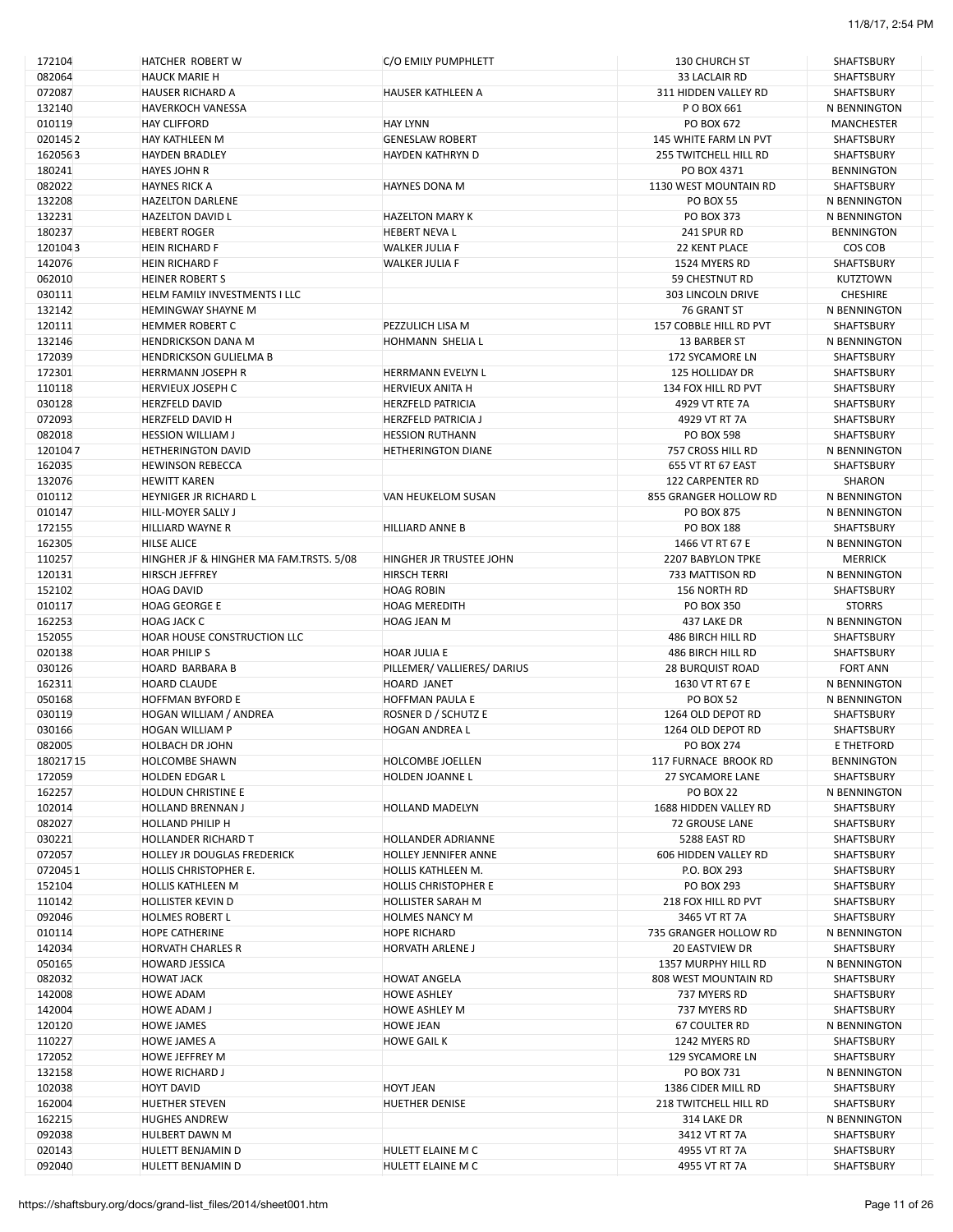| | | | | |
|---|---|---|---|---|
| 172104 | HATCHER ROBERT W | C/O EMILY PUMPHLETT | 130 CHURCH ST | SHAFTSBURY |
| 082064 | HAUCK MARIE H | | 33 LACLAIR RD | SHAFTSBURY |
| 072087 | HAUSER RICHARD A | HAUSER KATHLEEN A | 311 HIDDEN VALLEY RD | SHAFTSBURY |
| 132140 | HAVERKOCH VANESSA | | P O BOX 661 | N BENNINGTON |
| 010119 | HAY CLIFFORD | HAY LYNN | PO BOX 672 | MANCHESTER |
| 020145 2 | HAY KATHLEEN M | GENESLAW ROBERT | 145 WHITE FARM LN PVT | SHAFTSBURY |
| 162056 3 | HAYDEN BRADLEY | HAYDEN KATHRYN D | 255 TWITCHELL HILL RD | SHAFTSBURY |
| 180241 | HAYES JOHN R | | PO BOX 4371 | BENNINGTON |
| 082022 | HAYNES RICK A | HAYNES DONA M | 1130 WEST MOUNTAIN RD | SHAFTSBURY |
| 132208 | HAZELTON DARLENE | | PO BOX 55 | N BENNINGTON |
| 132231 | HAZELTON DAVID L | HAZELTON MARY K | PO BOX 373 | N BENNINGTON |
| 180237 | HEBERT ROGER | HEBERT NEVA L | 241 SPUR RD | BENNINGTON |
| 120104 3 | HEIN RICHARD F | WALKER JULIA F | 22 KENT PLACE | COS COB |
| 142076 | HEIN RICHARD F | WALKER JULIA F | 1524 MYERS RD | SHAFTSBURY |
| 062010 | HEINER ROBERT S | | 59 CHESTNUT RD | KUTZTOWN |
| 030111 | HELM FAMILY INVESTMENTS I LLC | | 303 LINCOLN DRIVE | CHESHIRE |
| 132142 | HEMINGWAY SHAYNE M | | 76 GRANT ST | N BENNINGTON |
| 120111 | HEMMER ROBERT C | PEZZULICH LISA M | 157 COBBLE HILL RD PVT | SHAFTSBURY |
| 132146 | HENDRICKSON DANA M | HOHMANN SHELIA L | 13 BARBER ST | N BENNINGTON |
| 172039 | HENDRICKSON GULIELMA B | | 172 SYCAMORE LN | SHAFTSBURY |
| 172301 | HERRMANN JOSEPH R | HERRMANN EVELYN L | 125 HOLLIDAY DR | SHAFTSBURY |
| 110118 | HERVIEUX JOSEPH C | HERVIEUX ANITA H | 134 FOX HILL RD PVT | SHAFTSBURY |
| 030128 | HERZFELD DAVID | HERZFELD PATRICIA | 4929 VT RTE 7A | SHAFTSBURY |
| 072093 | HERZFELD DAVID H | HERZFELD PATRICIA J | 4929 VT RT 7A | SHAFTSBURY |
| 082018 | HESSION WILLIAM J | HESSION RUTHANN | PO BOX 598 | SHAFTSBURY |
| 120104 7 | HETHERINGTON DAVID | HETHERINGTON DIANE | 757 CROSS HILL RD | N BENNINGTON |
| 162035 | HEWINSON REBECCA | | 655 VT RT 67 EAST | SHAFTSBURY |
| 132076 | HEWITT KAREN | | 122 CARPENTER RD | SHARON |
| 010112 | HEYNIGER JR RICHARD L | VAN HEUKELOM SUSAN | 855 GRANGER HOLLOW RD | N BENNINGTON |
| 010147 | HILL-MOYER SALLY J | | PO BOX 875 | N BENNINGTON |
| 172155 | HILLIARD WAYNE R | HILLIARD ANNE B | PO BOX 188 | SHAFTSBURY |
| 162305 | HILSE ALICE | | 1466 VT RT 67 E | N BENNINGTON |
| 110257 | HINGHER JF & HINGHER MA FAM.TRSTS. 5/08 | HINGHER JR TRUSTEE JOHN | 2207 BABYLON TPKE | MERRICK |
| 120131 | HIRSCH JEFFREY | HIRSCH TERRI | 733 MATTISON RD | N BENNINGTON |
| 152102 | HOAG DAVID | HOAG ROBIN | 156 NORTH RD | SHAFTSBURY |
| 010117 | HOAG GEORGE E | HOAG MEREDITH | PO BOX 350 | STORRS |
| 162253 | HOAG JACK C | HOAG JEAN M | 437 LAKE DR | N BENNINGTON |
| 152055 | HOAR HOUSE CONSTRUCTION LLC | | 486 BIRCH HILL RD | SHAFTSBURY |
| 020138 | HOAR PHILIP S | HOAR JULIA E | 486 BIRCH HILL RD | SHAFTSBURY |
| 030126 | HOARD BARBARA B | PILLEMER/ VALLIERES/ DARIUS | 28 BURQUIST ROAD | FORT ANN |
| 162311 | HOARD CLAUDE | HOARD JANET | 1630 VT RT 67 E | N BENNINGTON |
| 050168 | HOFFMAN BYFORD E | HOFFMAN PAULA E | PO BOX 52 | N BENNINGTON |
| 030119 | HOGAN WILLIAM / ANDREA | ROSNER D / SCHUTZ E | 1264 OLD DEPOT RD | SHAFTSBURY |
| 030166 | HOGAN WILLIAM P | HOGAN ANDREA L | 1264 OLD DEPOT RD | SHAFTSBURY |
| 082005 | HOLBACH DR JOHN | | PO BOX 274 | E THETFORD |
| 180217 15 | HOLCOMBE SHAWN | HOLCOMBE JOELLEN | 117 FURNACE BROOK RD | BENNINGTON |
| 172059 | HOLDEN EDGAR L | HOLDEN JOANNE L | 27 SYCAMORE LANE | SHAFTSBURY |
| 162257 | HOLDUN CHRISTINE E | | PO BOX 22 | N BENNINGTON |
| 102014 | HOLLAND BRENNAN J | HOLLAND MADELYN | 1688 HIDDEN VALLEY RD | SHAFTSBURY |
| 082027 | HOLLAND PHILIP H | | 72 GROUSE LANE | SHAFTSBURY |
| 030221 | HOLLANDER RICHARD T | HOLLANDER ADRIANNE | 5288 EAST RD | SHAFTSBURY |
| 072057 | HOLLEY JR DOUGLAS FREDERICK | HOLLEY JENNIFER ANNE | 606 HIDDEN VALLEY RD | SHAFTSBURY |
| 072045 1 | HOLLIS CHRISTOPHER E. | HOLLIS KATHLEEN M. | P.O. BOX 293 | SHAFTSBURY |
| 152104 | HOLLIS KATHLEEN M | HOLLIS CHRISTOPHER E | PO BOX 293 | SHAFTSBURY |
| 110142 | HOLLISTER KEVIN D | HOLLISTER SARAH M | 218 FOX HILL RD PVT | SHAFTSBURY |
| 092046 | HOLMES ROBERT L | HOLMES NANCY M | 3465 VT RT 7A | SHAFTSBURY |
| 010114 | HOPE CATHERINE | HOPE RICHARD | 735 GRANGER HOLLOW RD | N BENNINGTON |
| 142034 | HORVATH CHARLES R | HORVATH ARLENE J | 20 EASTVIEW DR | SHAFTSBURY |
| 050165 | HOWARD JESSICA | | 1357 MURPHY HILL RD | N BENNINGTON |
| 082032 | HOWAT JACK | HOWAT ANGELA | 808 WEST MOUNTAIN RD | SHAFTSBURY |
| 142008 | HOWE ADAM | HOWE ASHLEY | 737 MYERS RD | SHAFTSBURY |
| 142004 | HOWE ADAM J | HOWE ASHLEY M | 737 MYERS RD | SHAFTSBURY |
| 120120 | HOWE JAMES | HOWE JEAN | 67 COULTER RD | N BENNINGTON |
| 110227 | HOWE JAMES A | HOWE GAIL K | 1242 MYERS RD | SHAFTSBURY |
| 172052 | HOWE JEFFREY M | | 129 SYCAMORE LN | SHAFTSBURY |
| 132158 | HOWE RICHARD J | | PO BOX 731 | N BENNINGTON |
| 102038 | HOYT DAVID | HOYT JEAN | 1386 CIDER MILL RD | SHAFTSBURY |
| 162004 | HUETHER STEVEN | HUETHER DENISE | 218 TWITCHELL HILL RD | SHAFTSBURY |
| 162215 | HUGHES ANDREW | | 314 LAKE DR | N BENNINGTON |
| 092038 | HULBERT DAWN M | | 3412 VT RT 7A | SHAFTSBURY |
| 020143 | HULETT BENJAMIN D | HULETT ELAINE M C | 4955 VT RT 7A | SHAFTSBURY |
| 092040 | HULETT BENJAMIN D | HULETT ELAINE M C | 4955 VT RT 7A | SHAFTSBURY |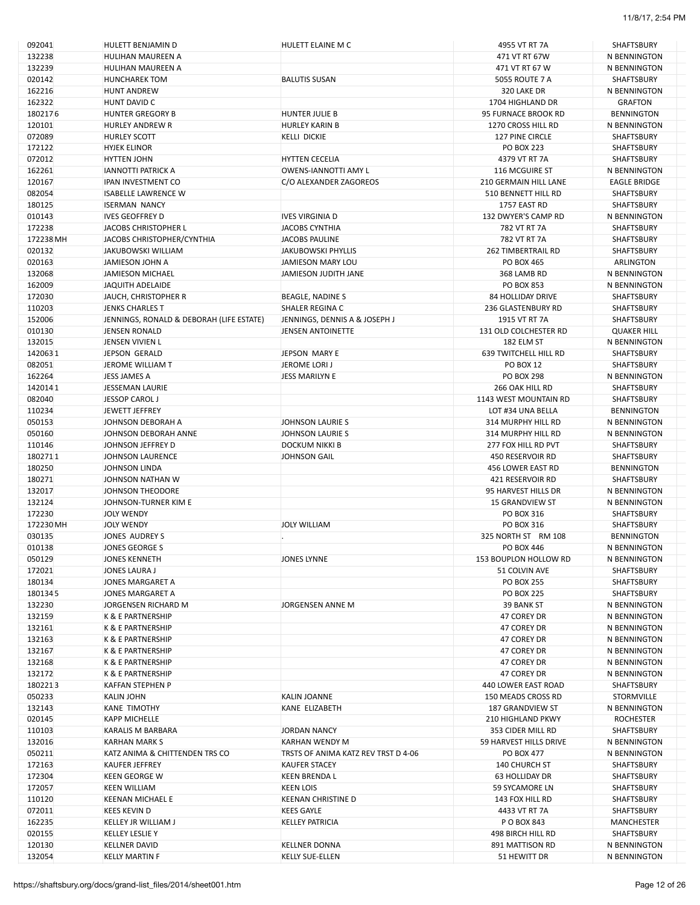| | | | | |
|---|---|---|---|---|
| 092041 | HULETT BENJAMIN D | HULETT ELAINE M C | 4955 VT RT 7A | SHAFTSBURY |
| 132238 | HULIHAN MAUREEN A | | 471 VT RT 67W | N BENNINGTON |
| 132239 | HULIHAN MAUREEN A | | 471 VT RT 67 W | N BENNINGTON |
| 020142 | HUNCHAREK TOM | BALUTIS SUSAN | 5055 ROUTE 7 A | SHAFTSBURY |
| 162216 | HUNT ANDREW | | 320 LAKE DR | N BENNINGTON |
| 162322 | HUNT DAVID C | | 1704 HIGHLAND DR | GRAFTON |
| 1802176 | HUNTER GREGORY B | HUNTER JULIE B | 95 FURNACE BROOK RD | BENNINGTON |
| 120101 | HURLEY ANDREW R | HURLEY KARIN B | 1270 CROSS HILL RD | N BENNINGTON |
| 072089 | HURLEY SCOTT | KELLI DICKIE | 127 PINE CIRCLE | SHAFTSBURY |
| 172122 | HYJEK ELINOR | | PO BOX 223 | SHAFTSBURY |
| 072012 | HYTTEN JOHN | HYTTEN CECELIA | 4379 VT RT 7A | SHAFTSBURY |
| 162261 | IANNOTTI PATRICK A | OWENS-IANNOTTI AMY L | 116 MCGUIRE ST | N BENNINGTON |
| 120167 | IPAN INVESTMENT CO | C/O ALEXANDER ZAGOREOS | 210 GERMAIN HILL LANE | EAGLE BRIDGE |
| 082054 | ISABELLE LAWRENCE W | | 510 BENNETT HILL RD | SHAFTSBURY |
| 180125 | ISERMAN NANCY | | 1757 EAST RD | SHAFTSBURY |
| 010143 | IVES GEOFFREY D | IVES VIRGINIA D | 132 DWYER'S CAMP RD | N BENNINGTON |
| 172238 | JACOBS CHRISTOPHER L | JACOBS CYNTHIA | 782 VT RT 7A | SHAFTSBURY |
| 172238 MH | JACOBS CHRISTOPHER/CYNTHIA | JACOBS PAULINE | 782 VT RT 7A | SHAFTSBURY |
| 020132 | JAKUBOWSKI WILLIAM | JAKUBOWSKI PHYLLIS | 262 TIMBERTRAIL RD | SHAFTSBURY |
| 020163 | JAMIESON JOHN A | JAMIESON MARY LOU | PO BOX 465 | ARLINGTON |
| 132068 | JAMIESON MICHAEL | JAMIESON JUDITH JANE | 368 LAMB RD | N BENNINGTON |
| 162009 | JAQUITH ADELAIDE | | PO BOX 853 | N BENNINGTON |
| 172030 | JAUCH, CHRISTOPHER R | BEAGLE, NADINE S | 84 HOLLIDAY DRIVE | SHAFTSBURY |
| 110203 | JENKS CHARLES T | SHALER REGINA C | 236 GLASTENBURY RD | SHAFTSBURY |
| 152006 | JENNINGS, RONALD & DEBORAH (LIFE ESTATE) | JENNINGS, DENNIS A & JOSEPH J | 1915 VT RT 7A | SHAFTSBURY |
| 010130 | JENSEN RONALD | JENSEN ANTOINETTE | 131 OLD COLCHESTER RD | QUAKER HILL |
| 132015 | JENSEN VIVIEN L | | 182 ELM ST | N BENNINGTON |
| 1420631 | JEPSON GERALD | JEPSON MARY E | 639 TWITCHELL HILL RD | SHAFTSBURY |
| 082051 | JEROME WILLIAM T | JEROME LORI J | PO BOX 12 | SHAFTSBURY |
| 162264 | JESS JAMES A | JESS MARILYN E | PO BOX 298 | N BENNINGTON |
| 1420141 | JESSEMAN LAURIE | | 266 OAK HILL RD | SHAFTSBURY |
| 082040 | JESSOP CAROL J | | 1143 WEST MOUNTAIN RD | SHAFTSBURY |
| 110234 | JEWETT JEFFREY | | LOT #34 UNA BELLA | BENNINGTON |
| 050153 | JOHNSON DEBORAH A | JOHNSON LAURIE S | 314 MURPHY HILL RD | N BENNINGTON |
| 050160 | JOHNSON DEBORAH ANNE | JOHNSON LAURIE S | 314 MURPHY HILL RD | N BENNINGTON |
| 110146 | JOHNSON JEFFREY D | DOCKUM NIKKI B | 277 FOX HILL RD PVT | SHAFTSBURY |
| 1802711 | JOHNSON LAURENCE | JOHNSON GAIL | 450 RESERVOIR RD | SHAFTSBURY |
| 180250 | JOHNSON LINDA | | 456 LOWER EAST RD | BENNINGTON |
| 180271 | JOHNSON NATHAN W | | 421 RESERVOIR RD | SHAFTSBURY |
| 132017 | JOHNSON THEODORE | | 95 HARVEST HILLS DR | N BENNINGTON |
| 132124 | JOHNSON-TURNER KIM E | | 15 GRANDVIEW ST | N BENNINGTON |
| 172230 | JOLY WENDY | | PO BOX 316 | SHAFTSBURY |
| 172230 MH | JOLY WENDY | JOLY WILLIAM | PO BOX 316 | SHAFTSBURY |
| 030135 | JONES AUDREY S | . | 325 NORTH ST RM 108 | BENNINGTON |
| 010138 | JONES GEORGE S | | PO BOX 446 | N BENNINGTON |
| 050129 | JONES KENNETH | JONES LYNNE | 153 BOUPLON HOLLOW RD | N BENNINGTON |
| 172021 | JONES LAURA J | | 51 COLVIN AVE | SHAFTSBURY |
| 180134 | JONES MARGARET A | | PO BOX 255 | SHAFTSBURY |
| 1801345 | JONES MARGARET A | | PO BOX 225 | SHAFTSBURY |
| 132230 | JORGENSEN RICHARD M | JORGENSEN ANNE M | 39 BANK ST | N BENNINGTON |
| 132159 | K & E PARTNERSHIP | | 47 COREY DR | N BENNINGTON |
| 132161 | K & E PARTNERSHIP | | 47 COREY DR | N BENNINGTON |
| 132163 | K & E PARTNERSHIP | | 47 COREY DR | N BENNINGTON |
| 132167 | K & E PARTNERSHIP | | 47 COREY DR | N BENNINGTON |
| 132168 | K & E PARTNERSHIP | | 47 COREY DR | N BENNINGTON |
| 132172 | K & E PARTNERSHIP | | 47 COREY DR | N BENNINGTON |
| 1802213 | KAFFAN STEPHEN P | | 440 LOWER EAST ROAD | SHAFTSBURY |
| 050233 | KALIN JOHN | KALIN JOANNE | 150 MEADS CROSS RD | STORMVILLE |
| 132143 | KANE TIMOTHY | KANE ELIZABETH | 187 GRANDVIEW ST | N BENNINGTON |
| 020145 | KAPP MICHELLE | | 210 HIGHLAND PKWY | ROCHESTER |
| 110103 | KARALIS M BARBARA | JORDAN NANCY | 353 CIDER MILL RD | SHAFTSBURY |
| 132016 | KARHAN MARK S | KARHAN WENDY M | 59 HARVEST HILLS DRIVE | N BENNINGTON |
| 050211 | KATZ ANIMA & CHITTENDEN TRS CO | TRSTS OF ANIMA KATZ REV TRST D 4-06 | PO BOX 477 | N BENNINGTON |
| 172163 | KAUFER JEFFREY | KAUFER STACEY | 140 CHURCH ST | SHAFTSBURY |
| 172304 | KEEN GEORGE W | KEEN BRENDA L | 63 HOLLIDAY DR | SHAFTSBURY |
| 172057 | KEEN WILLIAM | KEEN LOIS | 59 SYCAMORE LN | SHAFTSBURY |
| 110120 | KEENAN MICHAEL E | KEENAN CHRISTINE D | 143 FOX HILL RD | SHAFTSBURY |
| 072011 | KEES KEVIN D | KEES GAYLE | 4433 VT RT 7A | SHAFTSBURY |
| 162235 | KELLEY JR WILLIAM J | KELLEY PATRICIA | P O BOX 843 | MANCHESTER |
| 020155 | KELLEY LESLIE Y | | 498 BIRCH HILL RD | SHAFTSBURY |
| 120130 | KELLNER DAVID | KELLNER DONNA | 891 MATTISON RD | N BENNINGTON |
| 132054 | KELLY MARTIN F | KELLY SUE-ELLEN | 51 HEWITT DR | N BENNINGTON |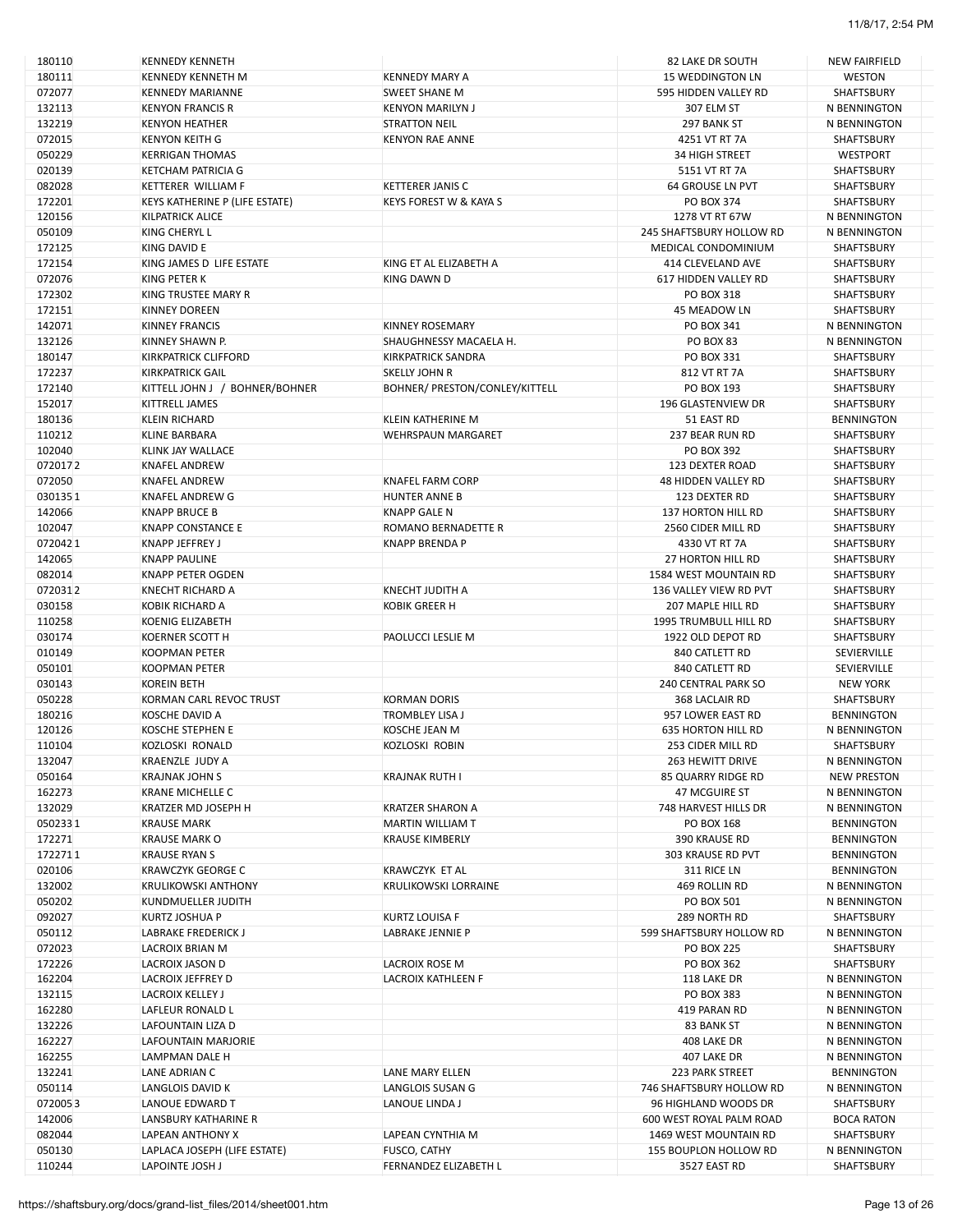| | | | | |
|---|---|---|---|---|
| 180110 | KENNEDY KENNETH | | 82 LAKE DR SOUTH | NEW FAIRFIELD |
| 180111 | KENNEDY KENNETH M | KENNEDY MARY A | 15 WEDDINGTON LN | WESTON |
| 072077 | KENNEDY MARIANNE | SWEET SHANE M | 595 HIDDEN VALLEY RD | SHAFTSBURY |
| 132113 | KENYON FRANCIS R | KENYON MARILYN J | 307 ELM ST | N BENNINGTON |
| 132219 | KENYON HEATHER | STRATTON NEIL | 297 BANK ST | N BENNINGTON |
| 072015 | KENYON KEITH G | KENYON RAE ANNE | 4251 VT RT 7A | SHAFTSBURY |
| 050229 | KERRIGAN THOMAS | | 34 HIGH STREET | WESTPORT |
| 020139 | KETCHAM PATRICIA G | | 5151 VT RT 7A | SHAFTSBURY |
| 082028 | KETTERER WILLIAM F | KETTERER JANIS C | 64 GROUSE LN PVT | SHAFTSBURY |
| 172201 | KEYS KATHERINE P (LIFE ESTATE) | KEYS FOREST W & KAYA S | PO BOX 374 | SHAFTSBURY |
| 120156 | KILPATRICK ALICE | | 1278 VT RT 67W | N BENNINGTON |
| 050109 | KING CHERYL L | | 245 SHAFTSBURY HOLLOW RD | N BENNINGTON |
| 172125 | KING DAVID E | | MEDICAL CONDOMINIUM | SHAFTSBURY |
| 172154 | KING JAMES D LIFE ESTATE | KING ET AL ELIZABETH A | 414 CLEVELAND AVE | SHAFTSBURY |
| 072076 | KING PETER K | KING DAWN D | 617 HIDDEN VALLEY RD | SHAFTSBURY |
| 172302 | KING TRUSTEE MARY R | | PO BOX 318 | SHAFTSBURY |
| 172151 | KINNEY DOREEN | | 45 MEADOW LN | SHAFTSBURY |
| 142071 | KINNEY FRANCIS | KINNEY ROSEMARY | PO BOX 341 | N BENNINGTON |
| 132126 | KINNEY SHAWN P. | SHAUGHNESSY MACAELA H. | PO BOX 83 | N BENNINGTON |
| 180147 | KIRKPATRICK CLIFFORD | KIRKPATRICK SANDRA | PO BOX 331 | SHAFTSBURY |
| 172237 | KIRKPATRICK GAIL | SKELLY JOHN R | 812 VT RT 7A | SHAFTSBURY |
| 172140 | KITTELL JOHN J / BOHNER/BOHNER | BOHNER/ PRESTON/CONLEY/KITTELL | PO BOX 193 | SHAFTSBURY |
| 152017 | KITTRELL JAMES | | 196 GLASTENVIEW DR | SHAFTSBURY |
| 180136 | KLEIN RICHARD | KLEIN KATHERINE M | 51 EAST RD | BENNINGTON |
| 110212 | KLINE BARBARA | WEHRSPAUN MARGARET | 237 BEAR RUN RD | SHAFTSBURY |
| 102040 | KLINK JAY WALLACE | | PO BOX 392 | SHAFTSBURY |
| 0720172 | KNAFEL ANDREW | | 123 DEXTER ROAD | SHAFTSBURY |
| 072050 | KNAFEL ANDREW | KNAFEL FARM CORP | 48 HIDDEN VALLEY RD | SHAFTSBURY |
| 0301351 | KNAFEL ANDREW G | HUNTER ANNE B | 123 DEXTER RD | SHAFTSBURY |
| 142066 | KNAPP BRUCE B | KNAPP GALE N | 137 HORTON HILL RD | SHAFTSBURY |
| 102047 | KNAPP CONSTANCE E | ROMANO BERNADETTE R | 2560 CIDER MILL RD | SHAFTSBURY |
| 0720421 | KNAPP JEFFREY J | KNAPP BRENDA P | 4330 VT RT 7A | SHAFTSBURY |
| 142065 | KNAPP PAULINE | | 27 HORTON HILL RD | SHAFTSBURY |
| 082014 | KNAPP PETER OGDEN | | 1584 WEST MOUNTAIN RD | SHAFTSBURY |
| 0720312 | KNECHT RICHARD A | KNECHT JUDITH A | 136 VALLEY VIEW RD PVT | SHAFTSBURY |
| 030158 | KOBIK RICHARD A | KOBIK GREER H | 207 MAPLE HILL RD | SHAFTSBURY |
| 110258 | KOENIG ELIZABETH | | 1995 TRUMBULL HILL RD | SHAFTSBURY |
| 030174 | KOERNER SCOTT H | PAOLUCCI LESLIE M | 1922 OLD DEPOT RD | SHAFTSBURY |
| 010149 | KOOPMAN PETER | | 840 CATLETT RD | SEVIERVILLE |
| 050101 | KOOPMAN PETER | | 840 CATLETT RD | SEVIERVILLE |
| 030143 | KOREIN BETH | | 240 CENTRAL PARK SO | NEW YORK |
| 050228 | KORMAN CARL REVOC TRUST | KORMAN DORIS | 368 LACLAIR RD | SHAFTSBURY |
| 180216 | KOSCHE DAVID A | TROMBLEY LISA J | 957 LOWER EAST RD | BENNINGTON |
| 120126 | KOSCHE STEPHEN E | KOSCHE JEAN M | 635 HORTON HILL RD | N BENNINGTON |
| 110104 | KOZLOSKI RONALD | KOZLOSKI ROBIN | 253 CIDER MILL RD | SHAFTSBURY |
| 132047 | KRAENZLE JUDY A | | 263 HEWITT DRIVE | N BENNINGTON |
| 050164 | KRAJNAK JOHN S | KRAJNAK RUTH I | 85 QUARRY RIDGE RD | NEW PRESTON |
| 162273 | KRANE MICHELLE C | | 47 MCGUIRE ST | N BENNINGTON |
| 132029 | KRATZER MD JOSEPH H | KRATZER SHARON A | 748 HARVEST HILLS DR | N BENNINGTON |
| 0502331 | KRAUSE MARK | MARTIN WILLIAM T | PO BOX 168 | BENNINGTON |
| 172271 | KRAUSE MARK O | KRAUSE KIMBERLY | 390 KRAUSE RD | BENNINGTON |
| 1722711 | KRAUSE RYAN S | | 303 KRAUSE RD PVT | BENNINGTON |
| 020106 | KRAWCZYK GEORGE C | KRAWCZYK ET AL | 311 RICE LN | BENNINGTON |
| 132002 | KRULIKOWSKI ANTHONY | KRULIKOWSKI LORRAINE | 469 ROLLIN RD | N BENNINGTON |
| 050202 | KUNDMUELLER JUDITH | | PO BOX 501 | N BENNINGTON |
| 092027 | KURTZ JOSHUA P | KURTZ LOUISA F | 289 NORTH RD | SHAFTSBURY |
| 050112 | LABRAKE FREDERICK J | LABRAKE JENNIE P | 599 SHAFTSBURY HOLLOW RD | N BENNINGTON |
| 072023 | LACROIX BRIAN M | | PO BOX 225 | SHAFTSBURY |
| 172226 | LACROIX JASON D | LACROIX ROSE M | PO BOX 362 | SHAFTSBURY |
| 162204 | LACROIX JEFFREY D | LACROIX KATHLEEN F | 118 LAKE DR | N BENNINGTON |
| 132115 | LACROIX KELLEY J | | PO BOX 383 | N BENNINGTON |
| 162280 | LAFLEUR RONALD L | | 419 PARAN RD | N BENNINGTON |
| 132226 | LAFOUNTAIN LIZA D | | 83 BANK ST | N BENNINGTON |
| 162227 | LAFOUNTAIN MARJORIE | | 408 LAKE DR | N BENNINGTON |
| 162255 | LAMPMAN DALE H | | 407 LAKE DR | N BENNINGTON |
| 132241 | LANE ADRIAN C | LANE MARY ELLEN | 223 PARK STREET | BENNINGTON |
| 050114 | LANGLOIS DAVID K | LANGLOIS SUSAN G | 746 SHAFTSBURY HOLLOW RD | N BENNINGTON |
| 0720053 | LANOUE EDWARD T | LANOUE LINDA J | 96 HIGHLAND WOODS DR | SHAFTSBURY |
| 142006 | LANSBURY KATHARINE R | | 600 WEST ROYAL PALM ROAD | BOCA RATON |
| 082044 | LAPEAN ANTHONY X | LAPEAN CYNTHIA M | 1469 WEST MOUNTAIN RD | SHAFTSBURY |
| 050130 | LAPLACA JOSEPH (LIFE ESTATE) | FUSCO, CATHY | 155 BOUPLON HOLLOW RD | N BENNINGTON |
| 110244 | LAPOINTE JOSH J | FERNANDEZ ELIZABETH L | 3527 EAST RD | SHAFTSBURY |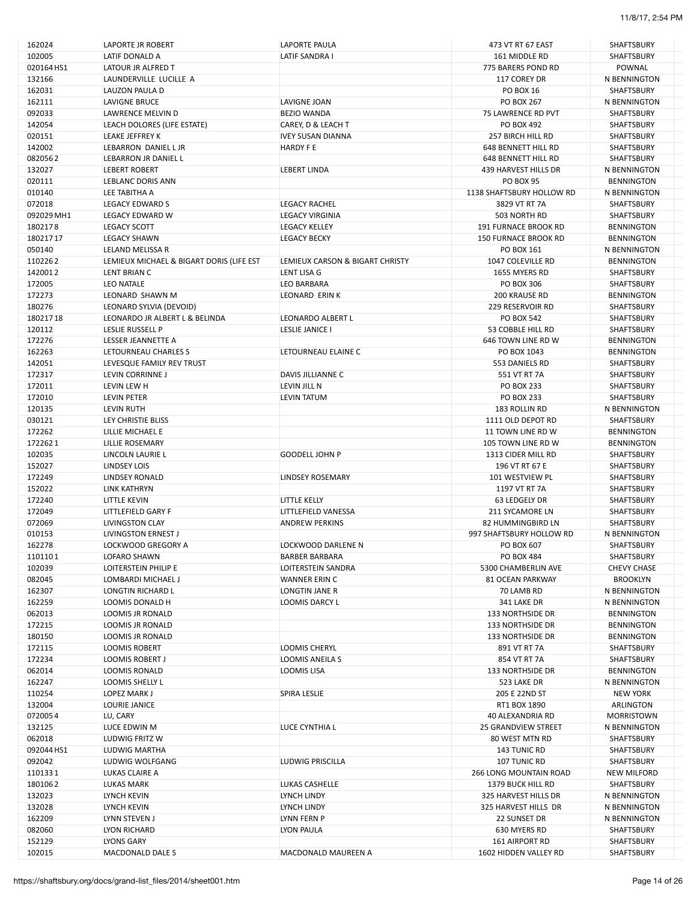| | | | | |
|---|---|---|---|---|
| 162024 | LAPORTE JR ROBERT | LAPORTE PAULA | 473 VT RT 67 EAST | SHAFTSBURY |
| 102005 | LATIF DONALD A | LATIF SANDRA I | 161 MIDDLE RD | SHAFTSBURY |
| 020164 HS1 | LATOUR JR ALFRED T | | 775 BARERS POND RD | POWNAL |
| 132166 | LAUNDERVILLE LUCILLE A | | 117 COREY DR | N BENNINGTON |
| 162031 | LAUZON PAULA D | | PO BOX 16 | SHAFTSBURY |
| 162111 | LAVIGNE BRUCE | LAVIGNE JOAN | PO BOX 267 | N BENNINGTON |
| 092033 | LAWRENCE MELVIN D | BEZIO WANDA | 75 LAWRENCE RD PVT | SHAFTSBURY |
| 142054 | LEACH DOLORES (LIFE ESTATE) | CAREY, D & LEACH T | PO BOX 492 | SHAFTSBURY |
| 020151 | LEAKE JEFFREY K | IVEY SUSAN DIANNA | 257 BIRCH HILL RD | SHAFTSBURY |
| 142002 | LEBARRON DANIEL L JR | HARDY F E | 648 BENNETT HILL RD | SHAFTSBURY |
| 082056 2 | LEBARRON JR DANIEL L | | 648 BENNETT HILL RD | SHAFTSBURY |
| 132027 | LEBERT ROBERT | LEBERT LINDA | 439 HARVEST HILLS DR | N BENNINGTON |
| 020111 | LEBLANC DORIS ANN | | PO BOX 95 | BENNINGTON |
| 010140 | LEE TABITHA A | | 1138 SHAFTSBURY HOLLOW RD | N BENNINGTON |
| 072018 | LEGACY EDWARD S | LEGACY RACHEL | 3829 VT RT 7A | SHAFTSBURY |
| 092029 MH1 | LEGACY EDWARD W | LEGACY VIRGINIA | 503 NORTH RD | SHAFTSBURY |
| 180217 8 | LEGACY SCOTT | LEGACY KELLEY | 191 FURNACE BROOK RD | BENNINGTON |
| 180217 17 | LEGACY SHAWN | LEGACY BECKY | 150 FURNACE BROOK RD | BENNINGTON |
| 050140 | LELAND MELISSA R | | PO BOX 161 | N BENNINGTON |
| 110226 2 | LEMIEUX MICHAEL & BIGART DORIS (LIFE EST | LEMIEUX CARSON & BIGART CHRISTY | 1047 COLEVILLE RD | BENNINGTON |
| 142001 2 | LENT BRIAN C | LENT LISA G | 1655 MYERS RD | SHAFTSBURY |
| 172005 | LEO NATALE | LEO BARBARA | PO BOX 306 | SHAFTSBURY |
| 172273 | LEONARD SHAWN M | LEONARD ERIN K | 200 KRAUSE RD | BENNINGTON |
| 180276 | LEONARD SYLVIA (DEVOID) | | 229 RESERVOIR RD | SHAFTSBURY |
| 180217 18 | LEONARDO JR ALBERT L & BELINDA | LEONARDO ALBERT L | PO BOX 542 | SHAFTSBURY |
| 120112 | LESLIE RUSSELL P | LESLIE JANICE I | 53 COBBLE HILL RD | SHAFTSBURY |
| 172276 | LESSER JEANNETTE A | | 646 TOWN LINE RD W | BENNINGTON |
| 162263 | LETOURNEAU CHARLES S | LETOURNEAU ELAINE C | PO BOX 1043 | BENNINGTON |
| 142051 | LEVESQUE FAMILY REV TRUST | | 553 DANIELS RD | SHAFTSBURY |
| 172317 | LEVIN CORRINNE J | DAVIS JILLIANNE C | 551 VT RT 7A | SHAFTSBURY |
| 172011 | LEVIN LEW H | LEVIN JILL N | PO BOX 233 | SHAFTSBURY |
| 172010 | LEVIN PETER | LEVIN TATUM | PO BOX 233 | SHAFTSBURY |
| 120135 | LEVIN RUTH | | 183 ROLLIN RD | N BENNINGTON |
| 030121 | LEY CHRISTIE BLISS | | 1111 OLD DEPOT RD | SHAFTSBURY |
| 172262 | LILLIE MICHAEL E | | 11 TOWN LINE RD W | BENNINGTON |
| 172262 1 | LILLIE ROSEMARY | | 105 TOWN LINE RD W | BENNINGTON |
| 102035 | LINCOLN LAURIE L | GOODELL JOHN P | 1313 CIDER MILL RD | SHAFTSBURY |
| 152027 | LINDSEY LOIS | | 196 VT RT 67 E | SHAFTSBURY |
| 172249 | LINDSEY RONALD | LINDSEY ROSEMARY | 101 WESTVIEW PL | SHAFTSBURY |
| 152022 | LINK KATHRYN | | 1197 VT RT 7A | SHAFTSBURY |
| 172240 | LITTLE KEVIN | LITTLE KELLY | 63 LEDGELY DR | SHAFTSBURY |
| 172049 | LITTLEFIELD GARY F | LITTLEFIELD VANESSA | 211 SYCAMORE LN | SHAFTSBURY |
| 072069 | LIVINGSTON CLAY | ANDREW PERKINS | 82 HUMMINGBIRD LN | SHAFTSBURY |
| 010153 | LIVINGSTON ERNEST J | | 997 SHAFTSBURY HOLLOW RD | N BENNINGTON |
| 162278 | LOCKWOOD GREGORY A | LOCKWOOD DARLENE N | PO BOX 607 | SHAFTSBURY |
| 110110 1 | LOFARO SHAWN | BARBER BARBARA | PO BOX 484 | SHAFTSBURY |
| 102039 | LOITERSTEIN PHILIP E | LOITERSTEIN SANDRA | 5300 CHAMBERLIN AVE | CHEVY CHASE |
| 082045 | LOMBARDI MICHAEL J | WANNER ERIN C | 81 OCEAN PARKWAY | BROOKLYN |
| 162307 | LONGTIN RICHARD L | LONGTIN JANE R | 70 LAMB RD | N BENNINGTON |
| 162259 | LOOMIS DONALD H | LOOMIS DARCY L | 341 LAKE DR | N BENNINGTON |
| 062013 | LOOMIS JR RONALD | | 133 NORTHSIDE DR | BENNINGTON |
| 172215 | LOOMIS JR RONALD | | 133 NORTHSIDE DR | BENNINGTON |
| 180150 | LOOMIS JR RONALD | | 133 NORTHSIDE DR | BENNINGTON |
| 172115 | LOOMIS ROBERT | LOOMIS CHERYL | 891 VT RT 7A | SHAFTSBURY |
| 172234 | LOOMIS ROBERT J | LOOMIS ANEILA S | 854 VT RT 7A | SHAFTSBURY |
| 062014 | LOOMIS RONALD | LOOMIS LISA | 133 NORTHSIDE DR | BENNINGTON |
| 162247 | LOOMIS SHELLY L | | 523 LAKE DR | N BENNINGTON |
| 110254 | LOPEZ MARK J | SPIRA LESLIE | 205 E 22ND ST | NEW YORK |
| 132004 | LOURIE JANICE | | RT1 BOX 1890 | ARLINGTON |
| 072005 4 | LU, CARY | | 40 ALEXANDRIA RD | MORRISTOWN |
| 132125 | LUCE EDWIN M | LUCE CYNTHIA L | 25 GRANDVIEW STREET | N BENNINGTON |
| 062018 | LUDWIG FRITZ W | | 80 WEST MTN RD | SHAFTSBURY |
| 092044 HS1 | LUDWIG MARTHA | | 143 TUNIC RD | SHAFTSBURY |
| 092042 | LUDWIG WOLFGANG | LUDWIG PRISCILLA | 107 TUNIC RD | SHAFTSBURY |
| 110133 1 | LUKAS CLAIRE A | | 266 LONG MOUNTAIN ROAD | NEW MILFORD |
| 180106 2 | LUKAS MARK | LUKAS CASHELLE | 1379 BUCK HILL RD | SHAFTSBURY |
| 132023 | LYNCH KEVIN | LYNCH LINDY | 325 HARVEST HILLS DR | N BENNINGTON |
| 132028 | LYNCH KEVIN | LYNCH LINDY | 325 HARVEST HILLS DR | N BENNINGTON |
| 162209 | LYNN STEVEN J | LYNN FERN P | 22 SUNSET DR | N BENNINGTON |
| 082060 | LYON RICHARD | LYON PAULA | 630 MYERS RD | SHAFTSBURY |
| 152129 | LYONS GARY | | 161 AIRPORT RD | SHAFTSBURY |
| 102015 | MACDONALD DALE S | MACDONALD MAUREEN A | 1602 HIDDEN VALLEY RD | SHAFTSBURY |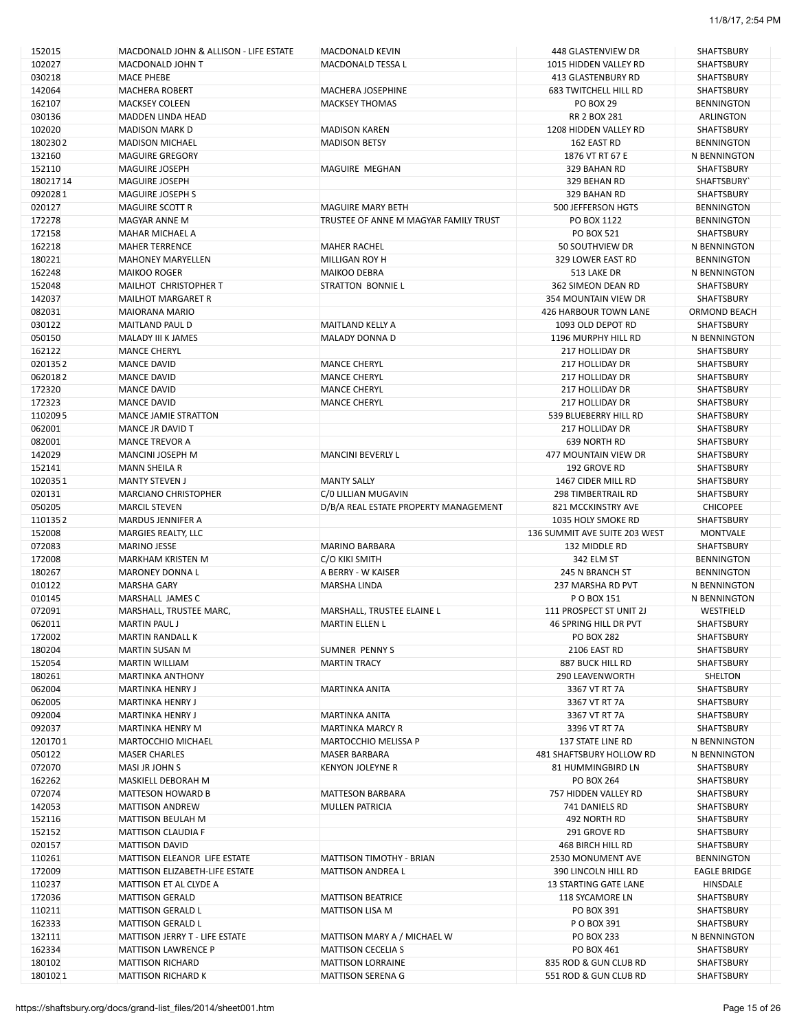| | | | | |
|---|---|---|---|---|
| 152015 | MACDONALD JOHN & ALLISON - LIFE ESTATE | MACDONALD KEVIN | 448 GLASTENVIEW DR | SHAFTSBURY |
| 102027 | MACDONALD JOHN T | MACDONALD TESSA L | 1015 HIDDEN VALLEY RD | SHAFTSBURY |
| 030218 | MACE PHEBE | | 413 GLASTENBURY RD | SHAFTSBURY |
| 142064 | MACHERA ROBERT | MACHERA JOSEPHINE | 683 TWITCHELL HILL RD | SHAFTSBURY |
| 162107 | MACKSEY COLEEN | MACKSEY THOMAS | PO BOX 29 | BENNINGTON |
| 030136 | MADDEN LINDA HEAD | | RR 2 BOX 281 | ARLINGTON |
| 102020 | MADISON MARK D | MADISON KAREN | 1208 HIDDEN VALLEY RD | SHAFTSBURY |
| 180230 2 | MADISON MICHAEL | MADISON BETSY | 162 EAST RD | BENNINGTON |
| 132160 | MAGUIRE GREGORY | | 1876 VT RT 67 E | N BENNINGTON |
| 152110 | MAGUIRE JOSEPH | MAGUIRE MEGHAN | 329 BAHAN RD | SHAFTSBURY |
| 180217 14 | MAGUIRE JOSEPH | | 329 BEHAN RD | SHAFTSBURY` |
| 092028 1 | MAGUIRE JOSEPH S | | 329 BAHAN RD | SHAFTSBURY |
| 020127 | MAGUIRE SCOTT R | MAGUIRE MARY BETH | 500 JEFFERSON HGTS | BENNINGTON |
| 172278 | MAGYAR ANNE M | TRUSTEE OF ANNE M MAGYAR FAMILY TRUST | PO BOX 1122 | BENNINGTON |
| 172158 | MAHAR MICHAEL A | | PO BOX 521 | SHAFTSBURY |
| 162218 | MAHER TERRENCE | MAHER RACHEL | 50 SOUTHVIEW DR | N BENNINGTON |
| 180221 | MAHONEY MARYELLEN | MILLIGAN ROY H | 329 LOWER EAST RD | BENNINGTON |
| 162248 | MAIKOO ROGER | MAIKOO DEBRA | 513 LAKE DR | N BENNINGTON |
| 152048 | MAILHOT CHRISTOPHER T | STRATTON BONNIE L | 362 SIMEON DEAN RD | SHAFTSBURY |
| 142037 | MAILHOT MARGARET R | | 354 MOUNTAIN VIEW DR | SHAFTSBURY |
| 082031 | MAIORANA MARIO | | 426 HARBOUR TOWN LANE | ORMOND BEACH |
| 030122 | MAITLAND PAUL D | MAITLAND KELLY A | 1093 OLD DEPOT RD | SHAFTSBURY |
| 050150 | MALADY III K JAMES | MALADY DONNA D | 1196 MURPHY HILL RD | N BENNINGTON |
| 162122 | MANCE CHERYL | | 217 HOLLIDAY DR | SHAFTSBURY |
| 020135 2 | MANCE DAVID | MANCE CHERYL | 217 HOLLIDAY DR | SHAFTSBURY |
| 062018 2 | MANCE DAVID | MANCE CHERYL | 217 HOLLIDAY DR | SHAFTSBURY |
| 172320 | MANCE DAVID | MANCE CHERYL | 217 HOLLIDAY DR | SHAFTSBURY |
| 172323 | MANCE DAVID | MANCE CHERYL | 217 HOLLIDAY DR | SHAFTSBURY |
| 110209 5 | MANCE JAMIE STRATTON | | 539 BLUEBERRY HILL RD | SHAFTSBURY |
| 062001 | MANCE JR DAVID T | | 217 HOLLIDAY DR | SHAFTSBURY |
| 082001 | MANCE TREVOR A | | 639 NORTH RD | SHAFTSBURY |
| 142029 | MANCINI JOSEPH M | MANCINI BEVERLY L | 477 MOUNTAIN VIEW DR | SHAFTSBURY |
| 152141 | MANN SHEILA R | | 192 GROVE RD | SHAFTSBURY |
| 102035 1 | MANTY STEVEN J | MANTY SALLY | 1467 CIDER MILL RD | SHAFTSBURY |
| 020131 | MARCIANO CHRISTOPHER | C/0 LILLIAN MUGAVIN | 298 TIMBERTRAIL RD | SHAFTSBURY |
| 050205 | MARCIL STEVEN | D/B/A REAL ESTATE PROPERTY MANAGEMENT | 821 MCCKINSTRY AVE | CHICOPEE |
| 110135 2 | MARDUS JENNIFER A | | 1035 HOLY SMOKE RD | SHAFTSBURY |
| 152008 | MARGIES REALTY, LLC | | 136 SUMMIT AVE SUITE 203 WEST | MONTVALE |
| 072083 | MARINO JESSE | MARINO BARBARA | 132 MIDDLE RD | SHAFTSBURY |
| 172008 | MARKHAM KRISTEN M | C/O KIKI SMITH | 342 ELM ST | BENNINGTON |
| 180267 | MARONEY DONNA L | A BERRY - W KAISER | 245 N BRANCH ST | BENNINGTON |
| 010122 | MARSHA GARY | MARSHA LINDA | 237 MARSHA RD PVT | N BENNINGTON |
| 010145 | MARSHALL JAMES C | | P O BOX 151 | N BENNINGTON |
| 072091 | MARSHALL, TRUSTEE MARC, | MARSHALL, TRUSTEE ELAINE L | 111 PROSPECT ST UNIT 2J | WESTFIELD |
| 062011 | MARTIN PAUL J | MARTIN ELLEN L | 46 SPRING HILL DR PVT | SHAFTSBURY |
| 172002 | MARTIN RANDALL K | | PO BOX 282 | SHAFTSBURY |
| 180204 | MARTIN SUSAN M | SUMNER PENNY S | 2106 EAST RD | SHAFTSBURY |
| 152054 | MARTIN WILLIAM | MARTIN TRACY | 887 BUCK HILL RD | SHAFTSBURY |
| 180261 | MARTINKA ANTHONY | | 290 LEAVENWORTH | SHELTON |
| 062004 | MARTINKA HENRY J | MARTINKA ANITA | 3367 VT RT 7A | SHAFTSBURY |
| 062005 | MARTINKA HENRY J | | 3367 VT RT 7A | SHAFTSBURY |
| 092004 | MARTINKA HENRY J | MARTINKA ANITA | 3367 VT RT 7A | SHAFTSBURY |
| 092037 | MARTINKA HENRY M | MARTINKA MARCY R | 3396 VT RT 7A | SHAFTSBURY |
| 120170 1 | MARTOCCHIO MICHAEL | MARTOCCHIO MELISSA P | 137 STATE LINE RD | N BENNINGTON |
| 050122 | MASER CHARLES | MASER BARBARA | 481 SHAFTSBURY HOLLOW RD | N BENNINGTON |
| 072070 | MASI JR JOHN S | KENYON JOLEYNE R | 81 HUMMINGBIRD LN | SHAFTSBURY |
| 162262 | MASKIELL DEBORAH M | | PO BOX 264 | SHAFTSBURY |
| 072074 | MATTESON HOWARD B | MATTESON BARBARA | 757 HIDDEN VALLEY RD | SHAFTSBURY |
| 142053 | MATTISON ANDREW | MULLEN PATRICIA | 741 DANIELS RD | SHAFTSBURY |
| 152116 | MATTISON BEULAH M | | 492 NORTH RD | SHAFTSBURY |
| 152152 | MATTISON CLAUDIA F | | 291 GROVE RD | SHAFTSBURY |
| 020157 | MATTISON DAVID | | 468 BIRCH HILL RD | SHAFTSBURY |
| 110261 | MATTISON ELEANOR LIFE ESTATE | MATTISON TIMOTHY - BRIAN | 2530 MONUMENT AVE | BENNINGTON |
| 172009 | MATTISON ELIZABETH-LIFE ESTATE | MATTISON ANDREA L | 390 LINCOLN HILL RD | EAGLE BRIDGE |
| 110237 | MATTISON ET AL CLYDE A | | 13 STARTING GATE LANE | HINSDALE |
| 172036 | MATTISON GERALD | MATTISON BEATRICE | 118 SYCAMORE LN | SHAFTSBURY |
| 110211 | MATTISON GERALD L | MATTISON LISA M | PO BOX 391 | SHAFTSBURY |
| 162333 | MATTISON GERALD L | | P O BOX 391 | SHAFTSBURY |
| 132111 | MATTISON JERRY T - LIFE ESTATE | MATTISON MARY A / MICHAEL W | PO BOX 233 | N BENNINGTON |
| 162334 | MATTISON LAWRENCE P | MATTISON CECELIA S | PO BOX 461 | SHAFTSBURY |
| 180102 | MATTISON RICHARD | MATTISON LORRAINE | 835 ROD & GUN CLUB RD | SHAFTSBURY |
| 180102 1 | MATTISON RICHARD K | MATTISON SERENA G | 551 ROD & GUN CLUB RD | SHAFTSBURY |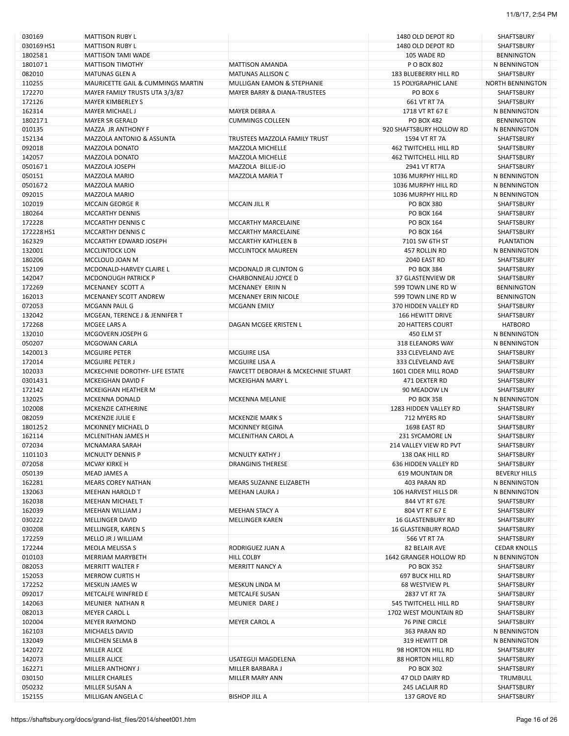| | | | | |
|---|---|---|---|---|
| 030169 | MATTISON RUBY L | | 1480 OLD DEPOT RD | SHAFTSBURY |
| 030169 HS1 | MATTISON RUBY L | | 1480 OLD DEPOT RD | SHAFTSBURY |
| 180258 1 | MATTISON TAMI WADE | | 105 WADE RD | BENNINGTON |
| 180107 1 | MATTISON TIMOTHY | MATTISON AMANDA | P O BOX 802 | N BENNINGTON |
| 082010 | MATUNAS GLEN A | MATUNAS ALLISON C | 183 BLUEBERRY HILL RD | SHAFTSBURY |
| 110255 | MAURICETTE GAIL & CUMMINGS MARTIN | MULLIGAN EAMON & STEPHANIE | 15 POLYGRAPHIC LANE | NORTH BENNINGTON |
| 172270 | MAYER FAMILY TRUSTS UTA 3/3/87 | MAYER BARRY & DIANA-TRUSTEES | PO BOX 6 | SHAFTSBURY |
| 172126 | MAYER KIMBERLEY S | | 661 VT RT 7A | SHAFTSBURY |
| 162314 | MAYER MICHAEL J | MAYER DEBRA A | 1718 VT RT 67 E | N BENNINGTON |
| 180217 1 | MAYER SR GERALD | CUMMINGS COLLEEN | PO BOX 482 | BENNINGTON |
| 010135 | MAZZA JR ANTHONY F | | 920 SHAFTSBURY HOLLOW RD | N BENNINGTON |
| 152134 | MAZZOLA ANTONIO & ASSUNTA | TRUSTEES MAZZOLA FAMILY TRUST | 1594 VT RT 7A | SHAFTSBURY |
| 092018 | MAZZOLA DONATO | MAZZOLA MICHELLE | 462 TWITCHELL HILL RD | SHAFTSBURY |
| 142057 | MAZZOLA DONATO | MAZZOLA MICHELLE | 462 TWITCHELL HILL RD | SHAFTSBURY |
| 050167 1 | MAZZOLA JOSEPH | MAZZOLA BILLIE-JO | 2941 VT RT7A | SHAFTSBURY |
| 050151 | MAZZOLA MARIO | MAZZOLA MARIA T | 1036 MURPHY HILL RD | N BENNINGTON |
| 050167 2 | MAZZOLA MARIO | | 1036 MURPHY HILL RD | N BENNINGTON |
| 092015 | MAZZOLA MARIO | | 1036 MURPHY HILL RD | N BENNINGTON |
| 102019 | MCCAIN GEORGE R | MCCAIN JILL R | PO BOX 380 | SHAFTSBURY |
| 180264 | MCCARTHY DENNIS | | PO BOX 164 | SHAFTSBURY |
| 172228 | MCCARTHY DENNIS C | MCCARTHY MARCELAINE | PO BOX 164 | SHAFTSBURY |
| 172228 HS1 | MCCARTHY DENNIS C | MCCARTHY MARCELAINE | PO BOX 164 | SHAFTSBURY |
| 162329 | MCCARTHY EDWARD JOSEPH | MCCARTHY KATHLEEN B | 7101 SW 6TH ST | PLANTATION |
| 132001 | MCCLINTOCK LON | MCCLINTOCK MAUREEN | 457 ROLLIN RD | N BENNINGTON |
| 180206 | MCCLOUD JOAN M | | 2040 EAST RD | SHAFTSBURY |
| 152109 | MCDONALD-HARVEY CLAIRE L | MCDONALD JR CLINTON G | PO BOX 384 | SHAFTSBURY |
| 142047 | MCDONOUGH PATRICK P | CHARBONNEAU JOYCE D | 37 GLASTENVIEW DR | SHAFTSBURY |
| 172269 | MCENANEY SCOTT A | MCENANEY ERIIN N | 599 TOWN LINE RD W | BENNINGTON |
| 162013 | MCENANEY SCOTT ANDREW | MCENANEY ERIN NICOLE | 599 TOWN LINE RD W | BENNINGTON |
| 072053 | MCGANN PAUL G | MCGANN EMILY | 370 HIDDEN VALLEY RD | SHAFTSBURY |
| 132042 | MCGEAN, TERENCE J & JENNIFER T | | 166 HEWITT DRIVE | SHAFTSBURY |
| 172268 | MCGEE LARS A | DAGAN MCGEE KRISTEN L | 20 HATTERS COURT | HATBORO |
| 132010 | MCGOVERN JOSEPH G | | 450 ELM ST | N BENNINGTON |
| 050207 | MCGOWAN CARLA | | 318 ELEANORS WAY | N BENNINGTON |
| 142001 3 | MCGUIRE PETER | MCGUIRE LISA | 333 CLEVELAND AVE | SHAFTSBURY |
| 172014 | MCGUIRE PETER J | MCGUIRE LISA A | 333 CLEVELAND AVE | SHAFTSBURY |
| 102033 | MCKECHNIE DOROTHY- LIFE ESTATE | FAWCETT DEBORAH & MCKECHNIE STUART | 1601 CIDER MILL ROAD | SHAFTSBURY |
| 030143 1 | MCKEIGHAN DAVID F | MCKEIGHAN MARY L | 471 DEXTER RD | SHAFTSBURY |
| 172142 | MCKEIGHAN HEATHER M | | 90 MEADOW LN | SHAFTSBURY |
| 132025 | MCKENNA DONALD | MCKENNA MELANIE | PO BOX 358 | N BENNINGTON |
| 102008 | MCKENZIE CATHERINE | | 1283 HIDDEN VALLEY RD | SHAFTSBURY |
| 082059 | MCKENZIE JULIE E | MCKENZIE MARK S | 712 MYERS RD | SHAFTSBURY |
| 180125 2 | MCKINNEY MICHAEL D | MCKINNEY REGINA | 1698 EAST RD | SHAFTSBURY |
| 162114 | MCLENITHAN JAMES H | MCLENITHAN CAROL A | 231 SYCAMORE LN | SHAFTSBURY |
| 072034 | MCNAMARA SARAH | | 214 VALLEY VIEW RD PVT | SHAFTSBURY |
| 110110 3 | MCNULTY DENNIS P | MCNULTY KATHY J | 138 OAK HILL RD | SHAFTSBURY |
| 072058 | MCVAY KIRKE H | DRANGINIS THERESE | 636 HIDDEN VALLEY RD | SHAFTSBURY |
| 050139 | MEAD JAMES A | | 619 MOUNTAIN DR | BEVERLY HILLS |
| 162281 | MEARS COREY NATHAN | MEARS SUZANNE ELIZABETH | 403 PARAN RD | N BENNINGTON |
| 132063 | MEEHAN HAROLD T | MEEHAN LAURA J | 106 HARVEST HILLS DR | N BENNINGTON |
| 162038 | MEEHAN MICHAEL T | | 844 VT RT 67E | SHAFTSBURY |
| 162039 | MEEHAN WILLIAM J | MEEHAN STACY A | 804 VT RT 67 E | SHAFTSBURY |
| 030222 | MELLINGER DAVID | MELLINGER KAREN | 16 GLASTENBURY RD | SHAFTSBURY |
| 030208 | MELLINGER, KAREN S | | 16 GLASTENBURY ROAD | SHAFTSBURY |
| 172259 | MELLO JR J WILLIAM | | 566 VT RT 7A | SHAFTSBURY |
| 172244 | MEOLA MELISSA S | RODRIGUEZ JUAN A | 82 BELAIR AVE | CEDAR KNOLLS |
| 010103 | MERRIAM MARYBETH | HILL COLBY | 1642 GRANGER HOLLOW RD | N BENNINGTON |
| 082053 | MERRITT WALTER F | MERRITT NANCY A | PO BOX 352 | SHAFTSBURY |
| 152053 | MERROW CURTIS H | | 697 BUCK HILL RD | SHAFTSBURY |
| 172252 | MESKUN JAMES W | MESKUN LINDA M | 68 WESTVIEW PL | SHAFTSBURY |
| 092017 | METCALFE WINFRED E | METCALFE SUSAN | 2837 VT RT 7A | SHAFTSBURY |
| 142063 | MEUNIER NATHAN R | MEUNIER DARE J | 545 TWITCHELL HILL RD | SHAFTSBURY |
| 082013 | MEYER CAROL L | | 1702 WEST MOUNTAIN RD | SHAFTSBURY |
| 102004 | MEYER RAYMOND | MEYER CAROL A | 76 PINE CIRCLE | SHAFTSBURY |
| 162103 | MICHAELS DAVID | | 363 PARAN RD | N BENNINGTON |
| 132049 | MILCHEN SELMA B | | 319 HEWITT DR | N BENNINGTON |
| 142072 | MILLER ALICE | | 98 HORTON HILL RD | SHAFTSBURY |
| 142073 | MILLER ALICE | USATEGUI MAGDELENA | 88 HORTON HILL RD | SHAFTSBURY |
| 162271 | MILLER ANTHONY J | MILLER BARBARA J | PO BOX 302 | SHAFTSBURY |
| 030150 | MILLER CHARLES | MILLER MARY ANN | 47 OLD DAIRY RD | TRUMBULL |
| 050232 | MILLER SUSAN A | | 245 LACLAIR RD | SHAFTSBURY |
| 152155 | MILLIGAN ANGELA C | BISHOP JILL A | 137 GROVE RD | SHAFTSBURY |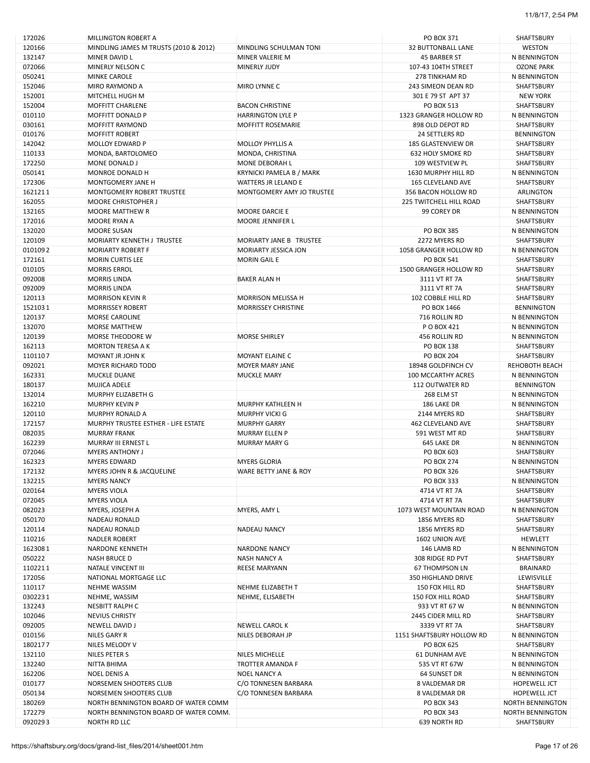| | | | | |
|---|---|---|---|---|
| 172026 | MILLINGTON ROBERT A | | PO BOX 371 | SHAFTSBURY |
| 120166 | MINDLING JAMES M TRUSTS (2010 & 2012) | MINDLING SCHULMAN TONI | 32 BUTTONBALL LANE | WESTON |
| 132147 | MINER DAVID L | MINER VALERIE M | 45 BARBER ST | N BENNINGTON |
| 072066 | MINERLY NELSON C | MINERLY JUDY | 107-43 104TH STREET | OZONE PARK |
| 050241 | MINKE CAROLE | | 278 TINKHAM RD | N BENNINGTON |
| 152046 | MIRO RAYMOND A | MIRO LYNNE C | 243 SIMEON DEAN RD | SHAFTSBURY |
| 152001 | MITCHELL HUGH M | | 301 E 79 ST APT 37 | NEW YORK |
| 152004 | MOFFITT CHARLENE | BACON CHRISTINE | PO BOX 513 | SHAFTSBURY |
| 010110 | MOFFITT DONALD P | HARRINGTON LYLE P | 1323 GRANGER HOLLOW RD | N BENNINGTON |
| 030161 | MOFFITT RAYMOND | MOFFITT ROSEMARIE | 898 OLD DEPOT RD | SHAFTSBURY |
| 010176 | MOFFITT ROBERT | | 24 SETTLERS RD | BENNINGTON |
| 142042 | MOLLOY EDWARD P | MOLLOY PHYLLIS A | 185 GLASTENVIEW DR | SHAFTSBURY |
| 110133 | MONDA, BARTOLOMEO | MONDA, CHRISTINA | 632 HOLY SMOKE RD | SHAFTSBURY |
| 172250 | MONE DONALD J | MONE DEBORAH L | 109 WESTVIEW PL | SHAFTSBURY |
| 050141 | MONROE DONALD H | KRYNICKI PAMELA B / MARK | 1630 MURPHY HILL RD | N BENNINGTON |
| 172306 | MONTGOMERY JANE H | WATTERS JR LELAND E | 165 CLEVELAND AVE | SHAFTSBURY |
| 1621211 | MONTGOMERY ROBERT TRUSTEE | MONTGOMERY AMY JO TRUSTEE | 356 BACON HOLLOW RD | ARLINGTON |
| 162055 | MOORE CHRISTOPHER J | | 225 TWITCHELL HILL ROAD | SHAFTSBURY |
| 132165 | MOORE MATTHEW R | MOORE DARCIE E | 99 COREY DR | N BENNINGTON |
| 172016 | MOORE RYAN A | MOORE JENNIFER L | | SHAFTSBURY |
| 132020 | MOORE SUSAN | | PO BOX 385 | N BENNINGTON |
| 120109 | MORIARTY KENNETH J TRUSTEE | MORIARTY JANE B TRUSTEE | 2272 MYERS RD | SHAFTSBURY |
| 0101092 | MORIARTY ROBERT F | MORIARTY JESSICA JON | 1058 GRANGER HOLLOW RD | N BENNINGTON |
| 172161 | MORIN CURTIS LEE | MORIN GAIL E | PO BOX 541 | SHAFTSBURY |
| 010105 | MORRIS ERROL | | 1500 GRANGER HOLLOW RD | SHAFTSBURY |
| 092008 | MORRIS LINDA | BAKER ALAN H | 3111 VT RT 7A | SHAFTSBURY |
| 092009 | MORRIS LINDA | | 3111 VT RT 7A | SHAFTSBURY |
| 120113 | MORRISON KEVIN R | MORRISON MELISSA H | 102 COBBLE HILL RD | SHAFTSBURY |
| 1521031 | MORRISSEY ROBERT | MORRISSEY CHRISTINE | PO BOX 1466 | BENNINGTON |
| 120137 | MORSE CAROLINE | | 716 ROLLIN RD | N BENNINGTON |
| 132070 | MORSE MATTHEW | | P O BOX 421 | N BENNINGTON |
| 120139 | MORSE THEODORE W | MORSE SHIRLEY | 456 ROLLIN RD | N BENNINGTON |
| 162113 | MORTON TERESA A K | | PO BOX 138 | SHAFTSBURY |
| 1101107 | MOYANT JR JOHN K | MOYANT ELAINE C | PO BOX 204 | SHAFTSBURY |
| 092021 | MOYER RICHARD TODD | MOYER MARY JANE | 18948 GOLDFINCH CV | REHOBOTH BEACH |
| 162331 | MUCKLE DUANE | MUCKLE MARY | 100 MCCARTHY ACRES | N BENNINGTON |
| 180137 | MUJICA ADELE | | 112 OUTWATER RD | BENNINGTON |
| 132014 | MURPHY ELIZABETH G | | 268 ELM ST | N BENNINGTON |
| 162210 | MURPHY KEVIN P | MURPHY KATHLEEN H | 186 LAKE DR | N BENNINGTON |
| 120110 | MURPHY RONALD A | MURPHY VICKI G | 2144 MYERS RD | SHAFTSBURY |
| 172157 | MURPHY TRUSTEE ESTHER - LIFE ESTATE | MURPHY GARRY | 462 CLEVELAND AVE | SHAFTSBURY |
| 082035 | MURRAY FRANK | MURRAY ELLEN P | 591 WEST MT RD | SHAFTSBURY |
| 162239 | MURRAY III ERNEST L | MURRAY MARY G | 645 LAKE DR | N BENNINGTON |
| 072046 | MYERS ANTHONY J | | PO BOX 603 | SHAFTSBURY |
| 162323 | MYERS EDWARD | MYERS GLORIA | PO BOX 274 | N BENNINGTON |
| 172132 | MYERS JOHN R & JACQUELINE | WARE BETTY JANE & ROY | PO BOX 326 | SHAFTSBURY |
| 132215 | MYERS NANCY | | PO BOX 333 | N BENNINGTON |
| 020164 | MYERS VIOLA | | 4714 VT RT 7A | SHAFTSBURY |
| 072045 | MYERS VIOLA | | 4714 VT RT 7A | SHAFTSBURY |
| 082023 | MYERS, JOSEPH A | MYERS, AMY L | 1073 WEST MOUNTAIN ROAD | N BENNINGTON |
| 050170 | NADEAU RONALD | | 1856 MYERS RD | SHAFTSBURY |
| 120114 | NADEAU RONALD | NADEAU NANCY | 1856 MYERS RD | SHAFTSBURY |
| 110216 | NADLER ROBERT | | 1602 UNION AVE | HEWLETT |
| 1623081 | NARDONE KENNETH | NARDONE NANCY | 146 LAMB RD | N BENNINGTON |
| 050222 | NASH BRUCE D | NASH NANCY A | 308 RIDGE RD PVT | SHAFTSBURY |
| 1102211 | NATALE VINCENT III | REESE MARYANN | 67 THOMPSON LN | BRAINARD |
| 172056 | NATIONAL MORTGAGE LLC | | 350 HIGHLAND DRIVE | LEWISVILLE |
| 110117 | NEHME WASSIM | NEHME ELIZABETH T | 150 FOX HILL RD | SHAFTSBURY |
| 0302231 | NEHME, WASSIM | NEHME, ELISABETH | 150 FOX HILL ROAD | SHAFTSBURY |
| 132243 | NESBITT RALPH C | | 933 VT RT 67 W | N BENNINGTON |
| 102046 | NEVIUS CHRISTY | | 2445 CIDER MILL RD | SHAFTSBURY |
| 092005 | NEWELL DAVID J | NEWELL CAROL K | 3339 VT RT 7A | SHAFTSBURY |
| 010156 | NILES GARY R | NILES DEBORAH JP | 1151 SHAFTSBURY HOLLOW RD | N BENNINGTON |
| 1802177 | NILES MELODY V | | PO BOX 625 | SHAFTSBURY |
| 132110 | NILES PETER S | NILES MICHELLE | 61 DUNHAM AVE | N BENNINGTON |
| 132240 | NITTA BHIMA | TROTTER AMANDA F | 535 VT RT 67W | N BENNINGTON |
| 162206 | NOEL DENIS A | NOEL NANCY A | 64 SUNSET DR | N BENNINGTON |
| 010177 | NORSEMEN SHOOTERS CLUB | C/O TONNESEN BARBARA | 8 VALDEMAR DR | HOPEWELL JCT |
| 050134 | NORSEMEN SHOOTERS CLUB | C/O TONNESEN BARBARA | 8 VALDEMAR DR | HOPEWELL JCT |
| 180269 | NORTH BENNINGTON BOARD OF WATER COMM | | PO BOX 343 | NORTH BENNINGTON |
| 172279 | NORTH BENNINGTON BOARD OF WATER COMM. | | PO BOX 343 | NORTH BENNINGTON |
| 0920293 | NORTH RD LLC | | 639 NORTH RD | SHAFTSBURY |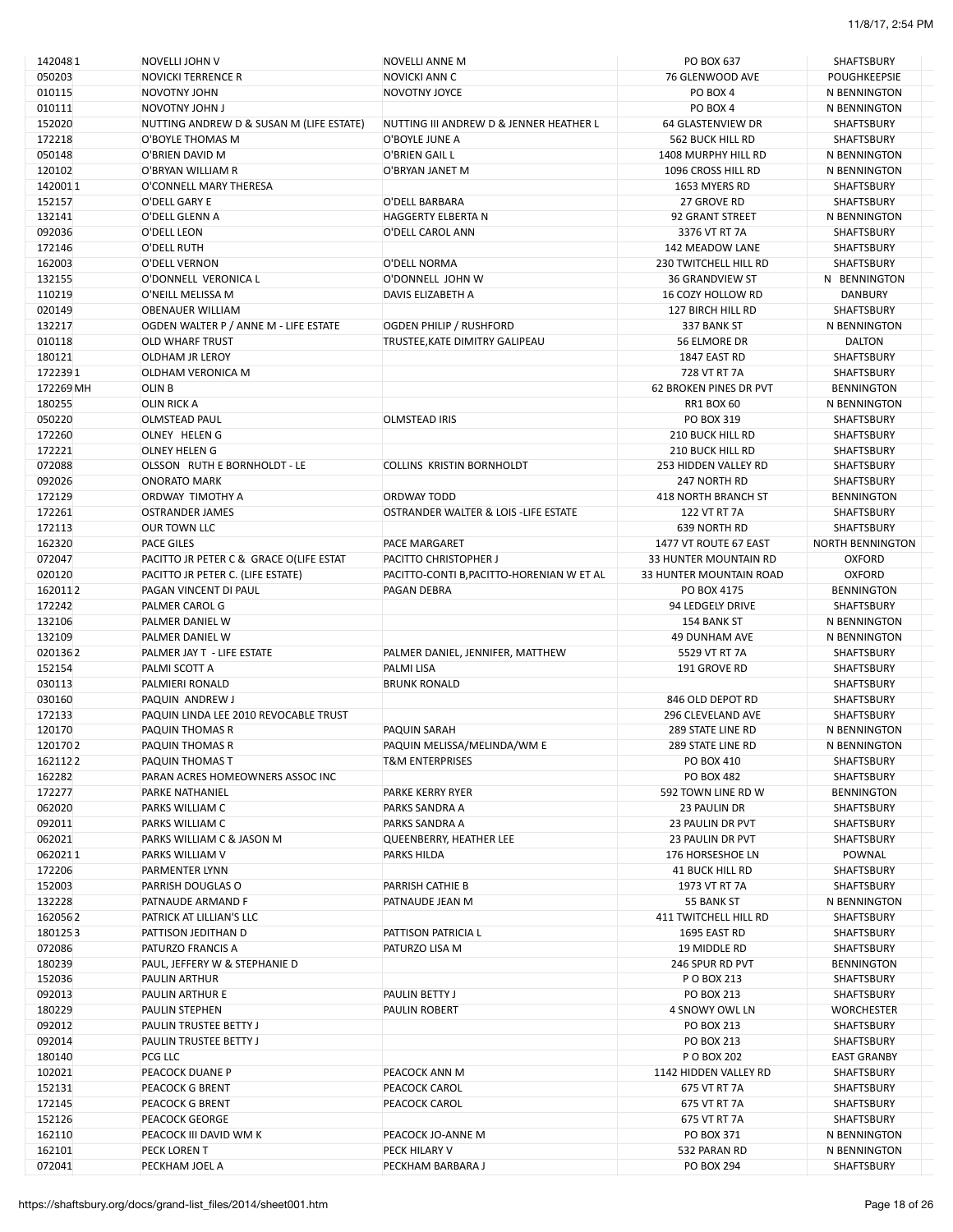| | | | | |
|---|---|---|---|---|
| 142048 1 | NOVELLI JOHN V | NOVELLI ANNE M | PO BOX 637 | SHAFTSBURY |
| 050203 | NOVICKI TERRENCE R | NOVICKI ANN C | 76 GLENWOOD AVE | POUGHKEEPSIE |
| 010115 | NOVOTNY JOHN | NOVOTNY JOYCE | PO BOX 4 | N BENNINGTON |
| 010111 | NOVOTNY JOHN J | | PO BOX 4 | N BENNINGTON |
| 152020 | NUTTING ANDREW D & SUSAN M (LIFE ESTATE) | NUTTING III ANDREW D & JENNER HEATHER L | 64 GLASTENVIEW DR | SHAFTSBURY |
| 172218 | O'BOYLE THOMAS M | O'BOYLE JUNE A | 562 BUCK HILL RD | SHAFTSBURY |
| 050148 | O'BRIEN DAVID M | O'BRIEN GAIL L | 1408 MURPHY HILL RD | N BENNINGTON |
| 120102 | O'BRYAN WILLIAM R | O'BRYAN JANET M | 1096 CROSS HILL RD | N BENNINGTON |
| 142001 1 | O'CONNELL MARY THERESA | | 1653 MYERS RD | SHAFTSBURY |
| 152157 | O'DELL GARY E | O'DELL BARBARA | 27 GROVE RD | SHAFTSBURY |
| 132141 | O'DELL GLENN A | HAGGERTY ELBERTA N | 92 GRANT STREET | N BENNINGTON |
| 092036 | O'DELL LEON | O'DELL CAROL ANN | 3376 VT RT 7A | SHAFTSBURY |
| 172146 | O'DELL RUTH | | 142 MEADOW LANE | SHAFTSBURY |
| 162003 | O'DELL VERNON | O'DELL NORMA | 230 TWITCHELL HILL RD | SHAFTSBURY |
| 132155 | O'DONNELL VERONICA L | O'DONNELL JOHN W | 36 GRANDVIEW ST | N BENNINGTON |
| 110219 | O'NEILL MELISSA M | DAVIS ELIZABETH A | 16 COZY HOLLOW RD | DANBURY |
| 020149 | OBENAUER WILLIAM | | 127 BIRCH HILL RD | SHAFTSBURY |
| 132217 | OGDEN WALTER P / ANNE M - LIFE ESTATE | OGDEN PHILIP / RUSHFORD | 337 BANK ST | N BENNINGTON |
| 010118 | OLD WHARF TRUST | TRUSTEE,KATE DIMITRY GALIPEAU | 56 ELMORE DR | DALTON |
| 180121 | OLDHAM JR LEROY | | 1847 EAST RD | SHAFTSBURY |
| 172239 1 | OLDHAM VERONICA M | | 728 VT RT 7A | SHAFTSBURY |
| 172269 MH | OLIN B | | 62 BROKEN PINES DR PVT | BENNINGTON |
| 180255 | OLIN RICK A | | RR1 BOX 60 | N BENNINGTON |
| 050220 | OLMSTEAD PAUL | OLMSTEAD IRIS | PO BOX 319 | SHAFTSBURY |
| 172260 | OLNEY HELEN G | | 210 BUCK HILL RD | SHAFTSBURY |
| 172221 | OLNEY HELEN G | | 210 BUCK HILL RD | SHAFTSBURY |
| 072088 | OLSSON RUTH E BORNHOLDT - LE | COLLINS KRISTIN BORNHOLDT | 253 HIDDEN VALLEY RD | SHAFTSBURY |
| 092026 | ONORATO MARK | | 247 NORTH RD | SHAFTSBURY |
| 172129 | ORDWAY TIMOTHY A | ORDWAY TODD | 418 NORTH BRANCH ST | BENNINGTON |
| 172261 | OSTRANDER JAMES | OSTRANDER WALTER & LOIS -LIFE ESTATE | 122 VT RT 7A | SHAFTSBURY |
| 172113 | OUR TOWN LLC | | 639 NORTH RD | SHAFTSBURY |
| 162320 | PACE GILES | PACE MARGARET | 1477 VT ROUTE 67 EAST | NORTH BENNINGTON |
| 072047 | PACITTO JR PETER C & GRACE O(LIFE ESTAT | PACITTO CHRISTOPHER J | 33 HUNTER MOUNTAIN RD | OXFORD |
| 020120 | PACITTO JR PETER C. (LIFE ESTATE) | PACITTO-CONTI B,PACITTO-HORENIAN W ET AL | 33 HUNTER MOUNTAIN ROAD | OXFORD |
| 162011 2 | PAGAN VINCENT DI PAUL | PAGAN DEBRA | PO BOX 4175 | BENNINGTON |
| 172242 | PALMER CAROL G | | 94 LEDGELY DRIVE | SHAFTSBURY |
| 132106 | PALMER DANIEL W | | 154 BANK ST | N BENNINGTON |
| 132109 | PALMER DANIEL W | | 49 DUNHAM AVE | N BENNINGTON |
| 020136 2 | PALMER JAY T - LIFE ESTATE | PALMER DANIEL, JENNIFER, MATTHEW | 5529 VT RT 7A | SHAFTSBURY |
| 152154 | PALMI SCOTT A | PALMI LISA | 191 GROVE RD | SHAFTSBURY |
| 030113 | PALMIERI RONALD | BRUNK RONALD | | SHAFTSBURY |
| 030160 | PAQUIN ANDREW J | | 846 OLD DEPOT RD | SHAFTSBURY |
| 172133 | PAQUIN LINDA LEE 2010 REVOCABLE TRUST | | 296 CLEVELAND AVE | SHAFTSBURY |
| 120170 | PAQUIN THOMAS R | PAQUIN SARAH | 289 STATE LINE RD | N BENNINGTON |
| 120170 2 | PAQUIN THOMAS R | PAQUIN MELISSA/MELINDA/WM E | 289 STATE LINE RD | N BENNINGTON |
| 162112 2 | PAQUIN THOMAS T | T&M ENTERPRISES | PO BOX 410 | SHAFTSBURY |
| 162282 | PARAN ACRES HOMEOWNERS ASSOC INC | | PO BOX 482 | SHAFTSBURY |
| 172277 | PARKE NATHANIEL | PARKE KERRY RYER | 592 TOWN LINE RD W | BENNINGTON |
| 062020 | PARKS WILLIAM C | PARKS SANDRA A | 23 PAULIN DR | SHAFTSBURY |
| 092011 | PARKS WILLIAM C | PARKS SANDRA A | 23 PAULIN DR PVT | SHAFTSBURY |
| 062021 | PARKS WILLIAM C & JASON M | QUEENBERRY, HEATHER LEE | 23 PAULIN DR PVT | SHAFTSBURY |
| 062021 1 | PARKS WILLIAM V | PARKS HILDA | 176 HORSESHOE LN | POWNAL |
| 172206 | PARMENTER LYNN | | 41 BUCK HILL RD | SHAFTSBURY |
| 152003 | PARRISH DOUGLAS O | PARRISH CATHIE B | 1973 VT RT 7A | SHAFTSBURY |
| 132228 | PATNAUDE ARMAND F | PATNAUDE JEAN M | 55 BANK ST | N BENNINGTON |
| 162056 2 | PATRICK AT LILLIAN'S LLC | | 411 TWITCHELL HILL RD | SHAFTSBURY |
| 180125 3 | PATTISON JEDITHAN D | PATTISON PATRICIA L | 1695 EAST RD | SHAFTSBURY |
| 072086 | PATURZO FRANCIS A | PATURZO LISA M | 19 MIDDLE RD | SHAFTSBURY |
| 180239 | PAUL, JEFFERY W & STEPHANIE D | | 246 SPUR RD PVT | BENNINGTON |
| 152036 | PAULIN ARTHUR | | P O BOX 213 | SHAFTSBURY |
| 092013 | PAULIN ARTHUR E | PAULIN BETTY J | PO BOX 213 | SHAFTSBURY |
| 180229 | PAULIN STEPHEN | PAULIN ROBERT | 4 SNOWY OWL LN | WORCHESTER |
| 092012 | PAULIN TRUSTEE BETTY J | | PO BOX 213 | SHAFTSBURY |
| 092014 | PAULIN TRUSTEE BETTY J | | PO BOX 213 | SHAFTSBURY |
| 180140 | PCG LLC | | P O BOX 202 | EAST GRANBY |
| 102021 | PEACOCK DUANE P | PEACOCK ANN M | 1142 HIDDEN VALLEY RD | SHAFTSBURY |
| 152131 | PEACOCK G BRENT | PEACOCK CAROL | 675 VT RT 7A | SHAFTSBURY |
| 172145 | PEACOCK G BRENT | PEACOCK CAROL | 675 VT RT 7A | SHAFTSBURY |
| 152126 | PEACOCK GEORGE | | 675 VT RT 7A | SHAFTSBURY |
| 162110 | PEACOCK III DAVID WM K | PEACOCK JO-ANNE M | PO BOX 371 | N BENNINGTON |
| 162101 | PECK LOREN T | PECK HILARY V | 532 PARAN RD | N BENNINGTON |
| 072041 | PECKHAM JOEL A | PECKHAM BARBARA J | PO BOX 294 | SHAFTSBURY |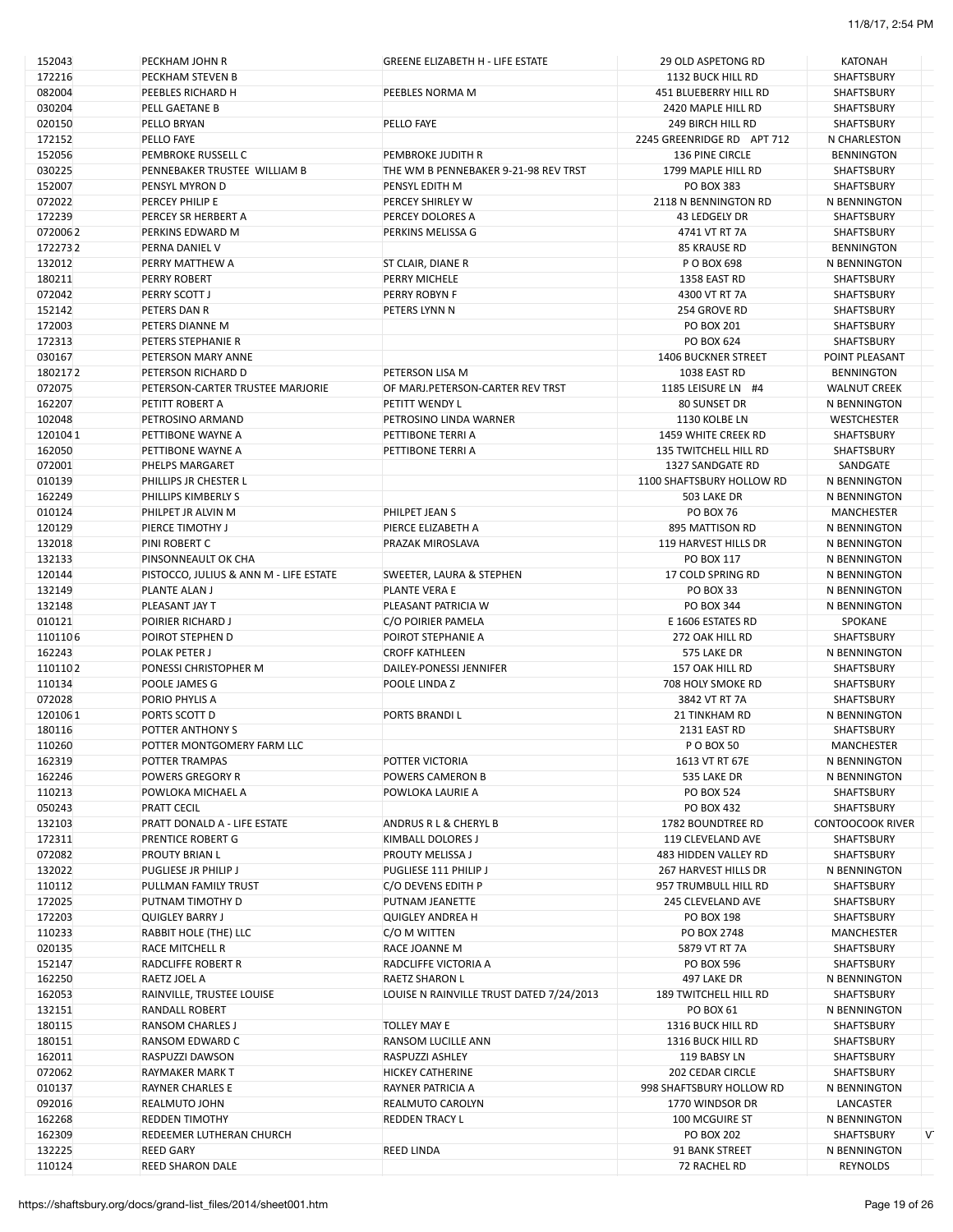| | | | | |
|---|---|---|---|---|
| 152043 | PECKHAM JOHN R | GREENE ELIZABETH H - LIFE ESTATE | 29 OLD ASPETONG RD | KATONAH |
| 172216 | PECKHAM STEVEN B | | 1132 BUCK HILL RD | SHAFTSBURY |
| 082004 | PEEBLES RICHARD H | PEEBLES NORMA M | 451 BLUEBERRY HILL RD | SHAFTSBURY |
| 030204 | PELL GAETANE B | | 2420 MAPLE HILL RD | SHAFTSBURY |
| 020150 | PELLO BRYAN | PELLO FAYE | 249 BIRCH HILL RD | SHAFTSBURY |
| 172152 | PELLO FAYE | | 2245 GREENRIDGE RD APT 712 | N CHARLESTON |
| 152056 | PEMBROKE RUSSELL C | PEMBROKE JUDITH R | 136 PINE CIRCLE | BENNINGTON |
| 030225 | PENNEBAKER TRUSTEE WILLIAM B | THE WM B PENNEBAKER 9-21-98 REV TRST | 1799 MAPLE HILL RD | SHAFTSBURY |
| 152007 | PENSYL MYRON D | PENSYL EDITH M | PO BOX 383 | SHAFTSBURY |
| 072022 | PERCEY PHILIP E | PERCEY SHIRLEY W | 2118 N BENNINGTON RD | N BENNINGTON |
| 172239 | PERCEY SR HERBERT A | PERCEY DOLORES A | 43 LEDGELY DR | SHAFTSBURY |
| 0720062 | PERKINS EDWARD M | PERKINS MELISSA G | 4741 VT RT 7A | SHAFTSBURY |
| 1722732 | PERNA DANIEL V | | 85 KRAUSE RD | BENNINGTON |
| 132012 | PERRY MATTHEW A | ST CLAIR, DIANE R | P O BOX 698 | N BENNINGTON |
| 180211 | PERRY ROBERT | PERRY MICHELE | 1358 EAST RD | SHAFTSBURY |
| 072042 | PERRY SCOTT J | PERRY ROBYN F | 4300 VT RT 7A | SHAFTSBURY |
| 152142 | PETERS DAN R | PETERS LYNN N | 254 GROVE RD | SHAFTSBURY |
| 172003 | PETERS DIANNE M | | PO BOX 201 | SHAFTSBURY |
| 172313 | PETERS STEPHANIE R | | PO BOX 624 | SHAFTSBURY |
| 030167 | PETERSON MARY ANNE | | 1406 BUCKNER STREET | POINT PLEASANT |
| 1802172 | PETERSON RICHARD D | PETERSON LISA M | 1038 EAST RD | BENNINGTON |
| 072075 | PETERSON-CARTER TRUSTEE MARJORIE | OF MARJ.PETERSON-CARTER REV TRST | 1185 LEISURE LN #4 | WALNUT CREEK |
| 162207 | PETITT ROBERT A | PETITT WENDY L | 80 SUNSET DR | N BENNINGTON |
| 102048 | PETROSINO ARMAND | PETROSINO LINDA WARNER | 1130 KOLBE LN | WESTCHESTER |
| 1201041 | PETTIBONE WAYNE A | PETTIBONE TERRI A | 1459 WHITE CREEK RD | SHAFTSBURY |
| 162050 | PETTIBONE WAYNE A | PETTIBONE TERRI A | 135 TWITCHELL HILL RD | SHAFTSBURY |
| 072001 | PHELPS MARGARET | | 1327 SANDGATE RD | SANDGATE |
| 010139 | PHILLIPS JR CHESTER L | | 1100 SHAFTSBURY HOLLOW RD | N BENNINGTON |
| 162249 | PHILLIPS KIMBERLY S | | 503 LAKE DR | N BENNINGTON |
| 010124 | PHILPET JR ALVIN M | PHILPET JEAN S | PO BOX 76 | MANCHESTER |
| 120129 | PIERCE TIMOTHY J | PIERCE ELIZABETH A | 895 MATTISON RD | N BENNINGTON |
| 132018 | PINI ROBERT C | PRAZAK MIROSLAVA | 119 HARVEST HILLS DR | N BENNINGTON |
| 132133 | PINSONNEAULT OK CHA | | PO BOX 117 | N BENNINGTON |
| 120144 | PISTOCCO, JULIUS & ANN M - LIFE ESTATE | SWEETER, LAURA & STEPHEN | 17 COLD SPRING RD | N BENNINGTON |
| 132149 | PLANTE ALAN J | PLANTE VERA E | PO BOX 33 | N BENNINGTON |
| 132148 | PLEASANT JAY T | PLEASANT PATRICIA W | PO BOX 344 | N BENNINGTON |
| 010121 | POIRIER RICHARD J | C/O POIRIER PAMELA | E 1606 ESTATES RD | SPOKANE |
| 1101106 | POIROT STEPHEN D | POIROT STEPHANIE A | 272 OAK HILL RD | SHAFTSBURY |
| 162243 | POLAK PETER J | CROFF KATHLEEN | 575 LAKE DR | N BENNINGTON |
| 1101102 | PONESSI CHRISTOPHER M | DAILEY-PONESSI JENNIFER | 157 OAK HILL RD | SHAFTSBURY |
| 110134 | POOLE JAMES G | POOLE LINDA Z | 708 HOLY SMOKE RD | SHAFTSBURY |
| 072028 | PORIO PHYLIS A | | 3842 VT RT 7A | SHAFTSBURY |
| 1201061 | PORTS SCOTT D | PORTS BRANDI L | 21 TINKHAM RD | N BENNINGTON |
| 180116 | POTTER ANTHONY S | | 2131 EAST RD | SHAFTSBURY |
| 110260 | POTTER MONTGOMERY FARM LLC | | P O BOX 50 | MANCHESTER |
| 162319 | POTTER TRAMPAS | POTTER VICTORIA | 1613 VT RT 67E | N BENNINGTON |
| 162246 | POWERS GREGORY R | POWERS CAMERON B | 535 LAKE DR | N BENNINGTON |
| 110213 | POWLOKA MICHAEL A | POWLOKA LAURIE A | PO BOX 524 | SHAFTSBURY |
| 050243 | PRATT CECIL | | PO BOX 432 | SHAFTSBURY |
| 132103 | PRATT DONALD A - LIFE ESTATE | ANDRUS R L & CHERYL B | 1782 BOUNDTREE RD | CONTOOCOOK RIVER |
| 172311 | PRENTICE ROBERT G | KIMBALL DOLORES J | 119 CLEVELAND AVE | SHAFTSBURY |
| 072082 | PROUTY BRIAN L | PROUTY MELISSA J | 483 HIDDEN VALLEY RD | SHAFTSBURY |
| 132022 | PUGLIESE JR PHILIP J | PUGLIESE 111 PHILIP J | 267 HARVEST HILLS DR | N BENNINGTON |
| 110112 | PULLMAN FAMILY TRUST | C/O DEVENS EDITH P | 957 TRUMBULL HILL RD | SHAFTSBURY |
| 172025 | PUTNAM TIMOTHY D | PUTNAM JEANETTE | 245 CLEVELAND AVE | SHAFTSBURY |
| 172203 | QUIGLEY BARRY J | QUIGLEY ANDREA H | PO BOX 198 | SHAFTSBURY |
| 110233 | RABBIT HOLE (THE) LLC | C/O M WITTEN | PO BOX 2748 | MANCHESTER |
| 020135 | RACE MITCHELL R | RACE JOANNE M | 5879 VT RT 7A | SHAFTSBURY |
| 152147 | RADCLIFFE ROBERT R | RADCLIFFE VICTORIA A | PO BOX 596 | SHAFTSBURY |
| 162250 | RAETZ JOEL A | RAETZ SHARON L | 497 LAKE DR | N BENNINGTON |
| 162053 | RAINVILLE, TRUSTEE LOUISE | LOUISE N RAINVILLE TRUST DATED 7/24/2013 | 189 TWITCHELL HILL RD | SHAFTSBURY |
| 132151 | RANDALL ROBERT | | PO BOX 61 | N BENNINGTON |
| 180115 | RANSOM CHARLES J | TOLLEY MAY E | 1316 BUCK HILL RD | SHAFTSBURY |
| 180151 | RANSOM EDWARD C | RANSOM LUCILLE ANN | 1316 BUCK HILL RD | SHAFTSBURY |
| 162011 | RASPUZZI DAWSON | RASPUZZI ASHLEY | 119 BABSY LN | SHAFTSBURY |
| 072062 | RAYMAKER MARK T | HICKEY CATHERINE | 202 CEDAR CIRCLE | SHAFTSBURY |
| 010137 | RAYNER CHARLES E | RAYNER PATRICIA A | 998 SHAFTSBURY HOLLOW RD | N BENNINGTON |
| 092016 | REALMUTO JOHN | REALMUTO CAROLYN | 1770 WINDSOR DR | LANCASTER |
| 162268 | REDDEN TIMOTHY | REDDEN TRACY L | 100 MCGUIRE ST | N BENNINGTON |
| 162309 | REDEEMER LUTHERAN CHURCH | | PO BOX 202 | SHAFTSBURY |
| 132225 | REED GARY | REED LINDA | 91 BANK STREET | N BENNINGTON |
| 110124 | REED SHARON DALE | | 72 RACHEL RD | REYNOLDS |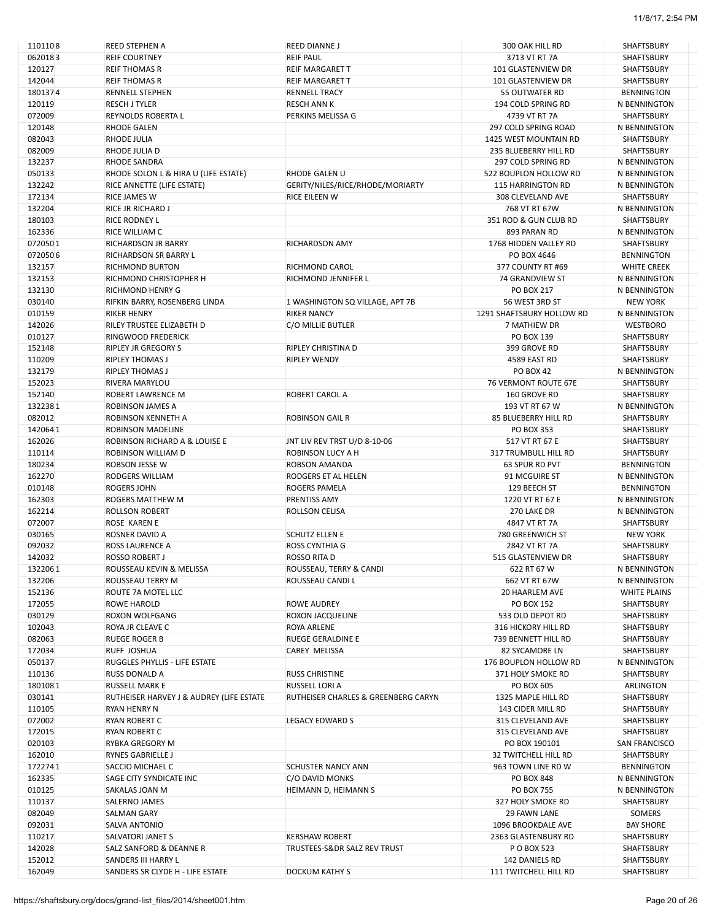| | | | | |
|---|---|---|---|---|
| 1101108 | REED STEPHEN A | REED DIANNE J | 300 OAK HILL RD | SHAFTSBURY |
| 0620183 | REIF COURTNEY | REIF PAUL | 3713 VT RT 7A | SHAFTSBURY |
| 120127 | REIF THOMAS R | REIF MARGARET T | 101 GLASTENVIEW DR | SHAFTSBURY |
| 142044 | REIF THOMAS R | REIF MARGARET T | 101 GLASTENVIEW DR | SHAFTSBURY |
| 1801374 | RENNELL STEPHEN | RENNELL TRACY | 55 OUTWATER RD | BENNINGTON |
| 120119 | RESCH J TYLER | RESCH ANN K | 194 COLD SPRING RD | N BENNINGTON |
| 072009 | REYNOLDS ROBERTA L | PERKINS MELISSA G | 4739 VT RT 7A | SHAFTSBURY |
| 120148 | RHODE GALEN | | 297 COLD SPRING ROAD | N BENNINGTON |
| 082043 | RHODE JULIA | | 1425 WEST MOUNTAIN RD | SHAFTSBURY |
| 082009 | RHODE JULIA D | | 235 BLUEBERRY HILL RD | SHAFTSBURY |
| 132237 | RHODE SANDRA | | 297 COLD SPRING RD | N BENNINGTON |
| 050133 | RHODE SOLON L & HIRA U (LIFE ESTATE) | RHODE GALEN U | 522 BOUPLON HOLLOW RD | N BENNINGTON |
| 132242 | RICE ANNETTE (LIFE ESTATE) | GERITY/NILES/RICE/RHODE/MORIARTY | 115 HARRINGTON RD | N BENNINGTON |
| 172134 | RICE JAMES W | RICE EILEEN W | 308 CLEVELAND AVE | SHAFTSBURY |
| 132204 | RICE JR RICHARD J | | 768 VT RT 67W | N BENNINGTON |
| 180103 | RICE RODNEY L | | 351 ROD & GUN CLUB RD | SHAFTSBURY |
| 162336 | RICE WILLIAM C | | 893 PARAN RD | N BENNINGTON |
| 0720501 | RICHARDSON JR BARRY | RICHARDSON AMY | 1768 HIDDEN VALLEY RD | SHAFTSBURY |
| 0720506 | RICHARDSON SR BARRY L | | PO BOX 4646 | BENNINGTON |
| 132157 | RICHMOND BURTON | RICHMOND CAROL | 377 COUNTY RT #69 | WHITE CREEK |
| 132153 | RICHMOND CHRISTOPHER H | RICHMOND JENNIFER L | 74 GRANDVIEW ST | N BENNINGTON |
| 132130 | RICHMOND HENRY G | | PO BOX 217 | N BENNINGTON |
| 030140 | RIFKIN BARRY, ROSENBERG LINDA | 1 WASHINGTON SQ VILLAGE, APT 7B | 56 WEST 3RD ST | NEW YORK |
| 010159 | RIKER HENRY | RIKER NANCY | 1291 SHAFTSBURY HOLLOW RD | N BENNINGTON |
| 142026 | RILEY TRUSTEE ELIZABETH D | C/O MILLIE BUTLER | 7 MATHIEW DR | WESTBORO |
| 010127 | RINGWOOD FREDERICK | | PO BOX 139 | SHAFTSBURY |
| 152148 | RIPLEY JR GREGORY S | RIPLEY CHRISTINA D | 399 GROVE RD | SHAFTSBURY |
| 110209 | RIPLEY THOMAS J | RIPLEY WENDY | 4589 EAST RD | SHAFTSBURY |
| 132179 | RIPLEY THOMAS J | | PO BOX 42 | N BENNINGTON |
| 152023 | RIVERA MARYLOU | | 76 VERMONT ROUTE 67E | SHAFTSBURY |
| 152140 | ROBERT LAWRENCE M | ROBERT CAROL A | 160 GROVE RD | SHAFTSBURY |
| 1322381 | ROBINSON JAMES A | | 193 VT RT 67 W | N BENNINGTON |
| 082012 | ROBINSON KENNETH A | ROBINSON GAIL R | 85 BLUEBERRY HILL RD | SHAFTSBURY |
| 1420641 | ROBINSON MADELINE | | PO BOX 353 | SHAFTSBURY |
| 162026 | ROBINSON RICHARD A & LOUISE E | JNT LIV REV TRST U/D 8-10-06 | 517 VT RT 67 E | SHAFTSBURY |
| 110114 | ROBINSON WILLIAM D | ROBINSON LUCY A H | 317 TRUMBULL HILL RD | SHAFTSBURY |
| 180234 | ROBSON JESSE W | ROBSON AMANDA | 63 SPUR RD PVT | BENNINGTON |
| 162270 | RODGERS WILLIAM | RODGERS ET AL HELEN | 91 MCGUIRE ST | N BENNINGTON |
| 010148 | ROGERS JOHN | ROGERS PAMELA | 129 BEECH ST | BENNINGTON |
| 162303 | ROGERS MATTHEW M | PRENTISS AMY | 1220 VT RT 67 E | N BENNINGTON |
| 162214 | ROLLSON ROBERT | ROLLSON CELISA | 270 LAKE DR | N BENNINGTON |
| 072007 | ROSE KAREN E | | 4847 VT RT 7A | SHAFTSBURY |
| 030165 | ROSNER DAVID A | SCHUTZ ELLEN E | 780 GREENWICH ST | NEW YORK |
| 092032 | ROSS LAURENCE A | ROSS CYNTHIA G | 2842 VT RT 7A | SHAFTSBURY |
| 142032 | ROSSO ROBERT J | ROSSO RITA D | 515 GLASTENVIEW DR | SHAFTSBURY |
| 1322061 | ROUSSEAU KEVIN & MELISSA | ROUSSEAU, TERRY & CANDI | 622 RT 67 W | N BENNINGTON |
| 132206 | ROUSSEAU TERRY M | ROUSSEAU CANDI L | 662 VT RT 67W | N BENNINGTON |
| 152136 | ROUTE 7A MOTEL LLC | | 20 HAARLEM AVE | WHITE PLAINS |
| 172055 | ROWE HAROLD | ROWE AUDREY | PO BOX 152 | SHAFTSBURY |
| 030129 | ROXON WOLFGANG | ROXON JACQUELINE | 533 OLD DEPOT RD | SHAFTSBURY |
| 102043 | ROYA JR CLEAVE C | ROYA ARLENE | 316 HICKORY HILL RD | SHAFTSBURY |
| 082063 | RUEGE ROGER B | RUEGE GERALDINE E | 739 BENNETT HILL RD | SHAFTSBURY |
| 172034 | RUFF JOSHUA | CAREY MELISSA | 82 SYCAMORE LN | SHAFTSBURY |
| 050137 | RUGGLES PHYLLIS - LIFE ESTATE | | 176 BOUPLON HOLLOW RD | N BENNINGTON |
| 110136 | RUSS DONALD A | RUSS CHRISTINE | 371 HOLY SMOKE RD | SHAFTSBURY |
| 1801081 | RUSSELL MARK E | RUSSELL LORI A | PO BOX 605 | ARLINGTON |
| 030141 | RUTHEISER HARVEY J & AUDREY (LIFE ESTATE | RUTHEISER CHARLES & GREENBERG CARYN | 1325 MAPLE HILL RD | SHAFTSBURY |
| 110105 | RYAN HENRY N | | 143 CIDER MILL RD | SHAFTSBURY |
| 072002 | RYAN ROBERT C | LEGACY EDWARD S | 315 CLEVELAND AVE | SHAFTSBURY |
| 172015 | RYAN ROBERT C | | 315 CLEVELAND AVE | SHAFTSBURY |
| 020103 | RYBKA GREGORY M | | PO BOX 190101 | SAN FRANCISCO |
| 162010 | RYNES GABRIELLE J | | 32 TWITCHELL HILL RD | SHAFTSBURY |
| 1722741 | SACCIO MICHAEL C | SCHUSTER NANCY ANN | 963 TOWN LINE RD W | BENNINGTON |
| 162335 | SAGE CITY SYNDICATE INC | C/O DAVID MONKS | PO BOX 848 | N BENNINGTON |
| 010125 | SAKALAS JOAN M | HEIMANN D, HEIMANN S | PO BOX 755 | N BENNINGTON |
| 110137 | SALERNO JAMES | | 327 HOLY SMOKE RD | SHAFTSBURY |
| 082049 | SALMAN GARY | | 29 FAWN LANE | SOMERS |
| 092031 | SALVA ANTONIO | | 1096 BROOKDALE AVE | BAY SHORE |
| 110217 | SALVATORI JANET S | KERSHAW ROBERT | 2363 GLASTENBURY RD | SHAFTSBURY |
| 142028 | SALZ SANFORD & DEANNE R | TRUSTEES-S&DR SALZ REV TRUST | P O BOX 523 | SHAFTSBURY |
| 152012 | SANDERS III HARRY L | | 142 DANIELS RD | SHAFTSBURY |
| 162049 | SANDERS SR CLYDE H - LIFE ESTATE | DOCKUM KATHY S | 111 TWITCHELL HILL RD | SHAFTSBURY |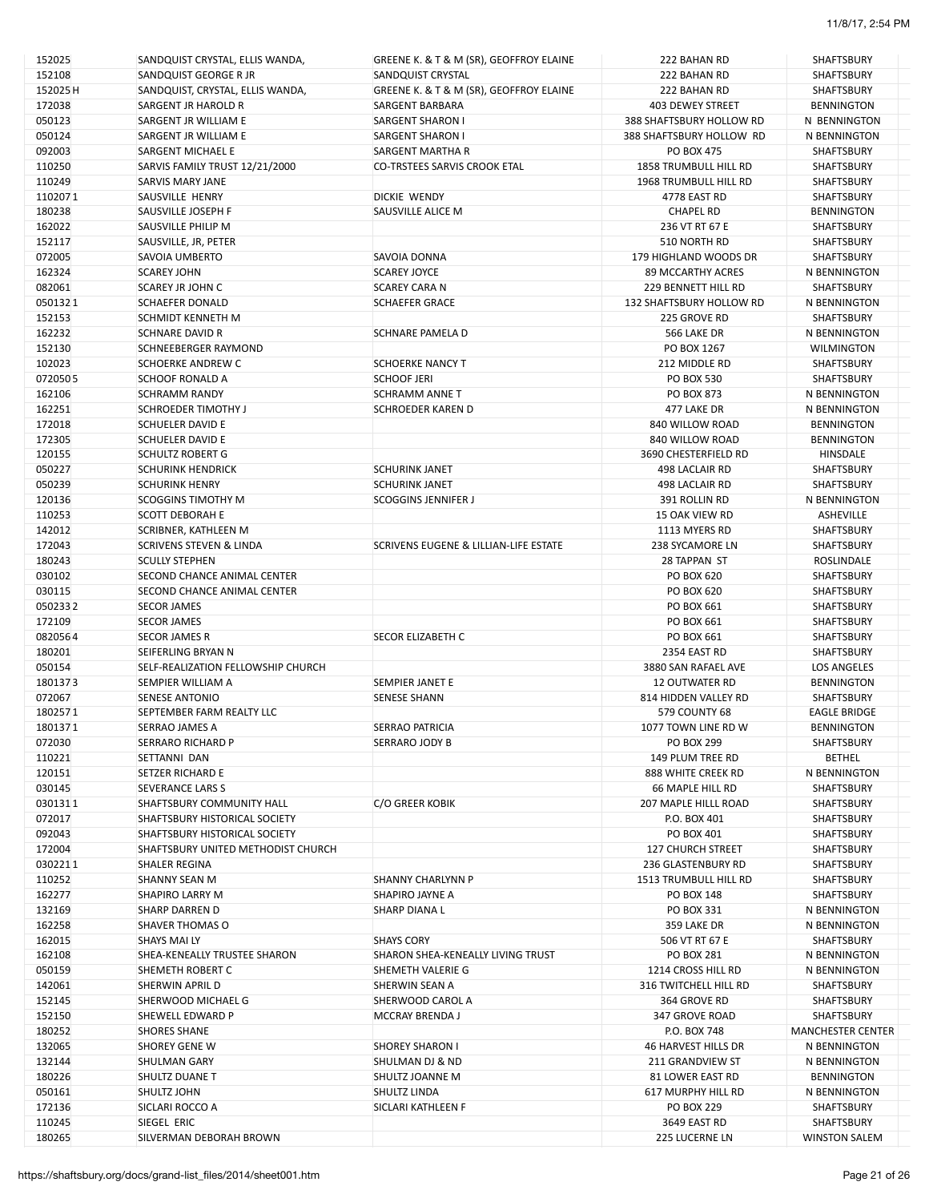| | | | | |
|---|---|---|---|---|
| 152025 | SANDQUIST CRYSTAL, ELLIS WANDA, | GREENE K. & T & M (SR), GEOFFROY ELAINE | 222 BAHAN RD | SHAFTSBURY |
| 152108 | SANDQUIST GEORGE R JR | SANDQUIST CRYSTAL | 222 BAHAN RD | SHAFTSBURY |
| 152025 H | SANDQUIST, CRYSTAL, ELLIS WANDA, | GREENE K. & T & M (SR), GEOFFROY ELAINE | 222 BAHAN RD | SHAFTSBURY |
| 172038 | SARGENT JR HAROLD R | SARGENT BARBARA | 403 DEWEY STREET | BENNINGTON |
| 050123 | SARGENT JR WILLIAM E | SARGENT SHARON I | 388 SHAFTSBURY HOLLOW RD | N BENNINGTON |
| 050124 | SARGENT JR WILLIAM E | SARGENT SHARON I | 388 SHAFTSBURY HOLLOW RD | N BENNINGTON |
| 092003 | SARGENT MICHAEL E | SARGENT MARTHA R | PO BOX 475 | SHAFTSBURY |
| 110250 | SARVIS FAMILY TRUST 12/21/2000 | CO-TRSTEES SARVIS CROOK ETAL | 1858 TRUMBULL HILL RD | SHAFTSBURY |
| 110249 | SARVIS MARY JANE | | 1968 TRUMBULL HILL RD | SHAFTSBURY |
| 110207 1 | SAUSVILLE HENRY | DICKIE WENDY | 4778 EAST RD | SHAFTSBURY |
| 180238 | SAUSVILLE JOSEPH F | SAUSVILLE ALICE M | CHAPEL RD | BENNINGTON |
| 162022 | SAUSVILLE PHILIP M | | 236 VT RT 67 E | SHAFTSBURY |
| 152117 | SAUSVILLE, JR, PETER | | 510 NORTH RD | SHAFTSBURY |
| 072005 | SAVOIA UMBERTO | SAVOIA DONNA | 179 HIGHLAND WOODS DR | SHAFTSBURY |
| 162324 | SCAREY JOHN | SCAREY JOYCE | 89 MCCARTHY ACRES | N BENNINGTON |
| 082061 | SCAREY JR JOHN C | SCAREY CARA N | 229 BENNETT HILL RD | SHAFTSBURY |
| 050132 1 | SCHAEFER DONALD | SCHAEFER GRACE | 132 SHAFTSBURY HOLLOW RD | N BENNINGTON |
| 152153 | SCHMIDT KENNETH M | | 225 GROVE RD | SHAFTSBURY |
| 162232 | SCHNARE DAVID R | SCHNARE PAMELA D | 566 LAKE DR | N BENNINGTON |
| 152130 | SCHNEEBERGER RAYMOND | | PO BOX 1267 | WILMINGTON |
| 102023 | SCHOERKE ANDREW C | SCHOERKE NANCY T | 212 MIDDLE RD | SHAFTSBURY |
| 072050 5 | SCHOOF RONALD A | SCHOOF JERI | PO BOX 530 | SHAFTSBURY |
| 162106 | SCHRAMM RANDY | SCHRAMM ANNE T | PO BOX 873 | N BENNINGTON |
| 162251 | SCHROEDER TIMOTHY J | SCHROEDER KAREN D | 477 LAKE DR | N BENNINGTON |
| 172018 | SCHUELER DAVID E | | 840 WILLOW ROAD | BENNINGTON |
| 172305 | SCHUELER DAVID E | | 840 WILLOW ROAD | BENNINGTON |
| 120155 | SCHULTZ ROBERT G | | 3690 CHESTERFIELD RD | HINSDALE |
| 050227 | SCHURINK HENDRICK | SCHURINK JANET | 498 LACLAIR RD | SHAFTSBURY |
| 050239 | SCHURINK HENRY | SCHURINK JANET | 498 LACLAIR RD | SHAFTSBURY |
| 120136 | SCOGGINS TIMOTHY M | SCOGGINS JENNIFER J | 391 ROLLIN RD | N BENNINGTON |
| 110253 | SCOTT DEBORAH E | | 15 OAK VIEW RD | ASHEVILLE |
| 142012 | SCRIBNER, KATHLEEN M | | 1113 MYERS RD | SHAFTSBURY |
| 172043 | SCRIVENS STEVEN & LINDA | SCRIVENS EUGENE & LILLIAN-LIFE ESTATE | 238 SYCAMORE LN | SHAFTSBURY |
| 180243 | SCULLY STEPHEN | | 28 TAPPAN ST | ROSLINDALE |
| 030102 | SECOND CHANCE ANIMAL CENTER | | PO BOX 620 | SHAFTSBURY |
| 030115 | SECOND CHANCE ANIMAL CENTER | | PO BOX 620 | SHAFTSBURY |
| 050233 2 | SECOR JAMES | | PO BOX 661 | SHAFTSBURY |
| 172109 | SECOR JAMES | | PO BOX 661 | SHAFTSBURY |
| 082056 4 | SECOR JAMES R | SECOR ELIZABETH C | PO BOX 661 | SHAFTSBURY |
| 180201 | SEIFERLING BRYAN N | | 2354 EAST RD | SHAFTSBURY |
| 050154 | SELF-REALIZATION FELLOWSHIP CHURCH | | 3880 SAN RAFAEL AVE | LOS ANGELES |
| 180137 3 | SEMPIER WILLIAM A | SEMPIER JANET E | 12 OUTWATER RD | BENNINGTON |
| 072067 | SENESE ANTONIO | SENESE SHANN | 814 HIDDEN VALLEY RD | SHAFTSBURY |
| 180257 1 | SEPTEMBER FARM REALTY LLC | | 579 COUNTY 68 | EAGLE BRIDGE |
| 180137 1 | SERRAO JAMES A | SERRAO PATRICIA | 1077 TOWN LINE RD W | BENNINGTON |
| 072030 | SERRARO RICHARD P | SERRARO JODY B | PO BOX 299 | SHAFTSBURY |
| 110221 | SETTANNI DAN | | 149 PLUM TREE RD | BETHEL |
| 120151 | SETZER RICHARD E | | 888 WHITE CREEK RD | N BENNINGTON |
| 030145 | SEVERANCE LARS S | | 66 MAPLE HILL RD | SHAFTSBURY |
| 030131 1 | SHAFTSBURY COMMUNITY HALL | C/O GREER KOBIK | 207 MAPLE HILLL ROAD | SHAFTSBURY |
| 072017 | SHAFTSBURY HISTORICAL SOCIETY | | P.O. BOX 401 | SHAFTSBURY |
| 092043 | SHAFTSBURY HISTORICAL SOCIETY | | PO BOX 401 | SHAFTSBURY |
| 172004 | SHAFTSBURY UNITED METHODIST CHURCH | | 127 CHURCH STREET | SHAFTSBURY |
| 030221 1 | SHALER REGINA | | 236 GLASTENBURY RD | SHAFTSBURY |
| 110252 | SHANNY SEAN M | SHANNY CHARLYNN P | 1513 TRUMBULL HILL RD | SHAFTSBURY |
| 162277 | SHAPIRO LARRY M | SHAPIRO JAYNE A | PO BOX 148 | SHAFTSBURY |
| 132169 | SHARP DARREN D | SHARP DIANA L | PO BOX 331 | N BENNINGTON |
| 162258 | SHAVER THOMAS O | | 359 LAKE DR | N BENNINGTON |
| 162015 | SHAYS MAI LY | SHAYS CORY | 506 VT RT 67 E | SHAFTSBURY |
| 162108 | SHEA-KENEALLY TRUSTEE SHARON | SHARON SHEA-KENEALLY LIVING TRUST | PO BOX 281 | N BENNINGTON |
| 050159 | SHEMETH ROBERT C | SHEMETH VALERIE G | 1214 CROSS HILL RD | N BENNINGTON |
| 142061 | SHERWIN APRIL D | SHERWIN SEAN A | 316 TWITCHELL HILL RD | SHAFTSBURY |
| 152145 | SHERWOOD MICHAEL G | SHERWOOD CAROL A | 364 GROVE RD | SHAFTSBURY |
| 152150 | SHEWELL EDWARD P | MCCRAY BRENDA J | 347 GROVE ROAD | SHAFTSBURY |
| 180252 | SHORES SHANE | | P.O. BOX 748 | MANCHESTER CENTER |
| 132065 | SHOREY GENE W | SHOREY SHARON I | 46 HARVEST HILLS DR | N BENNINGTON |
| 132144 | SHULMAN GARY | SHULMAN DJ & ND | 211 GRANDVIEW ST | N BENNINGTON |
| 180226 | SHULTZ DUANE T | SHULTZ JOANNE M | 81 LOWER EAST RD | BENNINGTON |
| 050161 | SHULTZ JOHN | SHULTZ LINDA | 617 MURPHY HILL RD | N BENNINGTON |
| 172136 | SICLARI ROCCO A | SICLARI KATHLEEN F | PO BOX 229 | SHAFTSBURY |
| 110245 | SIEGEL ERIC | | 3649 EAST RD | SHAFTSBURY |
| 180265 | SILVERMAN DEBORAH BROWN | | 225 LUCERNE LN | WINSTON SALEM |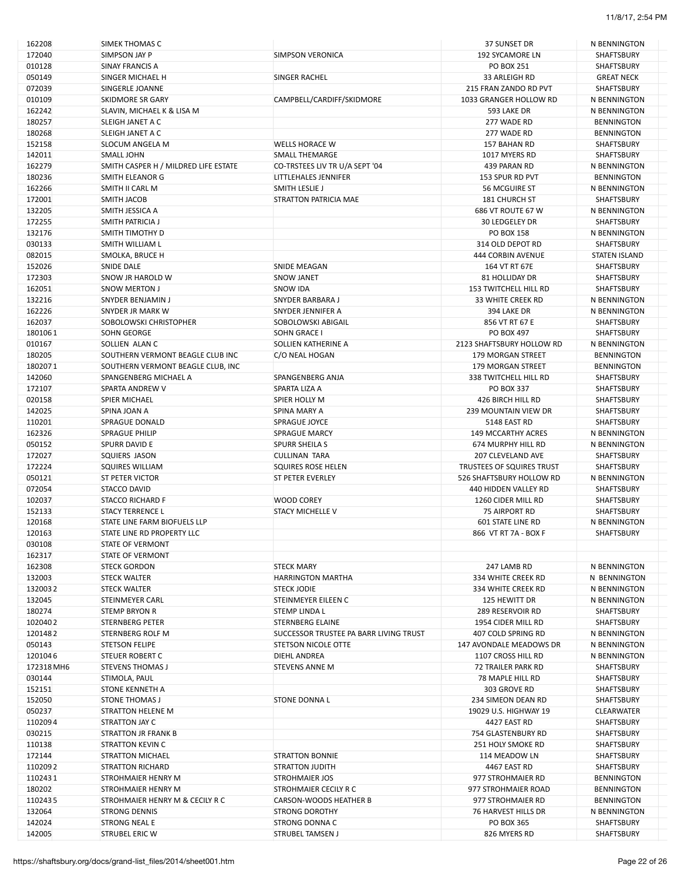| | | | | |
|---|---|---|---|---|
| 162208 | SIMEK THOMAS C | | 37 SUNSET DR | N BENNINGTON |
| 172040 | SIMPSON JAY P | SIMPSON VERONICA | 192 SYCAMORE LN | SHAFTSBURY |
| 010128 | SINAY FRANCIS A | | PO BOX 251 | SHAFTSBURY |
| 050149 | SINGER MICHAEL H | SINGER RACHEL | 33 ARLEIGH RD | GREAT NECK |
| 072039 | SINGERLE JOANNE | | 215 FRAN ZANDO RD PVT | SHAFTSBURY |
| 010109 | SKIDMORE SR GARY | CAMPBELL/CARDIFF/SKIDMORE | 1033 GRANGER HOLLOW RD | N BENNINGTON |
| 162242 | SLAVIN, MICHAEL K & LISA M | | 593 LAKE DR | N BENNINGTON |
| 180257 | SLEIGH JANET A C | | 277 WADE RD | BENNINGTON |
| 180268 | SLEIGH JANET A C | | 277 WADE RD | BENNINGTON |
| 152158 | SLOCUM ANGELA M | WELLS HORACE W | 157 BAHAN RD | SHAFTSBURY |
| 142011 | SMALL JOHN | SMALL THEMARGE | 1017 MYERS RD | SHAFTSBURY |
| 162279 | SMITH CASPER H / MILDRED LIFE ESTATE | CO-TRSTEES LIV TR U/A SEPT '04 | 439 PARAN RD | N BENNINGTON |
| 180236 | SMITH ELEANOR G | LITTLEHALES JENNIFER | 153 SPUR RD PVT | BENNINGTON |
| 162266 | SMITH II CARL M | SMITH LESLIE J | 56 MCGUIRE ST | N BENNINGTON |
| 172001 | SMITH JACOB | STRATTON PATRICIA MAE | 181 CHURCH ST | SHAFTSBURY |
| 132205 | SMITH JESSICA A | | 686 VT ROUTE 67 W | N BENNINGTON |
| 172255 | SMITH PATRICIA J | | 30 LEDGELEY DR | SHAFTSBURY |
| 132176 | SMITH TIMOTHY D | | PO BOX 158 | N BENNINGTON |
| 030133 | SMITH WILLIAM L | | 314 OLD DEPOT RD | SHAFTSBURY |
| 082015 | SMOLKA, BRUCE H | | 444 CORBIN AVENUE | STATEN ISLAND |
| 152026 | SNIDE DALE | SNIDE MEAGAN | 164 VT RT 67E | SHAFTSBURY |
| 172303 | SNOW JR HAROLD W | SNOW JANET | 81 HOLLIDAY DR | SHAFTSBURY |
| 162051 | SNOW MERTON J | SNOW IDA | 153 TWITCHELL HILL RD | SHAFTSBURY |
| 132216 | SNYDER BENJAMIN J | SNYDER BARBARA J | 33 WHITE CREEK RD | N BENNINGTON |
| 162226 | SNYDER JR MARK W | SNYDER JENNIFER A | 394 LAKE DR | N BENNINGTON |
| 162037 | SOBOLOWSKI CHRISTOPHER | SOBOLOWSKI ABIGAIL | 856 VT RT 67 E | SHAFTSBURY |
| 1801061 | SOHN GEORGE | SOHN GRACE I | PO BOX 497 | SHAFTSBURY |
| 010167 | SOLLIEN ALAN C | SOLLIEN KATHERINE A | 2123 SHAFTSBURY HOLLOW RD | N BENNINGTON |
| 180205 | SOUTHERN VERMONT BEAGLE CLUB INC | C/O NEAL HOGAN | 179 MORGAN STREET | BENNINGTON |
| 1802071 | SOUTHERN VERMONT BEAGLE CLUB, INC | | 179 MORGAN STREET | BENNINGTON |
| 142060 | SPANGENBERG MICHAEL A | SPANGENBERG ANJA | 338 TWITCHELL HILL RD | SHAFTSBURY |
| 172107 | SPARTA ANDREW V | SPARTA LIZA A | PO BOX 337 | SHAFTSBURY |
| 020158 | SPIER MICHAEL | SPIER HOLLY M | 426 BIRCH HILL RD | SHAFTSBURY |
| 142025 | SPINA JOAN A | SPINA MARY A | 239 MOUNTAIN VIEW DR | SHAFTSBURY |
| 110201 | SPRAGUE DONALD | SPRAGUE JOYCE | 5148 EAST RD | SHAFTSBURY |
| 162326 | SPRAGUE PHILIP | SPRAGUE MARCY | 149 MCCARTHY ACRES | N BENNINGTON |
| 050152 | SPURR DAVID E | SPURR SHEILA S | 674 MURPHY HILL RD | N BENNINGTON |
| 172027 | SQUIERS JASON | CULLINAN TARA | 207 CLEVELAND AVE | SHAFTSBURY |
| 172224 | SQUIRES WILLIAM | SQUIRES ROSE HELEN | TRUSTEES OF SQUIRES TRUST | SHAFTSBURY |
| 050121 | ST PETER VICTOR | ST PETER EVERLEY | 526 SHAFTSBURY HOLLOW RD | N BENNINGTON |
| 072054 | STACCO DAVID | | 440 HIDDEN VALLEY RD | SHAFTSBURY |
| 102037 | STACCO RICHARD F | WOOD COREY | 1260 CIDER MILL RD | SHAFTSBURY |
| 152133 | STACY TERRENCE L | STACY MICHELLE V | 75 AIRPORT RD | SHAFTSBURY |
| 120168 | STATE LINE FARM BIOFUELS LLP | | 601 STATE LINE RD | N BENNINGTON |
| 120163 | STATE LINE RD PROPERTY LLC | | 866 VT RT 7A - BOX F | SHAFTSBURY |
| 030108 | STATE OF VERMONT | | | |
| 162317 | STATE OF VERMONT | | | |
| 162308 | STECK GORDON | STECK MARY | 247 LAMB RD | N BENNINGTON |
| 132003 | STECK WALTER | HARRINGTON MARTHA | 334 WHITE CREEK RD | N BENNINGTON |
| 1320032 | STECK WALTER | STECK JODIE | 334 WHITE CREEK RD | N BENNINGTON |
| 132045 | STEINMEYER CARL | STEINMEYER EILEEN C | 125 HEWITT DR | N BENNINGTON |
| 180274 | STEMP BRYON R | STEMP LINDA L | 289 RESERVOIR RD | SHAFTSBURY |
| 1020402 | STERNBERG PETER | STERNBERG ELAINE | 1954 CIDER MILL RD | SHAFTSBURY |
| 1201482 | STERNBERG ROLF M | SUCCESSOR TRUSTEE PA BARR LIVING TRUST | 407 COLD SPRING RD | N BENNINGTON |
| 050143 | STETSON FELIPE | STETSON NICOLE OTTE | 147 AVONDALE MEADOWS DR | N BENNINGTON |
| 1201046 | STEUER ROBERT C | DIEHL ANDREA | 1107 CROSS HILL RD | N BENNINGTON |
| 172318 MH6 | STEVENS THOMAS J | STEVENS ANNE M | 72 TRAILER PARK RD | SHAFTSBURY |
| 030144 | STIMOLA, PAUL | | 78 MAPLE HILL RD | SHAFTSBURY |
| 152151 | STONE KENNETH A | | 303 GROVE RD | SHAFTSBURY |
| 152050 | STONE THOMAS J | STONE DONNA L | 234 SIMEON DEAN RD | SHAFTSBURY |
| 050237 | STRATTON HELENE M | | 19029 U.S. HIGHWAY 19 | CLEARWATER |
| 1102094 | STRATTON JAY C | | 4427 EAST RD | SHAFTSBURY |
| 030215 | STRATTON JR FRANK B | | 754 GLASTENBURY RD | SHAFTSBURY |
| 110138 | STRATTON KEVIN C | | 251 HOLY SMOKE RD | SHAFTSBURY |
| 172144 | STRATTON MICHAEL | STRATTON BONNIE | 114 MEADOW LN | SHAFTSBURY |
| 1102092 | STRATTON RICHARD | STRATTON JUDITH | 4467 EAST RD | SHAFTSBURY |
| 1102431 | STROHMAIER HENRY M | STROHMAIER JOS | 977 STROHMAIER RD | BENNINGTON |
| 180202 | STROHMAIER HENRY M | STROHMAIER CECILY R C | 977 STROHMAIER ROAD | BENNINGTON |
| 1102435 | STROHMAIER HENRY M & CECILY R C | CARSON-WOODS HEATHER B | 977 STROHMAIER RD | BENNINGTON |
| 132064 | STRONG DENNIS | STRONG DOROTHY | 76 HARVEST HILLS DR | N BENNINGTON |
| 142024 | STRONG NEAL E | STRONG DONNA C | PO BOX 365 | SHAFTSBURY |
| 142005 | STRUBEL ERIC W | STRUBEL TAMSEN J | 826 MYERS RD | SHAFTSBURY |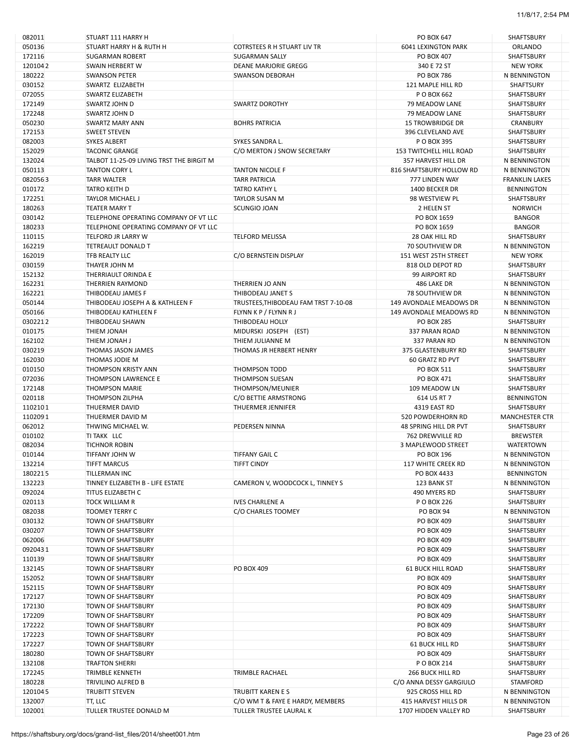| | | | | |
|---|---|---|---|---|
| 082011 | STUART 111 HARRY H | | PO BOX 647 | SHAFTSBURY |
| 050136 | STUART HARRY H & RUTH H | COTRSTEES R H STUART LIV TR | 6041 LEXINGTON PARK | ORLANDO |
| 172116 | SUGARMAN ROBERT | SUGARMAN SALLY | PO BOX 407 | SHAFTSBURY |
| 1201042 | SWAIN HERBERT W | DEANE MARJORIE GREGG | 340 E 72 ST | NEW YORK |
| 180222 | SWANSON PETER | SWANSON DEBORAH | PO BOX 786 | N BENNINGTON |
| 030152 | SWARTZ ELIZABETH | | 121 MAPLE HILL RD | SHAFTSURY |
| 072055 | SWARTZ ELIZABETH | | P O BOX 662 | SHAFTSBURY |
| 172149 | SWARTZ JOHN D | SWARTZ DOROTHY | 79 MEADOW LANE | SHAFTSBURY |
| 172248 | SWARTZ JOHN D | | 79 MEADOW LANE | SHAFTSBURY |
| 050230 | SWARTZ MARY ANN | BOHRS PATRICIA | 15 TROWBRIDGE DR | CRANBURY |
| 172153 | SWEET STEVEN | | 396 CLEVELAND AVE | SHAFTSBURY |
| 082003 | SYKES ALBERT | SYKES SANDRA L. | P O BOX 395 | SHAFTSBURY |
| 152029 | TACONIC GRANGE | C/O MERTON J SNOW SECRETARY | 153 TWITCHELL HILL ROAD | SHAFTSBURY |
| 132024 | TALBOT 11-25-09 LIVING TRST THE BIRGIT M | | 357 HARVEST HILL DR | N BENNINGTON |
| 050113 | TANTON CORY L | TANTON NICOLE F | 816 SHAFTSBURY HOLLOW RD | N BENNINGTON |
| 0820563 | TARR WALTER | TARR PATRICIA | 777 LINDEN WAY | FRANKLIN LAKES |
| 010172 | TATRO KEITH D | TATRO KATHY L | 1400 BECKER DR | BENNINGTON |
| 172251 | TAYLOR MICHAEL J | TAYLOR SUSAN M | 98 WESTVIEW PL | SHAFTSBURY |
| 180263 | TEATER MARY T | SCUNGIO JOAN | 2 HELEN ST | NORWICH |
| 030142 | TELEPHONE OPERATING COMPANY OF VT LLC | | PO BOX 1659 | BANGOR |
| 180233 | TELEPHONE OPERATING COMPANY OF VT LLC | | PO BOX 1659 | BANGOR |
| 110115 | TELFORD JR LARRY W | TELFORD MELISSA | 28 OAK HILL RD | SHAFTSBURY |
| 162219 | TETREAULT DONALD T | | 70 SOUTHVIEW DR | N BENNINGTON |
| 162019 | TFB REALTY LLC | C/O BERNSTEIN DISPLAY | 151 WEST 25TH STREET | NEW YORK |
| 030159 | THAYER JOHN M | | 818 OLD DEPOT RD | SHAFTSBURY |
| 152132 | THERRIAULT ORINDA E | | 99 AIRPORT RD | SHAFTSBURY |
| 162231 | THERRIEN RAYMOND | THERRIEN JO ANN | 486 LAKE DR | N BENNINGTON |
| 162221 | THIBODEAU JAMES F | THIBODEAU JANET S | 78 SOUTHVIEW DR | N BENNINGTON |
| 050144 | THIBODEAU JOSEPH A & KATHLEEN F | TRUSTEES,THIBODEAU FAM TRST 7-10-08 | 149 AVONDALE MEADOWS DR | N BENNINGTON |
| 050166 | THIBODEAU KATHLEEN F | FLYNN K P / FLYNN R J | 149 AVONDALE MEADOWS RD | N BENNINGTON |
| 0302212 | THIBODEAU SHAWN | THIBODEAU HOLLY | PO BOX 285 | SHAFTSBURY |
| 010175 | THIEM JONAH | MIDURSKI JOSEPH (EST) | 337 PARAN ROAD | N BENNINGTON |
| 162102 | THIEM JONAH J | THIEM JULIANNE M | 337 PARAN RD | N BENNINGTON |
| 030219 | THOMAS JASON JAMES | THOMAS JR HERBERT HENRY | 375 GLASTENBURY RD | SHAFTSBURY |
| 162030 | THOMAS JODIE M | | 60 GRATZ RD PVT | SHAFTSBURY |
| 010150 | THOMPSON KRISTY ANN | THOMPSON TODD | PO BOX 511 | SHAFTSBURY |
| 072036 | THOMPSON LAWRENCE E | THOMPSON SUESAN | PO BOX 471 | SHAFTSBURY |
| 172148 | THOMPSON MARIE | THOMPSON/MEUNIER | 109 MEADOW LN | SHAFTSBURY |
| 020118 | THOMPSON ZILPHA | C/O BETTIE ARMSTRONG | 614 US RT 7 | BENNINGTON |
| 1102101 | THUERMER DAVID | THUERMER JENNIFER | 4319 EAST RD | SHAFTSBURY |
| 1102091 | THUERMER DAVID M | | 520 POWDERHORN RD | MANCHESTER CTR |
| 062012 | THWING MICHAEL W. | PEDERSEN NINNA | 48 SPRING HILL DR PVT | SHAFTSBURY |
| 010102 | TI TAKK LLC | | 762 DREWVILLE RD | BREWSTER |
| 082034 | TICHNOR ROBIN | | 3 MAPLEWOOD STREET | WATERTOWN |
| 010144 | TIFFANY JOHN W | TIFFANY GAIL C | PO BOX 196 | N BENNINGTON |
| 132214 | TIFFT MARCUS | TIFFT CINDY | 117 WHITE CREEK RD | N BENNINGTON |
| 1802215 | TILLERMAN INC | | PO BOX 4433 | BENNINGTON |
| 132223 | TINNEY ELIZABETH B - LIFE ESTATE | CAMERON V, WOODCOCK L, TINNEY S | 123 BANK ST | N BENNINGTON |
| 092024 | TITUS ELIZABETH C | | 490 MYERS RD | SHAFTSBURY |
| 020113 | TOCK WILLIAM R | IVES CHARLENE A | P O BOX 226 | SHAFTSBURY |
| 082038 | TOOMEY TERRY C | C/O CHARLES TOOMEY | PO BOX 94 | N BENNINGTON |
| 030132 | TOWN OF SHAFTSBURY | | PO BOX 409 | SHAFTSBURY |
| 030207 | TOWN OF SHAFTSBURY | | PO BOX 409 | SHAFTSBURY |
| 062006 | TOWN OF SHAFTSBURY | | PO BOX 409 | SHAFTSBURY |
| 0920431 | TOWN OF SHAFTSBURY | | PO BOX 409 | SHAFTSBURY |
| 110139 | TOWN OF SHAFTSBURY | | PO BOX 409 | SHAFTSBURY |
| 132145 | TOWN OF SHAFTSBURY | PO BOX 409 | 61 BUCK HILL ROAD | SHAFTSBURY |
| 152052 | TOWN OF SHAFTSBURY | | PO BOX 409 | SHAFTSBURY |
| 152115 | TOWN OF SHAFTSBURY | | PO BOX 409 | SHAFTSBURY |
| 172127 | TOWN OF SHAFTSBURY | | PO BOX 409 | SHAFTSBURY |
| 172130 | TOWN OF SHAFTSBURY | | PO BOX 409 | SHAFTSBURY |
| 172209 | TOWN OF SHAFTSBURY | | PO BOX 409 | SHAFTSBURY |
| 172222 | TOWN OF SHAFTSBURY | | PO BOX 409 | SHAFTSBURY |
| 172223 | TOWN OF SHAFTSBURY | | PO BOX 409 | SHAFTSBURY |
| 172227 | TOWN OF SHAFTSBURY | | 61 BUCK HILL RD | SHAFTSBURY |
| 180280 | TOWN OF SHAFTSBURY | | PO BOX 409 | SHAFTSBURY |
| 132108 | TRAFTON SHERRI | | P O BOX 214 | SHAFTSBURY |
| 172245 | TRIMBLE KENNETH | TRIMBLE RACHAEL | 266 BUCK HILL RD | SHAFTSBURY |
| 180228 | TRIVILINO ALFRED B | | C/O ANNA DESSY GARGIULO | STAMFORD |
| 1201045 | TRUBITT STEVEN | TRUBITT KAREN E S | 925 CROSS HILL RD | N BENNINGTON |
| 132007 | TT, LLC | C/O WM T & FAYE E HARDY, MEMBERS | 415 HARVEST HILLS DR | N BENNINGTON |
| 102001 | TULLER TRUSTEE DONALD M | TULLER TRUSTEE LAURAL K | 1707 HIDDEN VALLEY RD | SHAFTSBURY |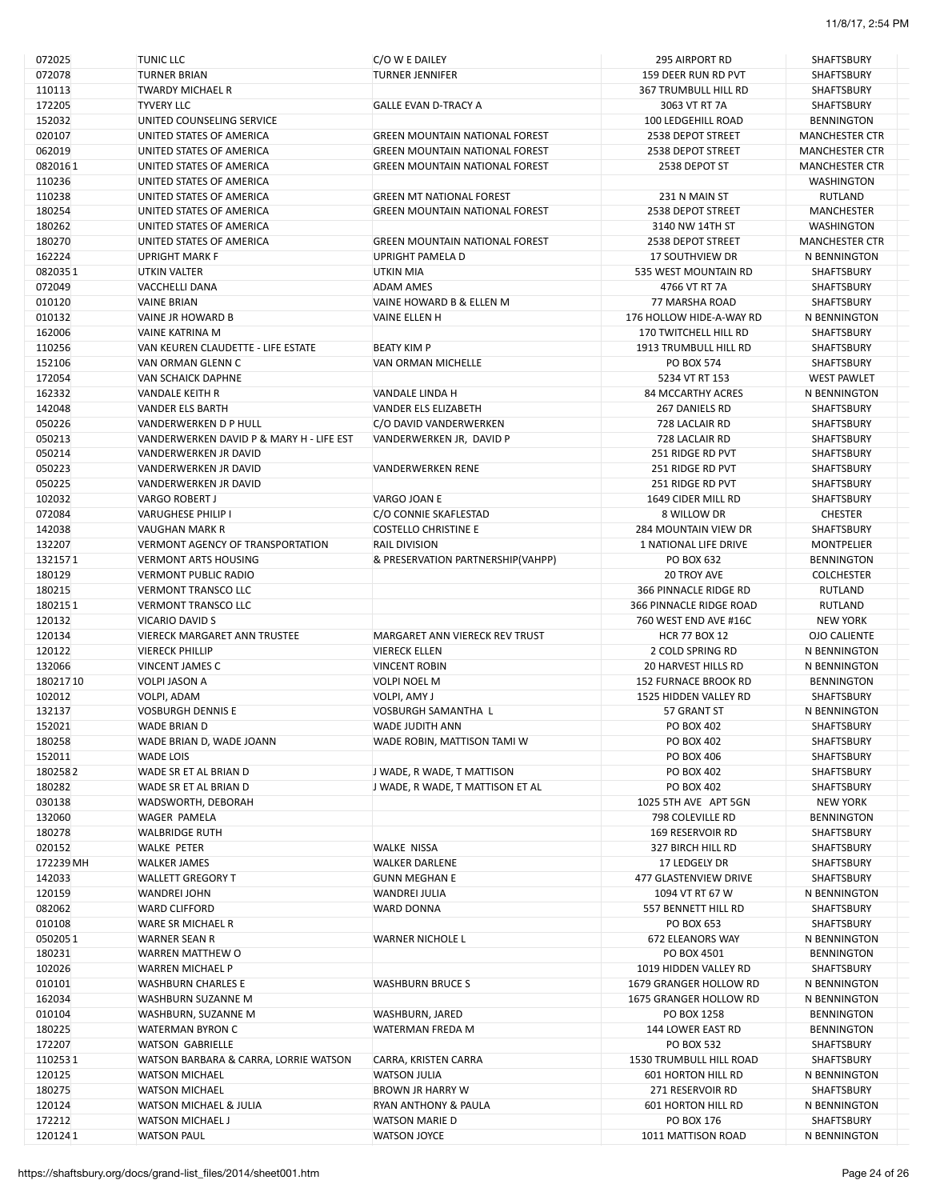| | | | | |
|---|---|---|---|---|
| 072025 | TUNIC LLC | C/O W E DAILEY | 295 AIRPORT RD | SHAFTSBURY |
| 072078 | TURNER BRIAN | TURNER JENNIFER | 159 DEER RUN RD PVT | SHAFTSBURY |
| 110113 | TWARDY MICHAEL R | | 367 TRUMBULL HILL RD | SHAFTSBURY |
| 172205 | TYVERY LLC | GALLE EVAN D-TRACY A | 3063 VT RT 7A | SHAFTSBURY |
| 152032 | UNITED COUNSELING SERVICE | | 100 LEDGEHILL ROAD | BENNINGTON |
| 020107 | UNITED STATES OF AMERICA | GREEN MOUNTAIN NATIONAL FOREST | 2538 DEPOT STREET | MANCHESTER CTR |
| 062019 | UNITED STATES OF AMERICA | GREEN MOUNTAIN NATIONAL FOREST | 2538 DEPOT STREET | MANCHESTER CTR |
| 082016 1 | UNITED STATES OF AMERICA | GREEN MOUNTAIN NATIONAL FOREST | 2538 DEPOT ST | MANCHESTER CTR |
| 110236 | UNITED STATES OF AMERICA | | | WASHINGTON |
| 110238 | UNITED STATES OF AMERICA | GREEN MT NATIONAL FOREST | 231 N MAIN ST | RUTLAND |
| 180254 | UNITED STATES OF AMERICA | GREEN MOUNTAIN NATIONAL FOREST | 2538 DEPOT STREET | MANCHESTER |
| 180262 | UNITED STATES OF AMERICA | | 3140 NW 14TH ST | WASHINGTON |
| 180270 | UNITED STATES OF AMERICA | GREEN MOUNTAIN NATIONAL FOREST | 2538 DEPOT STREET | MANCHESTER CTR |
| 162224 | UPRIGHT MARK F | UPRIGHT PAMELA D | 17 SOUTHVIEW DR | N BENNINGTON |
| 082035 1 | UTKIN VALTER | UTKIN MIA | 535 WEST MOUNTAIN RD | SHAFTSBURY |
| 072049 | VACCHELLI DANA | ADAM AMES | 4766 VT RT 7A | SHAFTSBURY |
| 010120 | VAINE BRIAN | VAINE HOWARD B & ELLEN M | 77 MARSHA ROAD | SHAFTSBURY |
| 010132 | VAINE JR HOWARD B | VAINE ELLEN H | 176 HOLLOW HIDE-A-WAY RD | N BENNINGTON |
| 162006 | VAINE KATRINA M | | 170 TWITCHELL HILL RD | SHAFTSBURY |
| 110256 | VAN KEUREN CLAUDETTE - LIFE ESTATE | BEATY KIM P | 1913 TRUMBULL HILL RD | SHAFTSBURY |
| 152106 | VAN ORMAN GLENN C | VAN ORMAN MICHELLE | PO BOX 574 | SHAFTSBURY |
| 172054 | VAN SCHAICK DAPHNE | | 5234 VT RT 153 | WEST PAWLET |
| 162332 | VANDALE KEITH R | VANDALE LINDA H | 84 MCCARTHY ACRES | N BENNINGTON |
| 142048 | VANDER ELS BARTH | VANDER ELS ELIZABETH | 267 DANIELS RD | SHAFTSBURY |
| 050226 | VANDERWERKEN D P HULL | C/O DAVID VANDERWERKEN | 728 LACLAIR RD | SHAFTSBURY |
| 050213 | VANDERWERKEN DAVID P & MARY H - LIFE EST | VANDERWERKEN JR, DAVID P | 728 LACLAIR RD | SHAFTSBURY |
| 050214 | VANDERWERKEN JR DAVID | | 251 RIDGE RD PVT | SHAFTSBURY |
| 050223 | VANDERWERKEN JR DAVID | VANDERWERKEN RENE | 251 RIDGE RD PVT | SHAFTSBURY |
| 050225 | VANDERWERKEN JR DAVID | | 251 RIDGE RD PVT | SHAFTSBURY |
| 102032 | VARGO ROBERT J | VARGO JOAN E | 1649 CIDER MILL RD | SHAFTSBURY |
| 072084 | VARUGHESE PHILIP I | C/O CONNIE SKAFLESTAD | 8 WILLOW DR | CHESTER |
| 142038 | VAUGHAN MARK R | COSTELLO CHRISTINE E | 284 MOUNTAIN VIEW DR | SHAFTSBURY |
| 132207 | VERMONT AGENCY OF TRANSPORTATION | RAIL DIVISION | 1 NATIONAL LIFE DRIVE | MONTPELIER |
| 132157 1 | VERMONT ARTS HOUSING | & PRESERVATION PARTNERSHIP(VAHPP) | PO BOX 632 | BENNINGTON |
| 180129 | VERMONT PUBLIC RADIO | | 20 TROY AVE | COLCHESTER |
| 180215 | VERMONT TRANSCO LLC | | 366 PINNACLE RIDGE RD | RUTLAND |
| 180215 1 | VERMONT TRANSCO LLC | | 366 PINNACLE RIDGE ROAD | RUTLAND |
| 120132 | VICARIO DAVID S | | 760 WEST END AVE #16C | NEW YORK |
| 120134 | VIERECK MARGARET ANN TRUSTEE | MARGARET ANN VIERECK REV TRUST | HCR 77 BOX 12 | OJO CALIENTE |
| 120122 | VIERECK PHILLIP | VIERECK ELLEN | 2 COLD SPRING RD | N BENNINGTON |
| 132066 | VINCENT JAMES C | VINCENT ROBIN | 20 HARVEST HILLS RD | N BENNINGTON |
| 180217 10 | VOLPI JASON A | VOLPI NOEL M | 152 FURNACE BROOK RD | BENNINGTON |
| 102012 | VOLPI, ADAM | VOLPI, AMY J | 1525 HIDDEN VALLEY RD | SHAFTSBURY |
| 132137 | VOSBURGH DENNIS E | VOSBURGH SAMANTHA L | 57 GRANT ST | N BENNINGTON |
| 152021 | WADE BRIAN D | WADE JUDITH ANN | PO BOX 402 | SHAFTSBURY |
| 180258 | WADE BRIAN D, WADE JOANN | WADE ROBIN, MATTISON TAMI W | PO BOX 402 | SHAFTSBURY |
| 152011 | WADE LOIS | | PO BOX 406 | SHAFTSBURY |
| 180258 2 | WADE SR ET AL BRIAN D | J WADE, R WADE, T MATTISON | PO BOX 402 | SHAFTSBURY |
| 180282 | WADE SR ET AL BRIAN D | J WADE, R WADE, T MATTISON ET AL | PO BOX 402 | SHAFTSBURY |
| 030138 | WADSWORTH, DEBORAH | | 1025 5TH AVE APT 5GN | NEW YORK |
| 132060 | WAGER PAMELA | | 798 COLEVILLE RD | BENNINGTON |
| 180278 | WALBRIDGE RUTH | | 169 RESERVOIR RD | SHAFTSBURY |
| 020152 | WALKE PETER | WALKE NISSA | 327 BIRCH HILL RD | SHAFTSBURY |
| 172239 MH | WALKER JAMES | WALKER DARLENE | 17 LEDGELY DR | SHAFTSBURY |
| 142033 | WALLETT GREGORY T | GUNN MEGHAN E | 477 GLASTENVIEW DRIVE | SHAFTSBURY |
| 120159 | WANDREI JOHN | WANDREI JULIA | 1094 VT RT 67 W | N BENNINGTON |
| 082062 | WARD CLIFFORD | WARD DONNA | 557 BENNETT HILL RD | SHAFTSBURY |
| 010108 | WARE SR MICHAEL R | | PO BOX 653 | SHAFTSBURY |
| 050205 1 | WARNER SEAN R | WARNER NICHOLE L | 672 ELEANORS WAY | N BENNINGTON |
| 180231 | WARREN MATTHEW O | | PO BOX 4501 | BENNINGTON |
| 102026 | WARREN MICHAEL P | | 1019 HIDDEN VALLEY RD | SHAFTSBURY |
| 010101 | WASHBURN CHARLES E | WASHBURN BRUCE S | 1679 GRANGER HOLLOW RD | N BENNINGTON |
| 162034 | WASHBURN SUZANNE M | | 1675 GRANGER HOLLOW RD | N BENNINGTON |
| 010104 | WASHBURN, SUZANNE M | WASHBURN, JARED | PO BOX 1258 | BENNINGTON |
| 180225 | WATERMAN BYRON C | WATERMAN FREDA M | 144 LOWER EAST RD | BENNINGTON |
| 172207 | WATSON GABRIELLE | | PO BOX 532 | SHAFTSBURY |
| 110253 1 | WATSON BARBARA & CARRA, LORRIE WATSON | CARRA, KRISTEN CARRA | 1530 TRUMBULL HILL ROAD | SHAFTSBURY |
| 120125 | WATSON MICHAEL | WATSON JULIA | 601 HORTON HILL RD | N BENNINGTON |
| 180275 | WATSON MICHAEL | BROWN JR HARRY W | 271 RESERVOIR RD | SHAFTSBURY |
| 120124 | WATSON MICHAEL & JULIA | RYAN ANTHONY & PAULA | 601 HORTON HILL RD | N BENNINGTON |
| 172212 | WATSON MICHAEL J | WATSON MARIE D | PO BOX 176 | SHAFTSBURY |
| 120124 1 | WATSON PAUL | WATSON JOYCE | 1011 MATTISON ROAD | N BENNINGTON |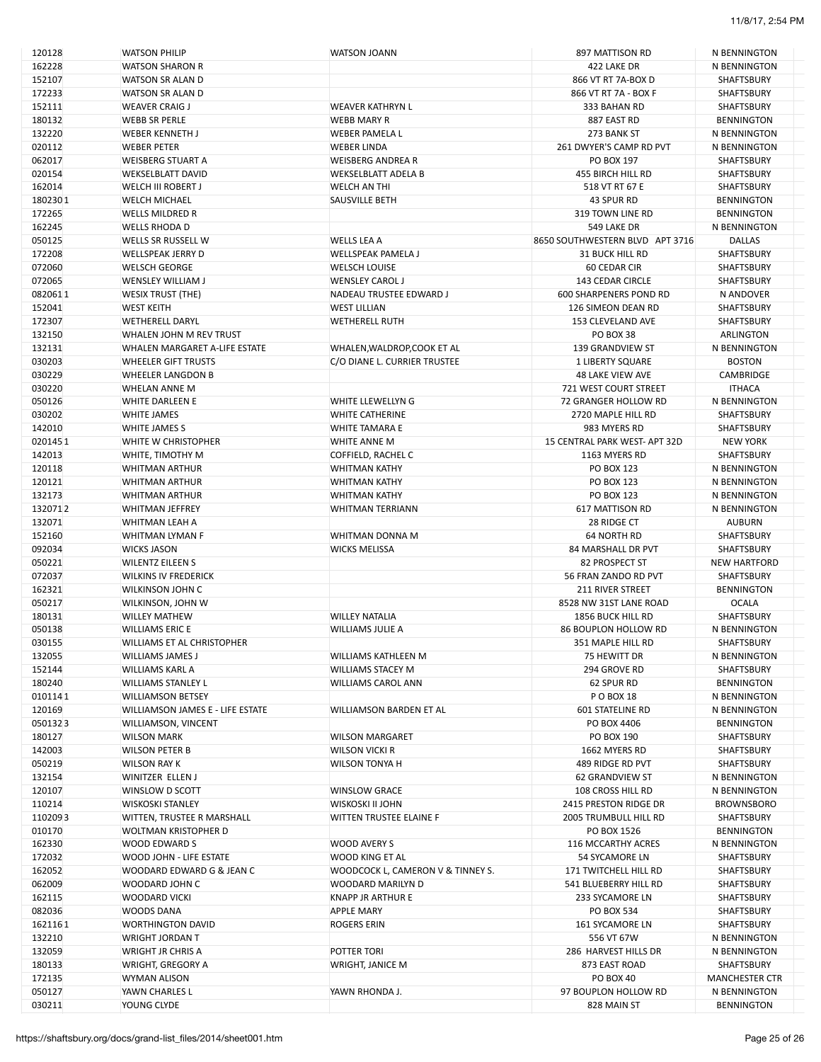| | | | | |
|---|---|---|---|---|
| 120128 | WATSON PHILIP | WATSON JOANN | 897 MATTISON RD | N BENNINGTON |
| 162228 | WATSON SHARON R | | 422 LAKE DR | N BENNINGTON |
| 152107 | WATSON SR ALAN D | | 866 VT RT 7A-BOX D | SHAFTSBURY |
| 172233 | WATSON SR ALAN D | | 866 VT RT 7A - BOX F | SHAFTSBURY |
| 152111 | WEAVER CRAIG J | WEAVER KATHRYN L | 333 BAHAN RD | SHAFTSBURY |
| 180132 | WEBB SR PERLE | WEBB MARY R | 887 EAST RD | BENNINGTON |
| 132220 | WEBER KENNETH J | WEBER PAMELA L | 273 BANK ST | N BENNINGTON |
| 020112 | WEBER PETER | WEBER LINDA | 261 DWYER'S CAMP RD PVT | N BENNINGTON |
| 062017 | WEISBERG STUART A | WEISBERG ANDREA R | PO BOX 197 | SHAFTSBURY |
| 020154 | WEKSELBLATT DAVID | WEKSELBLATT ADELA B | 455 BIRCH HILL RD | SHAFTSBURY |
| 162014 | WELCH III ROBERT J | WELCH AN THI | 518 VT RT 67 E | SHAFTSBURY |
| 1802301 | WELCH MICHAEL | SAUSVILLE BETH | 43 SPUR RD | BENNINGTON |
| 172265 | WELLS MILDRED R | | 319 TOWN LINE RD | BENNINGTON |
| 162245 | WELLS RHODA D | | 549 LAKE DR | N BENNINGTON |
| 050125 | WELLS SR RUSSELL W | WELLS LEA A | 8650 SOUTHWESTERN BLVD APT 3716 | DALLAS |
| 172208 | WELLSPEAK JERRY D | WELLSPEAK PAMELA J | 31 BUCK HILL RD | SHAFTSBURY |
| 072060 | WELSCH GEORGE | WELSCH LOUISE | 60 CEDAR CIR | SHAFTSBURY |
| 072065 | WENSLEY WILLIAM J | WENSLEY CAROL J | 143 CEDAR CIRCLE | SHAFTSBURY |
| 0820611 | WESIX TRUST (THE) | NADEAU TRUSTEE EDWARD J | 600 SHARPENERS POND RD | N ANDOVER |
| 152041 | WEST KEITH | WEST LILLIAN | 126 SIMEON DEAN RD | SHAFTSBURY |
| 172307 | WETHERELL DARYL | WETHERELL RUTH | 153 CLEVELAND AVE | SHAFTSBURY |
| 132150 | WHALEN JOHN M REV TRUST | | PO BOX 38 | ARLINGTON |
| 132131 | WHALEN MARGARET A-LIFE ESTATE | WHALEN,WALDROP,COOK ET AL | 139 GRANDVIEW ST | N BENNINGTON |
| 030203 | WHEELER GIFT TRUSTS | C/O DIANE L. CURRIER TRUSTEE | 1 LIBERTY SQUARE | BOSTON |
| 030229 | WHEELER LANGDON B | | 48 LAKE VIEW AVE | CAMBRIDGE |
| 030220 | WHELAN ANNE M | | 721 WEST COURT STREET | ITHACA |
| 050126 | WHITE DARLEEN E | WHITE LLEWELLYN G | 72 GRANGER HOLLOW RD | N BENNINGTON |
| 030202 | WHITE JAMES | WHITE CATHERINE | 2720 MAPLE HILL RD | SHAFTSBURY |
| 142010 | WHITE JAMES S | WHITE TAMARA E | 983 MYERS RD | SHAFTSBURY |
| 0201451 | WHITE W CHRISTOPHER | WHITE ANNE M | 15 CENTRAL PARK WEST- APT 32D | NEW YORK |
| 142013 | WHITE, TIMOTHY M | COFFIELD, RACHEL C | 1163 MYERS RD | SHAFTSBURY |
| 120118 | WHITMAN ARTHUR | WHITMAN KATHY | PO BOX 123 | N BENNINGTON |
| 120121 | WHITMAN ARTHUR | WHITMAN KATHY | PO BOX 123 | N BENNINGTON |
| 132173 | WHITMAN ARTHUR | WHITMAN KATHY | PO BOX 123 | N BENNINGTON |
| 1320712 | WHITMAN JEFFREY | WHITMAN TERRIANN | 617 MATTISON RD | N BENNINGTON |
| 132071 | WHITMAN LEAH A | | 28 RIDGE CT | AUBURN |
| 152160 | WHITMAN LYMAN F | WHITMAN DONNA M | 64 NORTH RD | SHAFTSBURY |
| 092034 | WICKS JASON | WICKS MELISSA | 84 MARSHALL DR PVT | SHAFTSBURY |
| 050221 | WILENTZ EILEEN S | | 82 PROSPECT ST | NEW HARTFORD |
| 072037 | WILKINS IV FREDERICK | | 56 FRAN ZANDO RD PVT | SHAFTSBURY |
| 162321 | WILKINSON JOHN C | | 211 RIVER STREET | BENNINGTON |
| 050217 | WILKINSON, JOHN W | | 8528 NW 31ST LANE ROAD | OCALA |
| 180131 | WILLEY MATHEW | WILLEY NATALIA | 1856 BUCK HILL RD | SHAFTSBURY |
| 050138 | WILLIAMS ERIC E | WILLIAMS JULIE A | 86 BOUPLON HOLLOW RD | N BENNINGTON |
| 030155 | WILLIAMS ET AL CHRISTOPHER | | 351 MAPLE HILL RD | SHAFTSBURY |
| 132055 | WILLIAMS JAMES J | WILLIAMS KATHLEEN M | 75 HEWITT DR | N BENNINGTON |
| 152144 | WILLIAMS KARL A | WILLIAMS STACEY M | 294 GROVE RD | SHAFTSBURY |
| 180240 | WILLIAMS STANLEY L | WILLIAMS CAROL ANN | 62 SPUR RD | BENNINGTON |
| 0101141 | WILLIAMSON BETSEY | | P O BOX 18 | N BENNINGTON |
| 120169 | WILLIAMSON JAMES E - LIFE ESTATE | WILLIAMSON BARDEN ET AL | 601 STATELINE RD | N BENNINGTON |
| 0501323 | WILLIAMSON, VINCENT | | PO BOX 4406 | BENNINGTON |
| 180127 | WILSON MARK | WILSON MARGARET | PO BOX 190 | SHAFTSBURY |
| 142003 | WILSON PETER B | WILSON VICKI R | 1662 MYERS RD | SHAFTSBURY |
| 050219 | WILSON RAY K | WILSON TONYA H | 489 RIDGE RD PVT | SHAFTSBURY |
| 132154 | WINITZER ELLEN J | | 62 GRANDVIEW ST | N BENNINGTON |
| 120107 | WINSLOW D SCOTT | WINSLOW GRACE | 108 CROSS HILL RD | N BENNINGTON |
| 110214 | WISKOSKI STANLEY | WISKOSKI II JOHN | 2415 PRESTON RIDGE DR | BROWNSBORO |
| 1102093 | WITTEN, TRUSTEE R MARSHALL | WITTEN TRUSTEE ELAINE F | 2005 TRUMBULL HILL RD | SHAFTSBURY |
| 010170 | WOLTMAN KRISTOPHER D | | PO BOX 1526 | BENNINGTON |
| 162330 | WOOD EDWARD S | WOOD AVERY S | 116 MCCARTHY ACRES | N BENNINGTON |
| 172032 | WOOD JOHN - LIFE ESTATE | WOOD KING ET AL | 54 SYCAMORE LN | SHAFTSBURY |
| 162052 | WOODARD EDWARD G & JEAN C | WOODCOCK L, CAMERON V & TINNEY S. | 171 TWITCHELL HILL RD | SHAFTSBURY |
| 062009 | WOODARD JOHN C | WOODARD MARILYN D | 541 BLUEBERRY HILL RD | SHAFTSBURY |
| 162115 | WOODARD VICKI | KNAPP JR ARTHUR E | 233 SYCAMORE LN | SHAFTSBURY |
| 082036 | WOODS DANA | APPLE MARY | PO BOX 534 | SHAFTSBURY |
| 1621161 | WORTHINGTON DAVID | ROGERS ERIN | 161 SYCAMORE LN | SHAFTSBURY |
| 132210 | WRIGHT JORDAN T | | 556 VT 67W | N BENNINGTON |
| 132059 | WRIGHT JR CHRIS A | POTTER TORI | 286 HARVEST HILLS DR | N BENNINGTON |
| 180133 | WRIGHT, GREGORY A | WRIGHT, JANICE M | 873 EAST ROAD | SHAFTSBURY |
| 172135 | WYMAN ALISON | | PO BOX 40 | MANCHESTER CTR |
| 050127 | YAWN CHARLES L | YAWN RHONDA J. | 97 BOUPLON HOLLOW RD | N BENNINGTON |
| 030211 | YOUNG CLYDE | | 828 MAIN ST | BENNINGTON |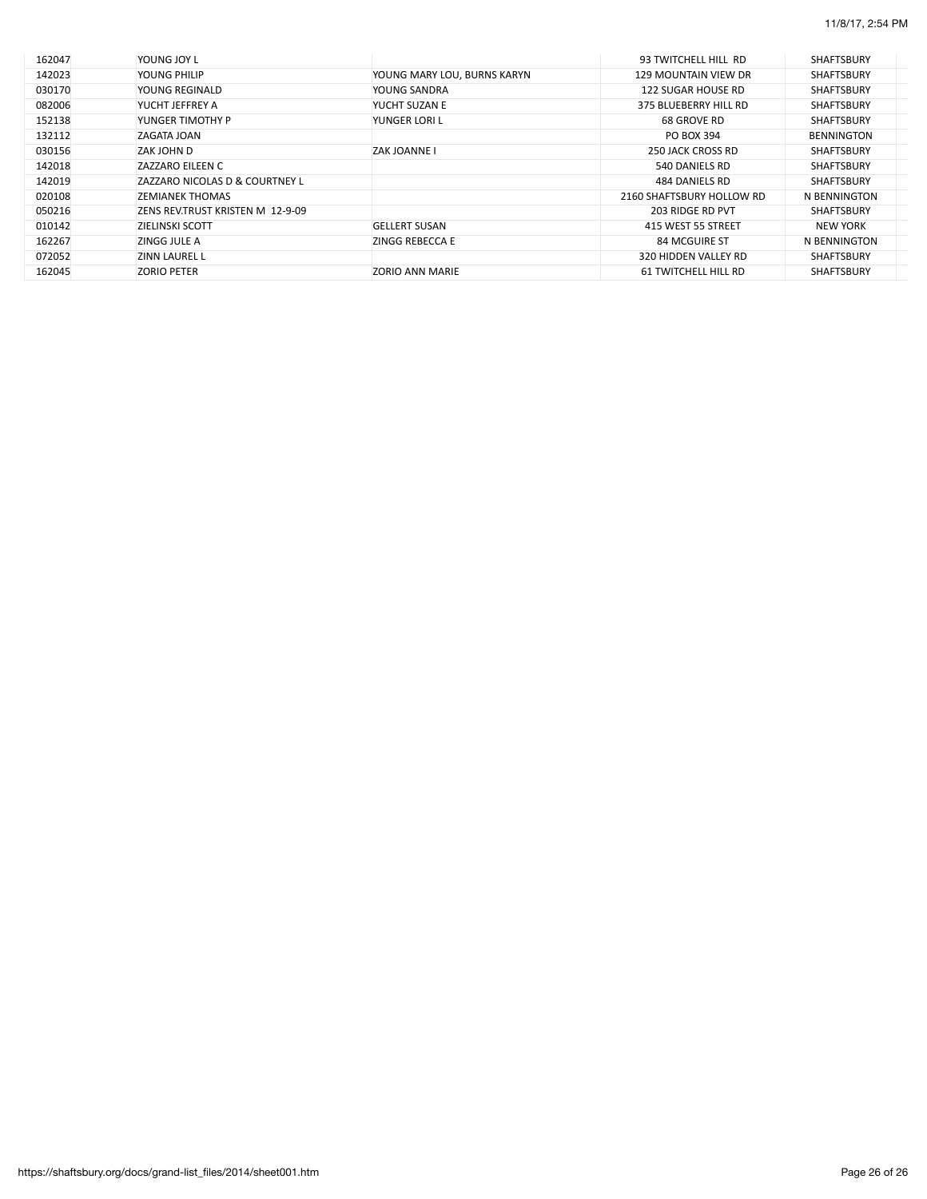| | | | | |
|---|---|---|---|---|
| 162047 | YOUNG JOY L | | 93 TWITCHELL HILL RD | SHAFTSBURY |
| 142023 | YOUNG PHILIP | YOUNG MARY LOU, BURNS KARYN | 129 MOUNTAIN VIEW DR | SHAFTSBURY |
| 030170 | YOUNG REGINALD | YOUNG SANDRA | 122 SUGAR HOUSE RD | SHAFTSBURY |
| 082006 | YUCHT JEFFREY A | YUCHT SUZAN E | 375 BLUEBERRY HILL RD | SHAFTSBURY |
| 152138 | YUNGER TIMOTHY P | YUNGER LORI L | 68 GROVE RD | SHAFTSBURY |
| 132112 | ZAGATA JOAN | | PO BOX 394 | BENNINGTON |
| 030156 | ZAK JOHN D | ZAK JOANNE I | 250 JACK CROSS RD | SHAFTSBURY |
| 142018 | ZAZZARO EILEEN C | | 540 DANIELS RD | SHAFTSBURY |
| 142019 | ZAZZARO NICOLAS D & COURTNEY L | | 484 DANIELS RD | SHAFTSBURY |
| 020108 | ZEMIANEK THOMAS | | 2160 SHAFTSBURY HOLLOW RD | N BENNINGTON |
| 050216 | ZENS REV.TRUST KRISTEN M 12-9-09 | | 203 RIDGE RD PVT | SHAFTSBURY |
| 010142 | ZIELINSKI SCOTT | GELLERT SUSAN | 415 WEST 55 STREET | NEW YORK |
| 162267 | ZINGG JULE A | ZINGG REBECCA E | 84 MCGUIRE ST | N BENNINGTON |
| 072052 | ZINN LAUREL L | | 320 HIDDEN VALLEY RD | SHAFTSBURY |
| 162045 | ZORIO PETER | ZORIO ANN MARIE | 61 TWITCHELL HILL RD | SHAFTSBURY |